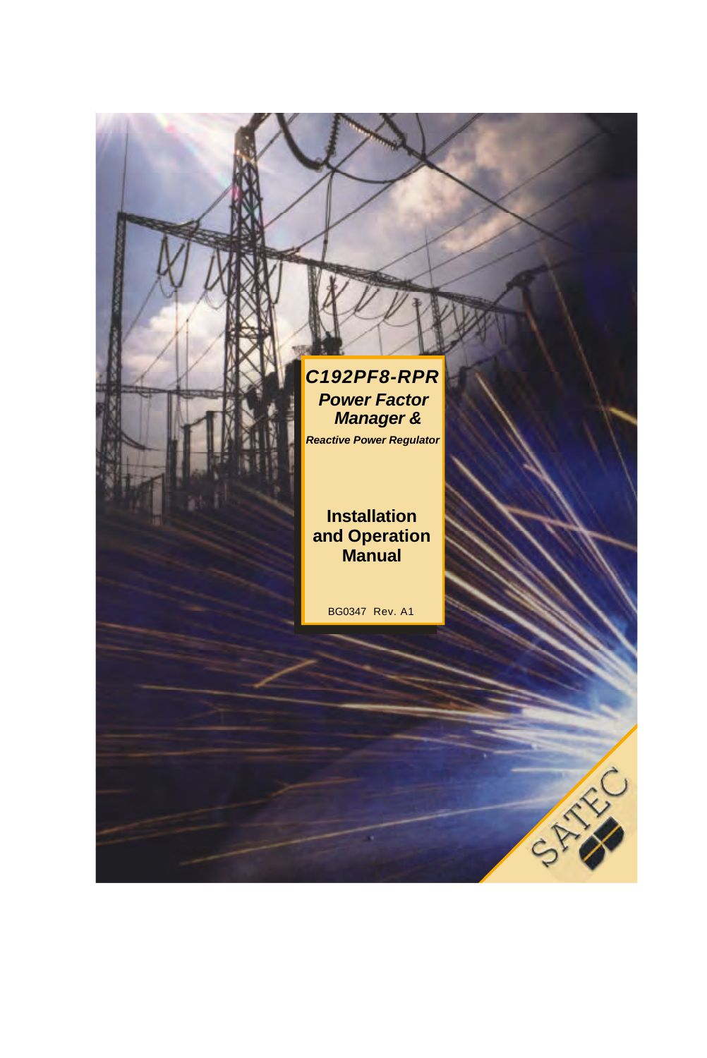# C192PF8-RPR

## *Power Factor Manager &*

***Reactive Power Regulator***

## Installation and Operation Manual

BG0347 Rev. A1

SATEC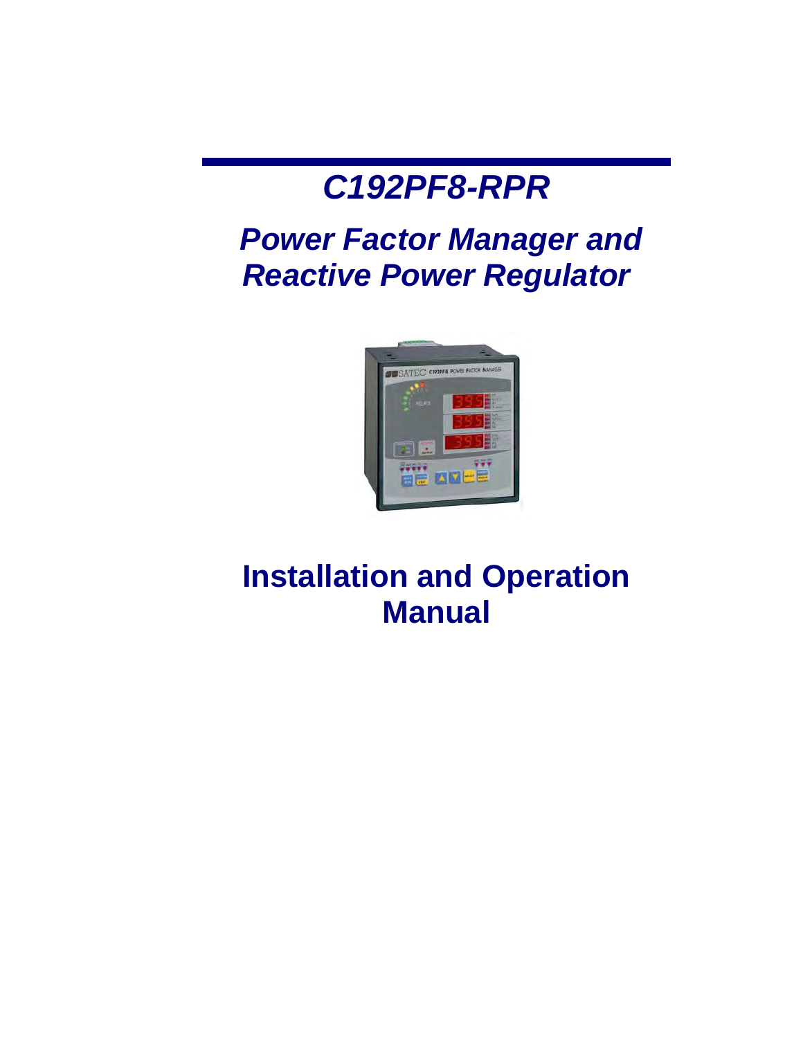# C192PF8-RPR

## Power Factor Manager and Reactive Power Regulator

# Installation and Operation Manual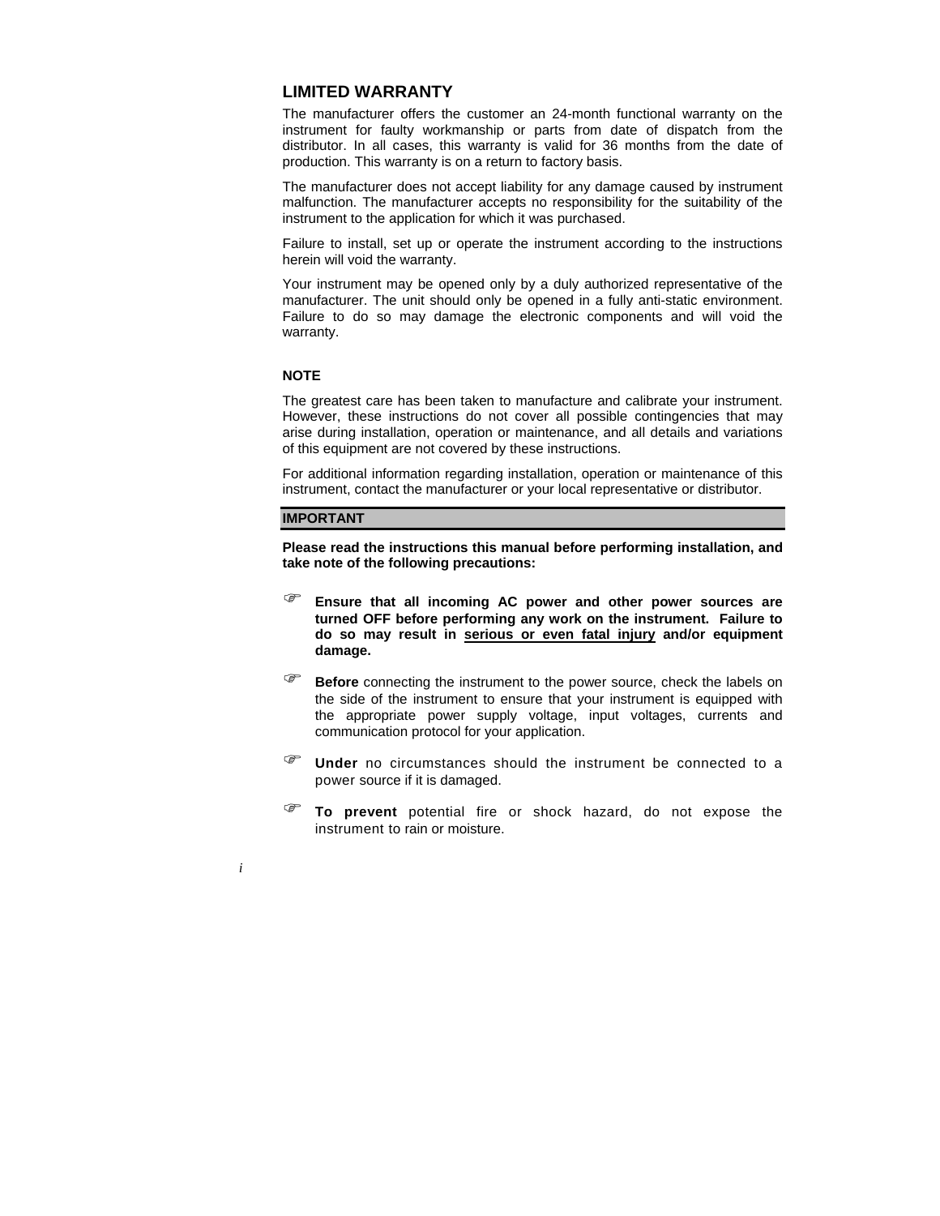## LIMITED WARRANTY

The manufacturer offers the customer an 24-month functional warranty on the instrument for faulty workmanship or parts from date of dispatch from the distributor. In all cases, this warranty is valid for 36 months from the date of production. This warranty is on a return to factory basis.

The manufacturer does not accept liability for any damage caused by instrument malfunction. The manufacturer accepts no responsibility for the suitability of the instrument to the application for which it was purchased.

Failure to install, set up or operate the instrument according to the instructions herein will void the warranty.

Your instrument may be opened only by a duly authorized representative of the manufacturer. The unit should only be opened in a fully anti-static environment. Failure to do so may damage the electronic components and will void the warranty.

**NOTE**

The greatest care has been taken to manufacture and calibrate your instrument. However, these instructions do not cover all possible contingencies that may arise during installation, operation or maintenance, and all details and variations of this equipment are not covered by these instructions.

For additional information regarding installation, operation or maintenance of this instrument, contact the manufacturer or your local representative or distributor.

**IMPORTANT**

**Please read the instructions this manual before performing installation, and take note of the following precautions:**

- **Ensure that all incoming AC power and other power sources are turned OFF before performing any work on the instrument. Failure to do so may result in serious or even fatal injury and/or equipment damage.**
- **Before** connecting the instrument to the power source, check the labels on the side of the instrument to ensure that your instrument is equipped with the appropriate power supply voltage, input voltages, currents and communication protocol for your application.
- **Under** no circumstances should the instrument be connected to a power source if it is damaged.
- **To prevent** potential fire or shock hazard, do not expose the instrument to rain or moisture.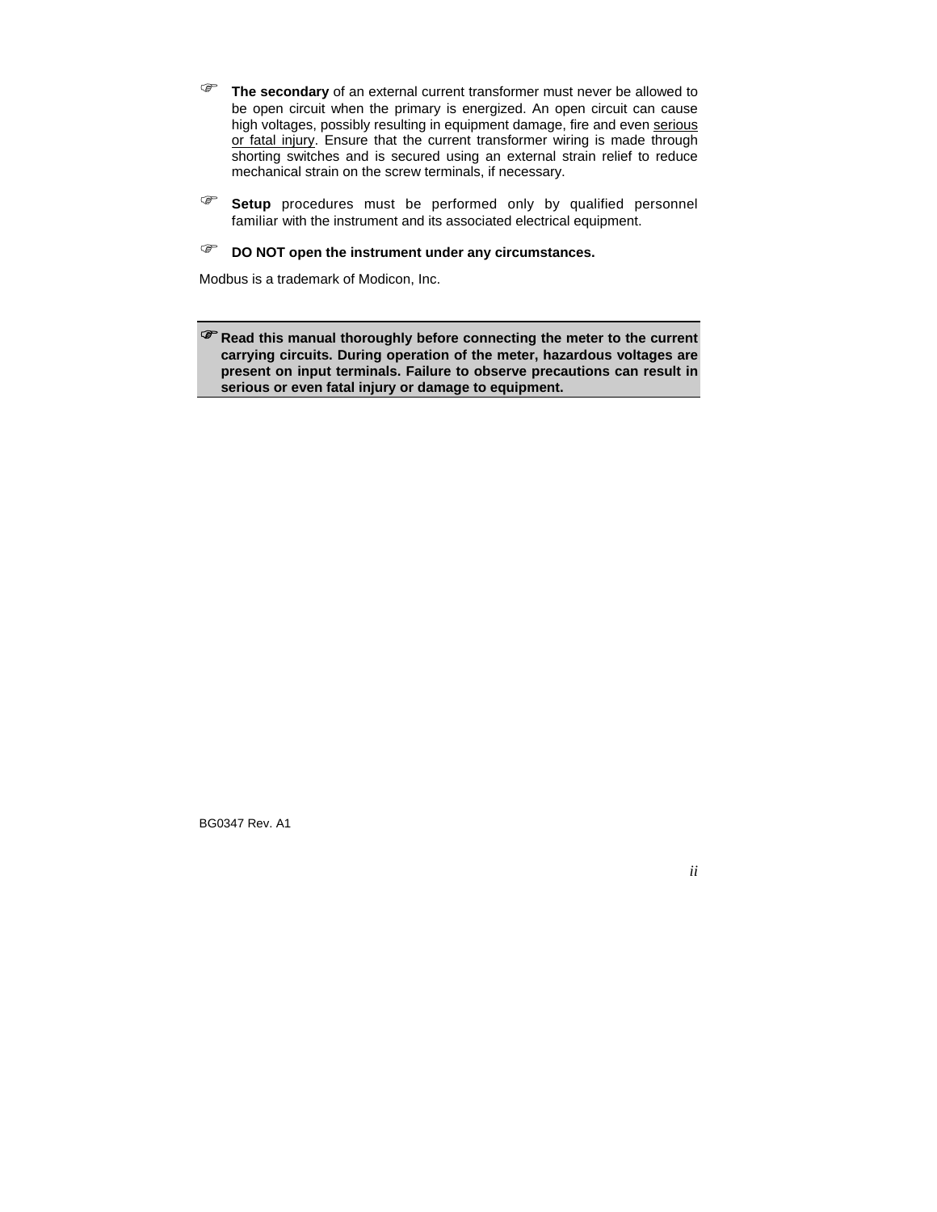☞ **The secondary** of an external current transformer must never be allowed to be open circuit when the primary is energized. An open circuit can cause high voltages, possibly resulting in equipment damage, fire and even serious or fatal injury. Ensure that the current transformer wiring is made through shorting switches and is secured using an external strain relief to reduce mechanical strain on the screw terminals, if necessary.

☞ **Setup** procedures must be performed only by qualified personnel familiar with the instrument and its associated electrical equipment.

☞ **DO NOT open the instrument under any circumstances.**

Modbus is a trademark of Modicon, Inc.

☞ **Read this manual thoroughly before connecting the meter to the current carrying circuits. During operation of the meter, hazardous voltages are present on input terminals. Failure to observe precautions can result in serious or even fatal injury or damage to equipment.**

BG0347 Rev. A1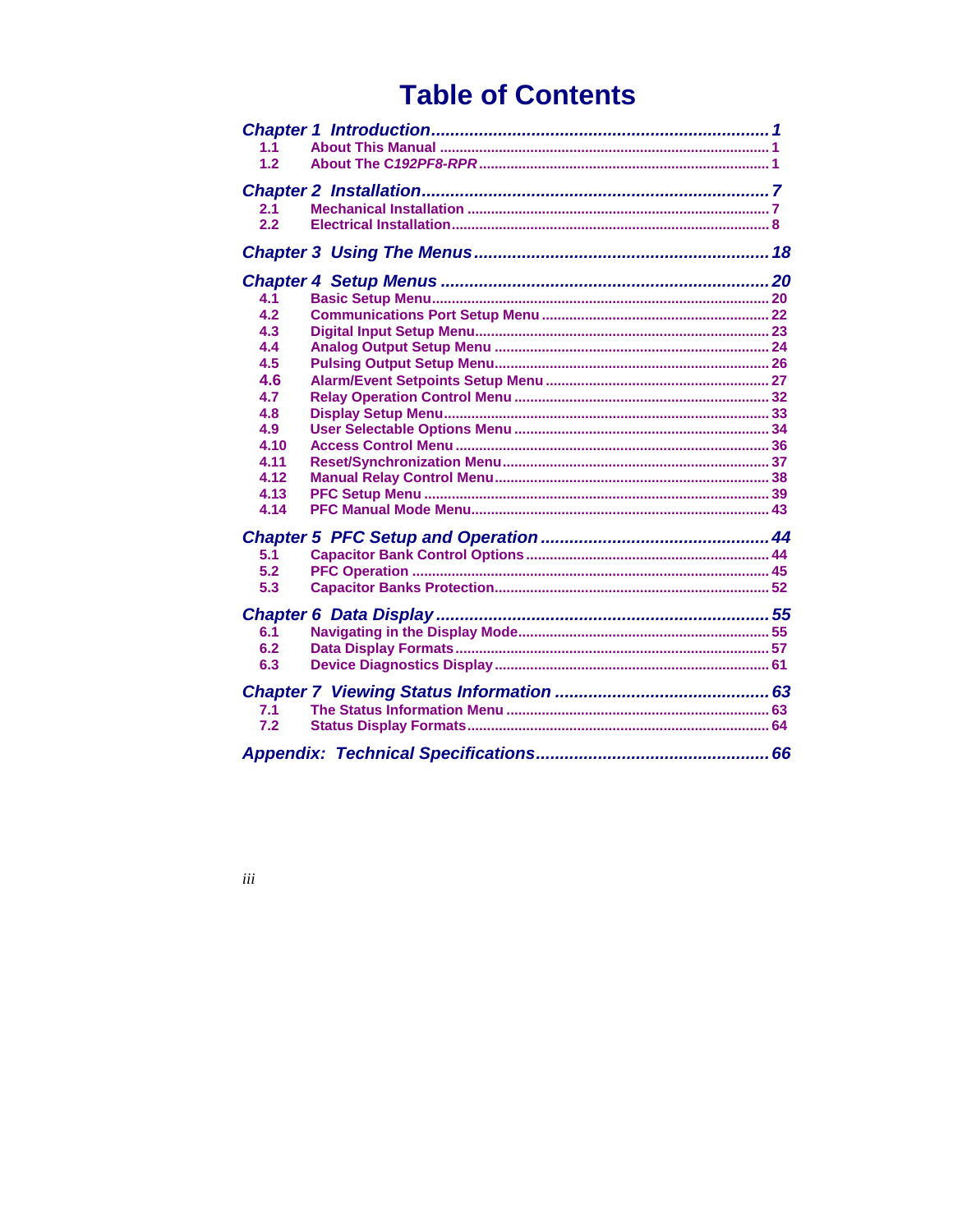# Table of Contents

| | | |
|---|---|---|
| ***Chapter 1 Introduction*** | | ***1*** |
| 1.1 | About This Manual | 1 |
| 1.2 | About The C*192PF8-RPR* | 1 |
| ***Chapter 2 Installation*** | | ***7*** |
| 2.1 | Mechanical Installation | 7 |
| 2.2 | Electrical Installation | 8 |
| ***Chapter 3 Using The Menus*** | | ***18*** |
| ***Chapter 4 Setup Menus*** | | ***20*** |
| 4.1 | Basic Setup Menu | 20 |
| 4.2 | Communications Port Setup Menu | 22 |
| 4.3 | Digital Input Setup Menu | 23 |
| 4.4 | Analog Output Setup Menu | 24 |
| 4.5 | Pulsing Output Setup Menu | 26 |
| 4.6 | Alarm/Event Setpoints Setup Menu | 27 |
| 4.7 | Relay Operation Control Menu | 32 |
| 4.8 | Display Setup Menu | 33 |
| 4.9 | User Selectable Options Menu | 34 |
| 4.10 | Access Control Menu | 36 |
| 4.11 | Reset/Synchronization Menu | 37 |
| 4.12 | Manual Relay Control Menu | 38 |
| 4.13 | PFC Setup Menu | 39 |
| 4.14 | PFC Manual Mode Menu | 43 |
| ***Chapter 5 PFC Setup and Operation*** | | ***44*** |
| 5.1 | Capacitor Bank Control Options | 44 |
| 5.2 | PFC Operation | 45 |
| 5.3 | Capacitor Banks Protection | 52 |
| ***Chapter 6 Data Display*** | | ***55*** |
| 6.1 | Navigating in the Display Mode | 55 |
| 6.2 | Data Display Formats | 57 |
| 6.3 | Device Diagnostics Display | 61 |
| ***Chapter 7 Viewing Status Information*** | | ***63*** |
| 7.1 | The Status Information Menu | 63 |
| 7.2 | Status Display Formats | 64 |
| ***Appendix: Technical Specifications*** | | ***66*** |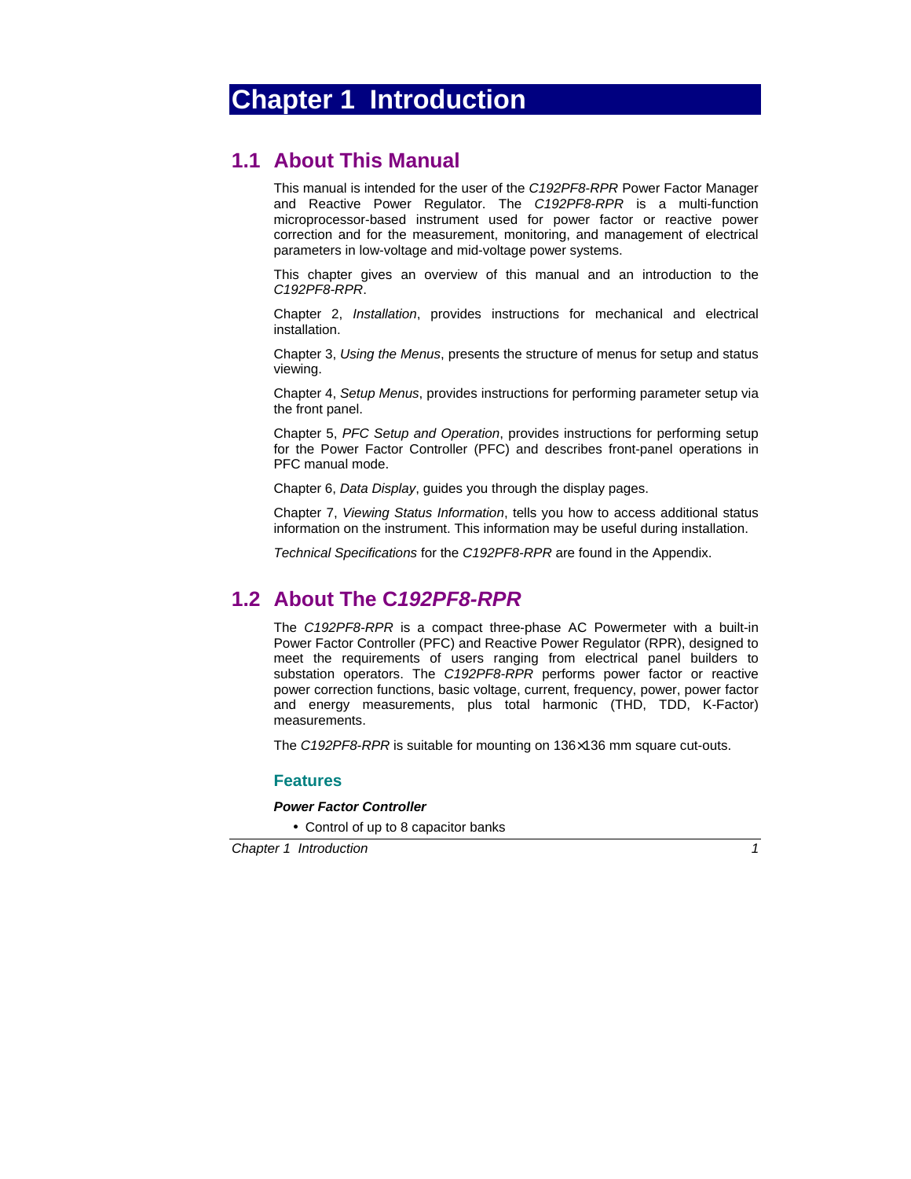# Chapter 1 Introduction

## 1.1 About This Manual

This manual is intended for the user of the *C192PF8-RPR* Power Factor Manager and Reactive Power Regulator. The *C192PF8-RPR* is a multi-function microprocessor-based instrument used for power factor or reactive power correction and for the measurement, monitoring, and management of electrical parameters in low-voltage and mid-voltage power systems.

This chapter gives an overview of this manual and an introduction to the *C192PF8-RPR*.

Chapter 2, *Installation*, provides instructions for mechanical and electrical installation.

Chapter 3, *Using the Menus*, presents the structure of menus for setup and status viewing.

Chapter 4, *Setup Menus*, provides instructions for performing parameter setup via the front panel.

Chapter 5, *PFC Setup and Operation*, provides instructions for performing setup for the Power Factor Controller (PFC) and describes front-panel operations in PFC manual mode.

Chapter 6, *Data Display*, guides you through the display pages.

Chapter 7, *Viewing Status Information*, tells you how to access additional status information on the instrument. This information may be useful during installation.

*Technical Specifications* for the *C192PF8-RPR* are found in the Appendix.

## 1.2 About The C*192PF8-RPR*

The *C192PF8-RPR* is a compact three-phase AC Powermeter with a built-in Power Factor Controller (PFC) and Reactive Power Regulator (RPR), designed to meet the requirements of users ranging from electrical panel builders to substation operators. The *C192PF8-RPR* performs power factor or reactive power correction functions, basic voltage, current, frequency, power, power factor and energy measurements, plus total harmonic (THD, TDD, K-Factor) measurements.

The *C192PF8-RPR* is suitable for mounting on 136×136 mm square cut-outs.

### Features

***Power Factor Controller***

- Control of up to 8 capacitor banks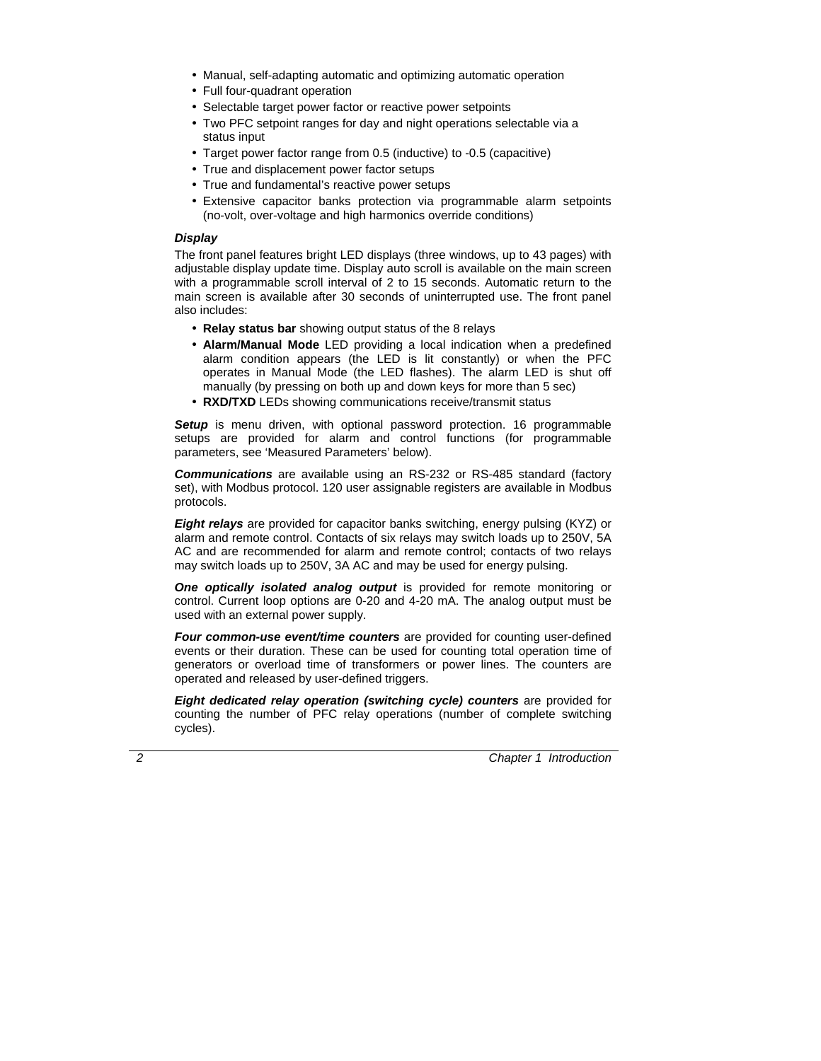- Manual, self-adapting automatic and optimizing automatic operation
- Full four-quadrant operation
- Selectable target power factor or reactive power setpoints
- Two PFC setpoint ranges for day and night operations selectable via a status input
- Target power factor range from 0.5 (inductive) to -0.5 (capacitive)
- True and displacement power factor setups
- True and fundamental's reactive power setups
- Extensive capacitor banks protection via programmable alarm setpoints (no-volt, over-voltage and high harmonics override conditions)

***Display***

The front panel features bright LED displays (three windows, up to 43 pages) with adjustable display update time. Display auto scroll is available on the main screen with a programmable scroll interval of 2 to 15 seconds. Automatic return to the main screen is available after 30 seconds of uninterrupted use. The front panel also includes:

- **Relay status bar** showing output status of the 8 relays
- **Alarm/Manual Mode** LED providing a local indication when a predefined alarm condition appears (the LED is lit constantly) or when the PFC operates in Manual Mode (the LED flashes). The alarm LED is shut off manually (by pressing on both up and down keys for more than 5 sec)
- **RXD/TXD** LEDs showing communications receive/transmit status

***Setup*** is menu driven, with optional password protection. 16 programmable setups are provided for alarm and control functions (for programmable parameters, see 'Measured Parameters' below).

***Communications*** are available using an RS-232 or RS-485 standard (factory set), with Modbus protocol. 120 user assignable registers are available in Modbus protocols.

***Eight relays*** are provided for capacitor banks switching, energy pulsing (KYZ) or alarm and remote control. Contacts of six relays may switch loads up to 250V, 5A AC and are recommended for alarm and remote control; contacts of two relays may switch loads up to 250V, 3A AC and may be used for energy pulsing.

***One optically isolated analog output*** is provided for remote monitoring or control. Current loop options are 0-20 and 4-20 mA. The analog output must be used with an external power supply.

***Four common-use event/time counters*** are provided for counting user-defined events or their duration. These can be used for counting total operation time of generators or overload time of transformers or power lines. The counters are operated and released by user-defined triggers.

***Eight dedicated relay operation (switching cycle) counters*** are provided for counting the number of PFC relay operations (number of complete switching cycles).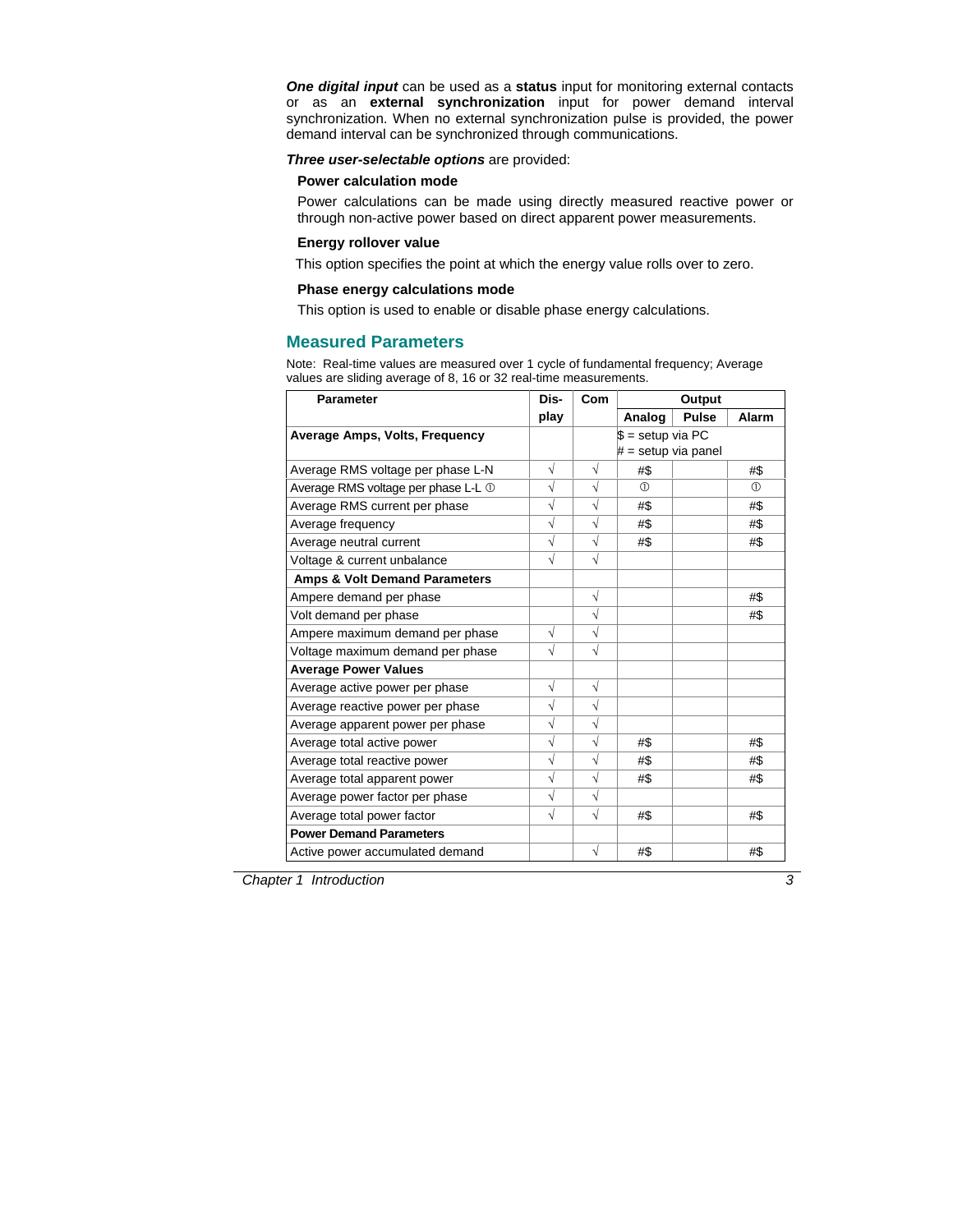***One digital input*** can be used as a **status** input for monitoring external contacts or as an **external synchronization** input for power demand interval synchronization. When no external synchronization pulse is provided, the power demand interval can be synchronized through communications.

***Three user-selectable options*** are provided:

**Power calculation mode**

Power calculations can be made using directly measured reactive power or through non-active power based on direct apparent power measurements.

**Energy rollover value**

This option specifies the point at which the energy value rolls over to zero.

**Phase energy calculations mode**

This option is used to enable or disable phase energy calculations.

## Measured Parameters

Note: Real-time values are measured over 1 cycle of fundamental frequency; Average values are sliding average of 8, 16 or 32 real-time measurements.

| Parameter | Dis-play | Com | Output | | |
|---|---|---|---|---|---|
| | | | Analog | Pulse | Alarm |
| **Average Amps, Volts, Frequency** | | | $ = setup via PC<br># = setup via panel | | |
| Average RMS voltage per phase L-N | √ | √ | #$ | | #$ |
| Average RMS voltage per phase L-L ① | √ | √ | ① | | ① |
| Average RMS current per phase | √ | √ | #$ | | #$ |
| Average frequency | √ | √ | #$ | | #$ |
| Average neutral current | √ | √ | #$ | | #$ |
| Voltage & current unbalance | √ | √ | | | |
| **Amps & Volt Demand Parameters** | | | | | |
| Ampere demand per phase | | √ | | | #$ |
| Volt demand per phase | | √ | | | #$ |
| Ampere maximum demand per phase | √ | √ | | | |
| Voltage maximum demand per phase | √ | √ | | | |
| **Average Power Values** | | | | | |
| Average active power per phase | √ | √ | | | |
| Average reactive power per phase | √ | √ | | | |
| Average apparent power per phase | √ | √ | | | |
| Average total active power | √ | √ | #$ | | #$ |
| Average total reactive power | √ | √ | #$ | | #$ |
| Average total apparent power | √ | √ | #$ | | #$ |
| Average power factor per phase | √ | √ | | | |
| Average total power factor | √ | √ | #$ | | #$ |
| **Power Demand Parameters** | | | | | |
| Active power accumulated demand | | √ | #$ | | #$ |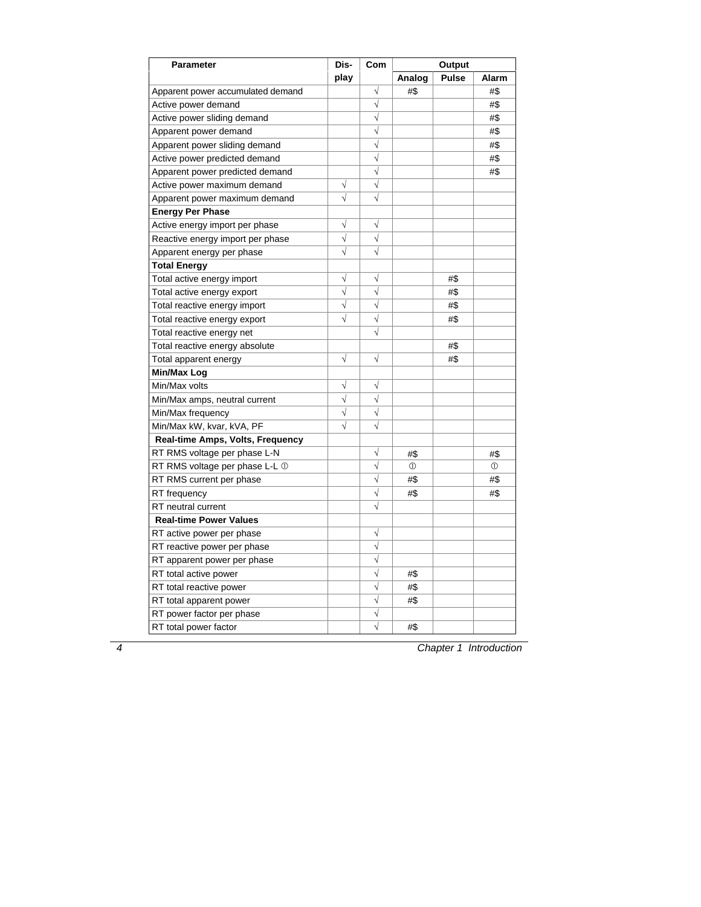| Parameter | Dis-play | Com | Output | | |
|---|---|---|---|---|---|
| | | | Analog | Pulse | Alarm |
| Apparent power accumulated demand | | √ | #$ | | #$ |
| Active power demand | | √ | | | #$ |
| Active power sliding demand | | √ | | | #$ |
| Apparent power demand | | √ | | | #$ |
| Apparent power sliding demand | | √ | | | #$ |
| Active power predicted demand | | √ | | | #$ |
| Apparent power predicted demand | | √ | | | #$ |
| Active power maximum demand | √ | √ | | | |
| Apparent power maximum demand | √ | √ | | | |
| **Energy Per Phase** | | | | | |
| Active energy import per phase | √ | √ | | | |
| Reactive energy import per phase | √ | √ | | | |
| Apparent energy per phase | √ | √ | | | |
| **Total Energy** | | | | | |
| Total active energy import | √ | √ | | #$ | |
| Total active energy export | √ | √ | | #$ | |
| Total reactive energy import | √ | √ | | #$ | |
| Total reactive energy export | √ | √ | | #$ | |
| Total reactive energy net | | √ | | | |
| Total reactive energy absolute | | | | #$ | |
| Total apparent energy | √ | √ | | #$ | |
| **Min/Max Log** | | | | | |
| Min/Max volts | √ | √ | | | |
| Min/Max amps, neutral current | √ | √ | | | |
| Min/Max frequency | √ | √ | | | |
| Min/Max kW, kvar, kVA, PF | √ | √ | | | |
| **Real-time Amps, Volts, Frequency** | | | | | |
| RT RMS voltage per phase L-N | | √ | #$ | | #$ |
| RT RMS voltage per phase L-L ① | | √ | ① | | ① |
| RT RMS current per phase | | √ | #$ | | #$ |
| RT frequency | | √ | #$ | | #$ |
| RT neutral current | | √ | | | |
| **Real-time Power Values** | | | | | |
| RT active power per phase | | √ | | | |
| RT reactive power per phase | | √ | | | |
| RT apparent power per phase | | √ | | | |
| RT total active power | | √ | #$ | | |
| RT total reactive power | | √ | #$ | | |
| RT total apparent power | | √ | #$ | | |
| RT power factor per phase | | √ | | | |
| RT total power factor | | √ | #$ | | |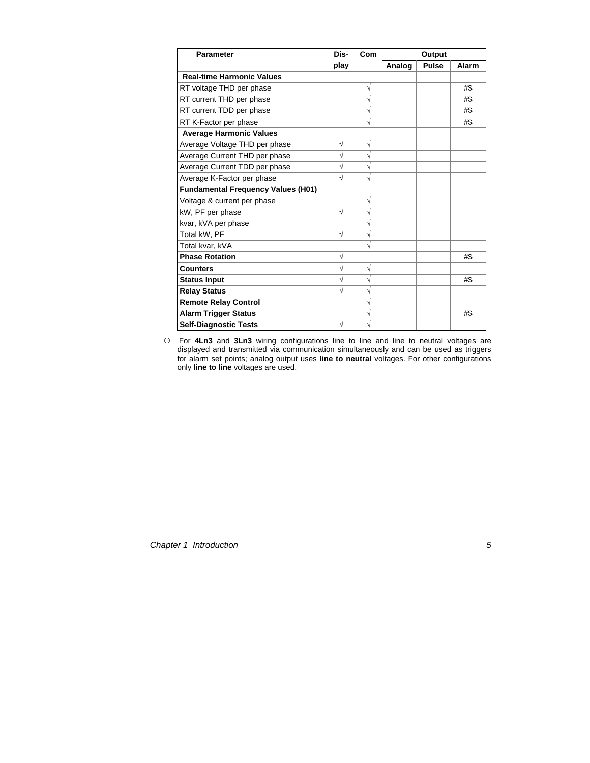| Parameter | Dis-play | Com | Output | | |
|---|---|---|---|---|---|
| | | | Analog | Pulse | Alarm |
| **Real-time Harmonic Values** | | | | | |
| RT voltage THD per phase | | √ | | | #$ |
| RT current THD per phase | | √ | | | #$ |
| RT current TDD per phase | | √ | | | #$ |
| RT K-Factor per phase | | √ | | | #$ |
| **Average Harmonic Values** | | | | | |
| Average Voltage THD per phase | √ | √ | | | |
| Average Current THD per phase | √ | √ | | | |
| Average Current TDD per phase | √ | √ | | | |
| Average K-Factor per phase | √ | √ | | | |
| **Fundamental Frequency Values (H01)** | | | | | |
| Voltage & current per phase | | √ | | | |
| kW, PF per phase | √ | √ | | | |
| kvar, kVA per phase | | √ | | | |
| Total kW, PF | √ | √ | | | |
| Total kvar, kVA | | √ | | | |
| **Phase Rotation** | √ | | | | #$ |
| **Counters** | √ | √ | | | |
| **Status Input** | √ | √ | | | #$ |
| **Relay Status** | √ | √ | | | |
| **Remote Relay Control** | | √ | | | |
| **Alarm Trigger Status** | | √ | | | #$ |
| **Self-Diagnostic Tests** | √ | √ | | | |

① For **4Ln3** and **3Ln3** wiring configurations line to line and line to neutral voltages are displayed and transmitted via communication simultaneously and can be used as triggers for alarm set points; analog output uses **line to neutral** voltages. For other configurations only **line to line** voltages are used.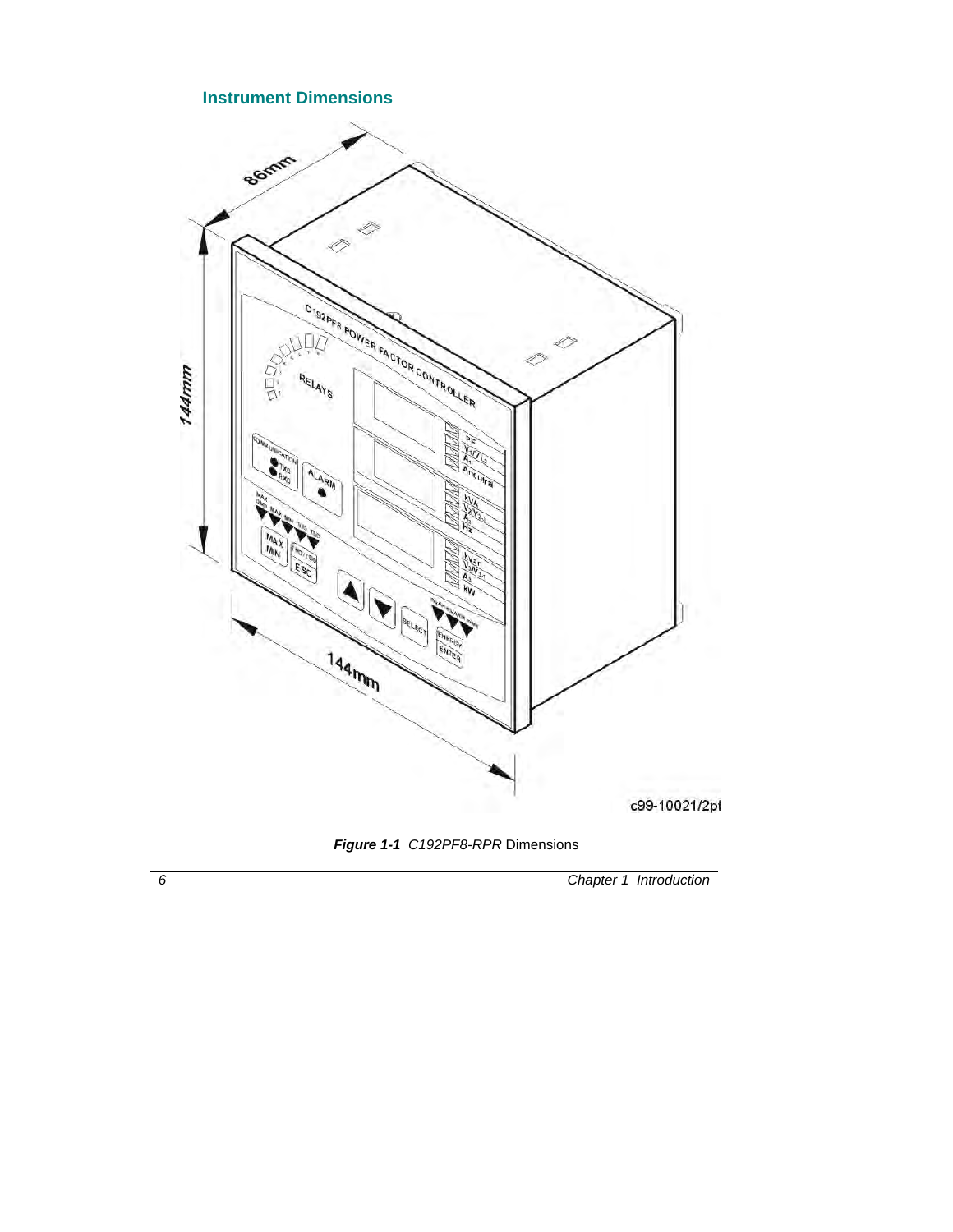## Instrument Dimensions

***Figure 1-1*** *C192PF8-RPR* Dimensions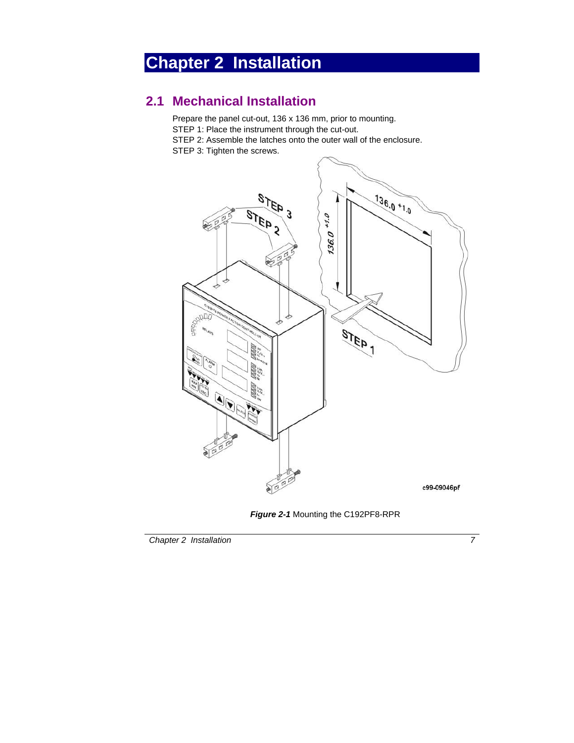# Chapter 2 Installation

## 2.1 Mechanical Installation

Prepare the panel cut-out, 136 x 136 mm, prior to mounting.

STEP 1: Place the instrument through the cut-out.

STEP 2: Assemble the latches onto the outer wall of the enclosure.

STEP 3: Tighten the screws.

***Figure 2-1*** Mounting the C192PF8-RPR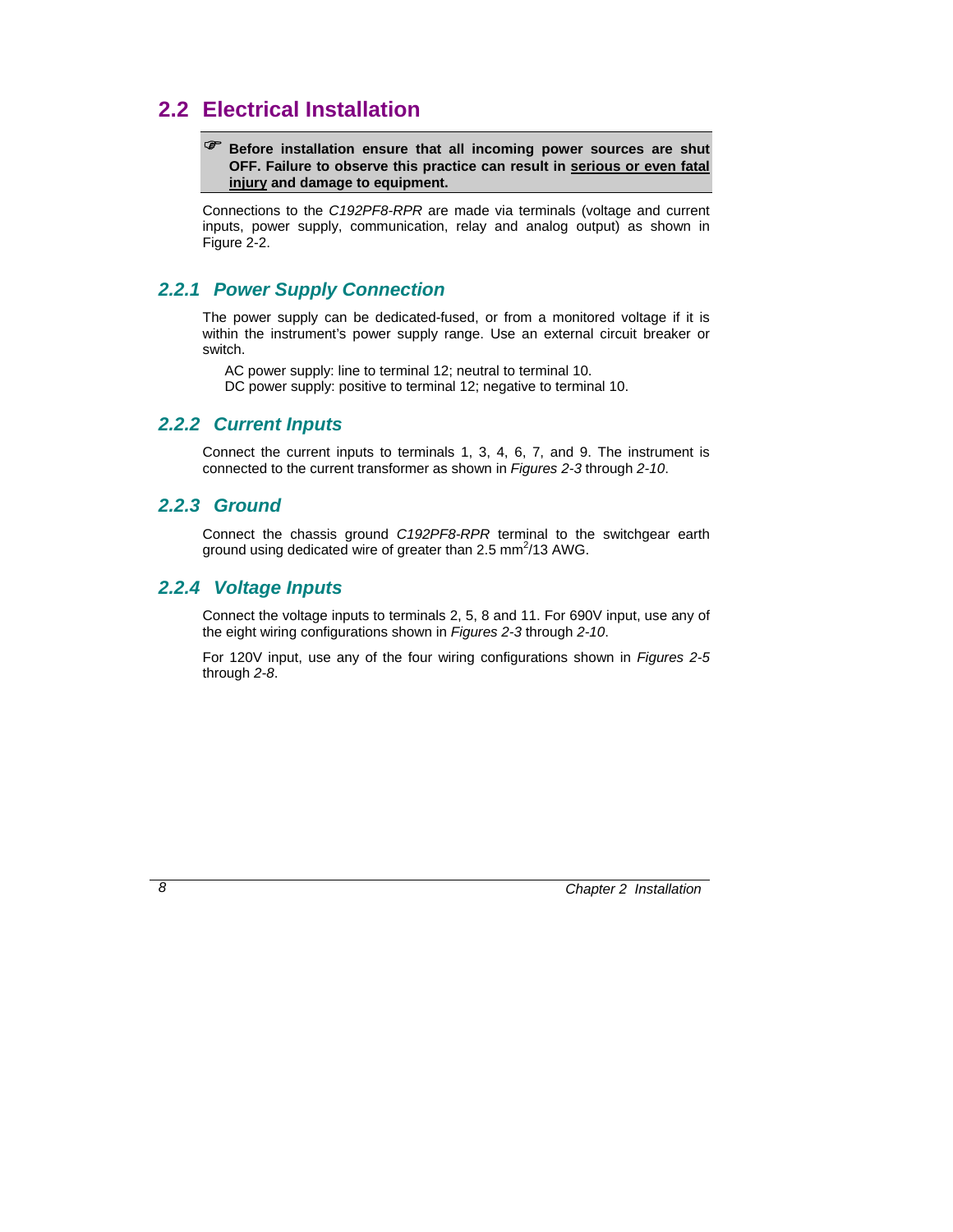## 2.2 Electrical Installation

> ☞ **Before installation ensure that all incoming power sources are shut OFF. Failure to observe this practice can result in <u>serious or even fatal injury</u> and damage to equipment.**

Connections to the *C192PF8-RPR* are made via terminals (voltage and current inputs, power supply, communication, relay and analog output) as shown in Figure 2-2.

### *2.2.1 Power Supply Connection*

The power supply can be dedicated-fused, or from a monitored voltage if it is within the instrument's power supply range. Use an external circuit breaker or switch.

AC power supply: line to terminal 12; neutral to terminal 10.
DC power supply: positive to terminal 12; negative to terminal 10.

### *2.2.2 Current Inputs*

Connect the current inputs to terminals 1, 3, 4, 6, 7, and 9. The instrument is connected to the current transformer as shown in *Figures 2-3* through *2-10*.

### *2.2.3 Ground*

Connect the chassis ground *C192PF8-RPR* terminal to the switchgear earth ground using dedicated wire of greater than 2.5 $mm^2$/13 AWG.

### *2.2.4 Voltage Inputs*

Connect the voltage inputs to terminals 2, 5, 8 and 11. For 690V input, use any of the eight wiring configurations shown in *Figures 2-3* through *2-10*.

For 120V input, use any of the four wiring configurations shown in *Figures 2-5* through *2-8*.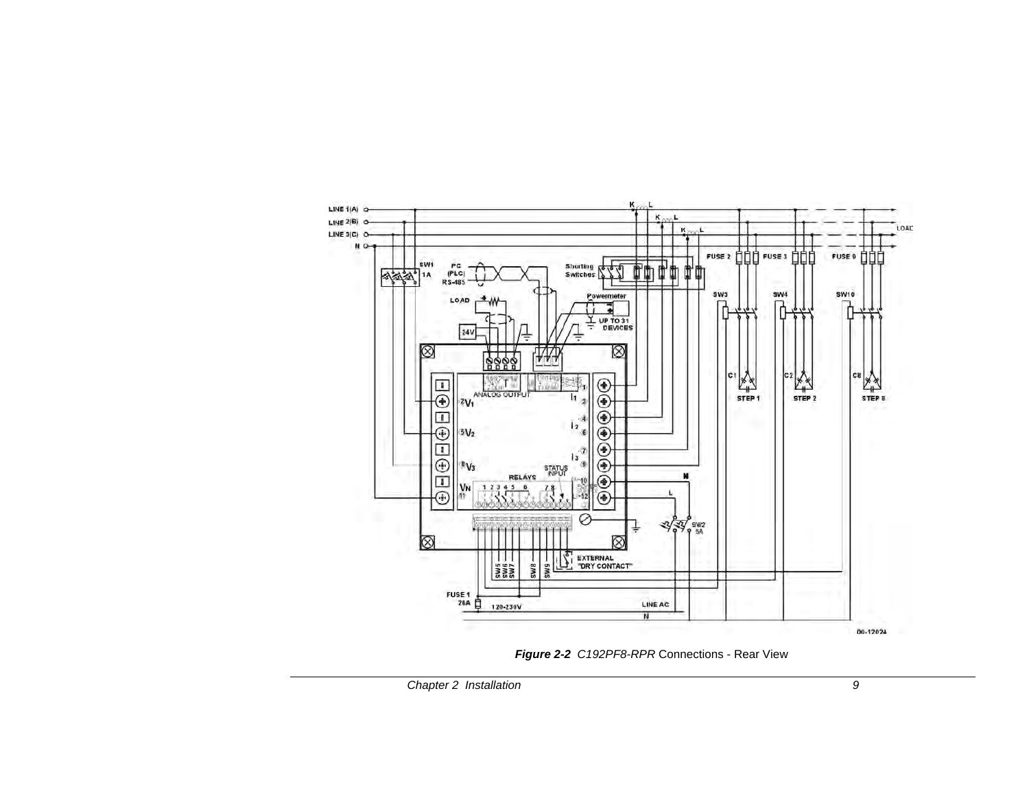**Figure 2-2** *C192PF8-RPR* Connections - Rear View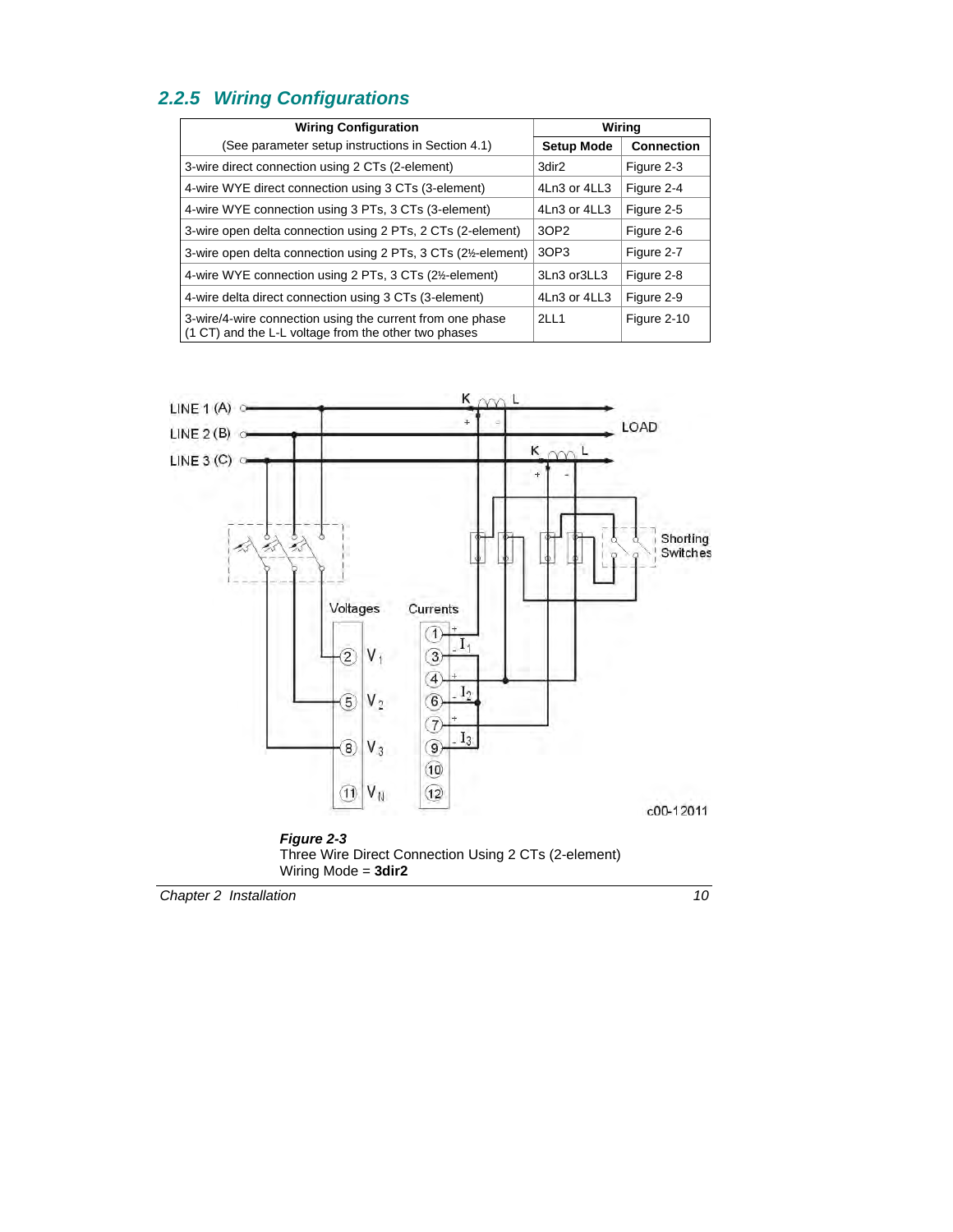### 2.2.5 Wiring Configurations

| Wiring Configuration<br>(See parameter setup instructions in Section 4.1) | Wiring | |
|---|---|---|
| | Setup Mode | Connection |
| 3-wire direct connection using 2 CTs (2-element) | 3dir2 | Figure 2-3 |
| 4-wire WYE direct connection using 3 CTs (3-element) | 4Ln3 or 4LL3 | Figure 2-4 |
| 4-wire WYE connection using 3 PTs, 3 CTs (3-element) | 4Ln3 or 4LL3 | Figure 2-5 |
| 3-wire open delta connection using 2 PTs, 2 CTs (2-element) | 3OP2 | Figure 2-6 |
| 3-wire open delta connection using 2 PTs, 3 CTs (2½-element) | 3OP3 | Figure 2-7 |
| 4-wire WYE connection using 2 PTs, 3 CTs (2½-element) | 3Ln3 or3LL3 | Figure 2-8 |
| 4-wire delta direct connection using 3 CTs (3-element) | 4Ln3 or 4LL3 | Figure 2-9 |
| 3-wire/4-wire connection using the current from one phase (1 CT) and the L-L voltage from the other two phases | 2LL1 | Figure 2-10 |

***Figure 2-3***
Three Wire Direct Connection Using 2 CTs (2-element)
Wiring Mode = **3dir2**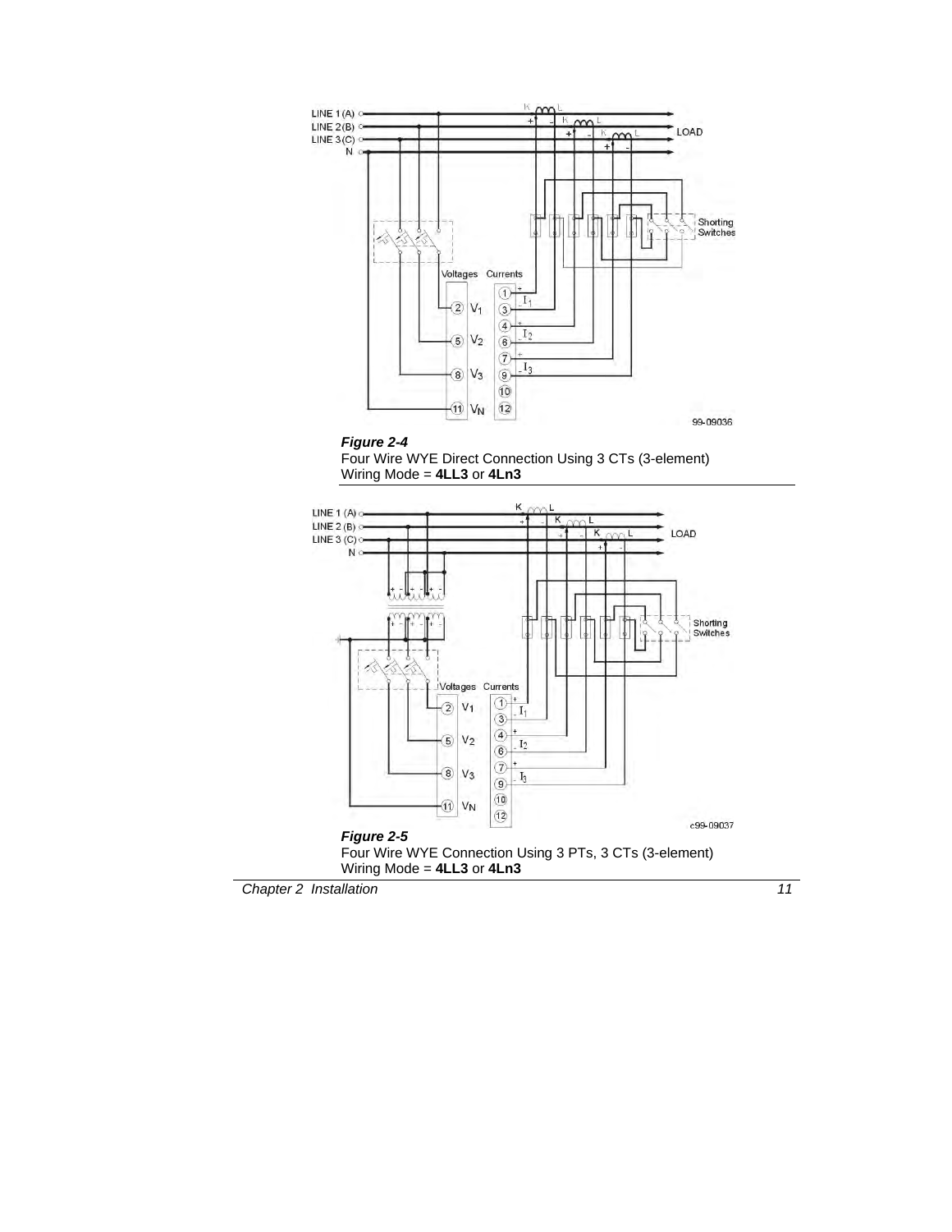***Figure 2-4***
Four Wire WYE Direct Connection Using 3 CTs (3-element)
Wiring Mode = **4LL3** or **4Ln3**

***Figure 2-5***
Four Wire WYE Connection Using 3 PTs, 3 CTs (3-element)
Wiring Mode = **4LL3** or **4Ln3**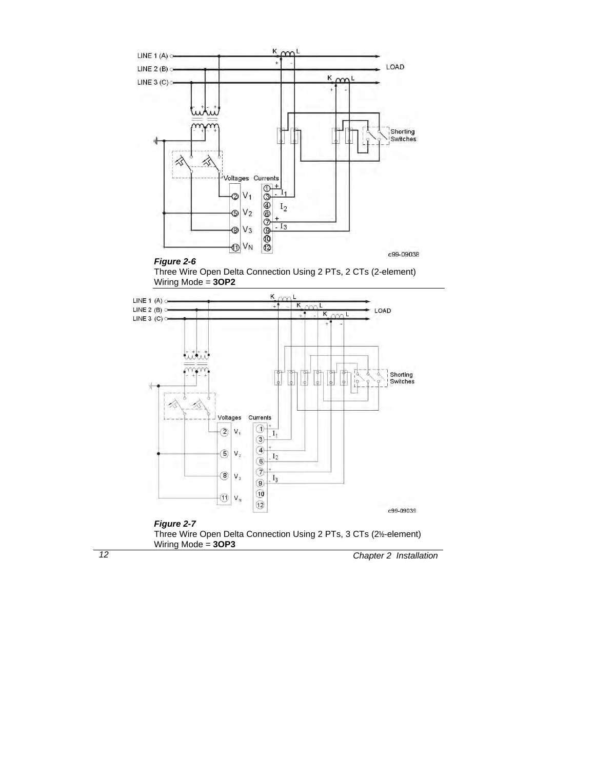**Figure 2-6**
Three Wire Open Delta Connection Using 2 PTs, 2 CTs (2-element)
Wiring Mode = **3OP2**

**Figure 2-7**
Three Wire Open Delta Connection Using 2 PTs, 3 CTs (2½-element)
Wiring Mode = **3OP3**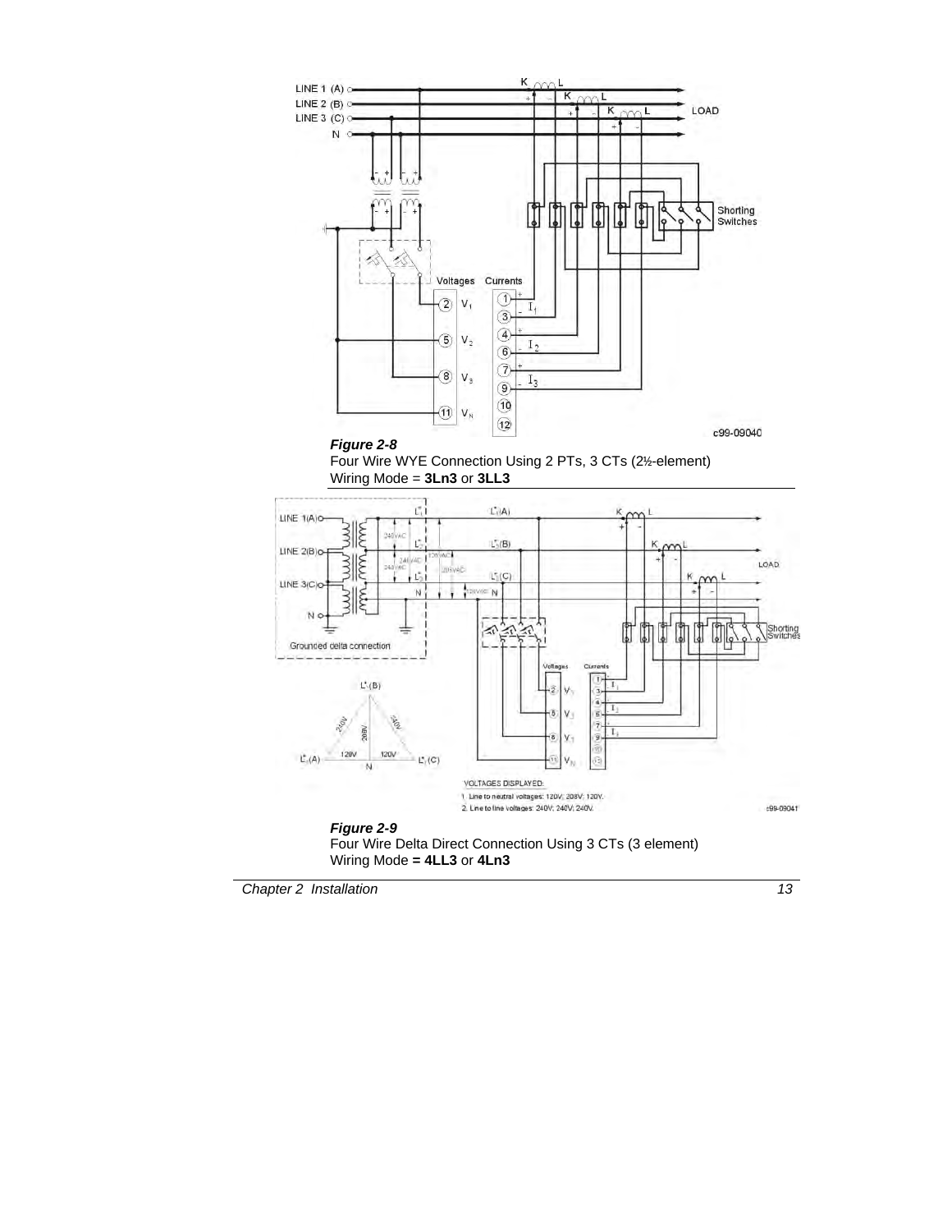***Figure 2-8***
Four Wire WYE Connection Using 2 PTs, 3 CTs (2½-element)
Wiring Mode = **3Ln3** or **3LL3**

***Figure 2-9***
Four Wire Delta Direct Connection Using 3 CTs (3 element)
Wiring Mode **= 4LL3** or **4Ln3**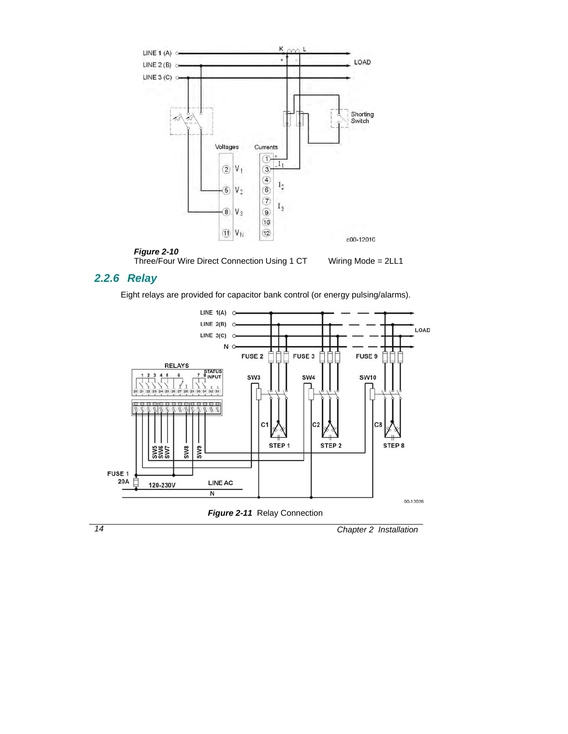**Figure 2-10**
Three/Four Wire Direct Connection Using 1 CT        Wiring Mode = 2LL1

## 2.2.6 Relay

Eight relays are provided for capacitor bank control (or energy pulsing/alarms).

***Figure 2-11*** Relay Connection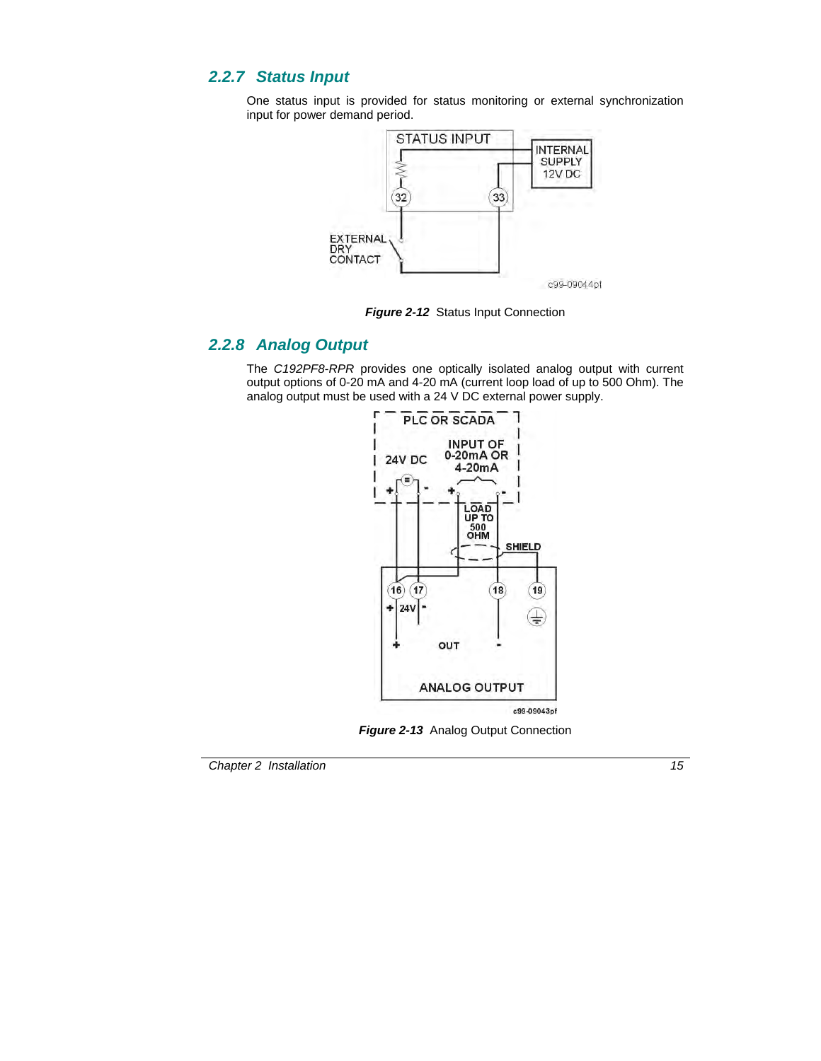### 2.2.7 Status Input

One status input is provided for status monitoring or external synchronization input for power demand period.

**Figure 2-12** Status Input Connection

### 2.2.8 Analog Output

The *C192PF8-RPR* provides one optically isolated analog output with current output options of 0-20 mA and 4-20 mA (current loop load of up to 500 Ohm). The analog output must be used with a 24 V DC external power supply.

**Figure 2-13** Analog Output Connection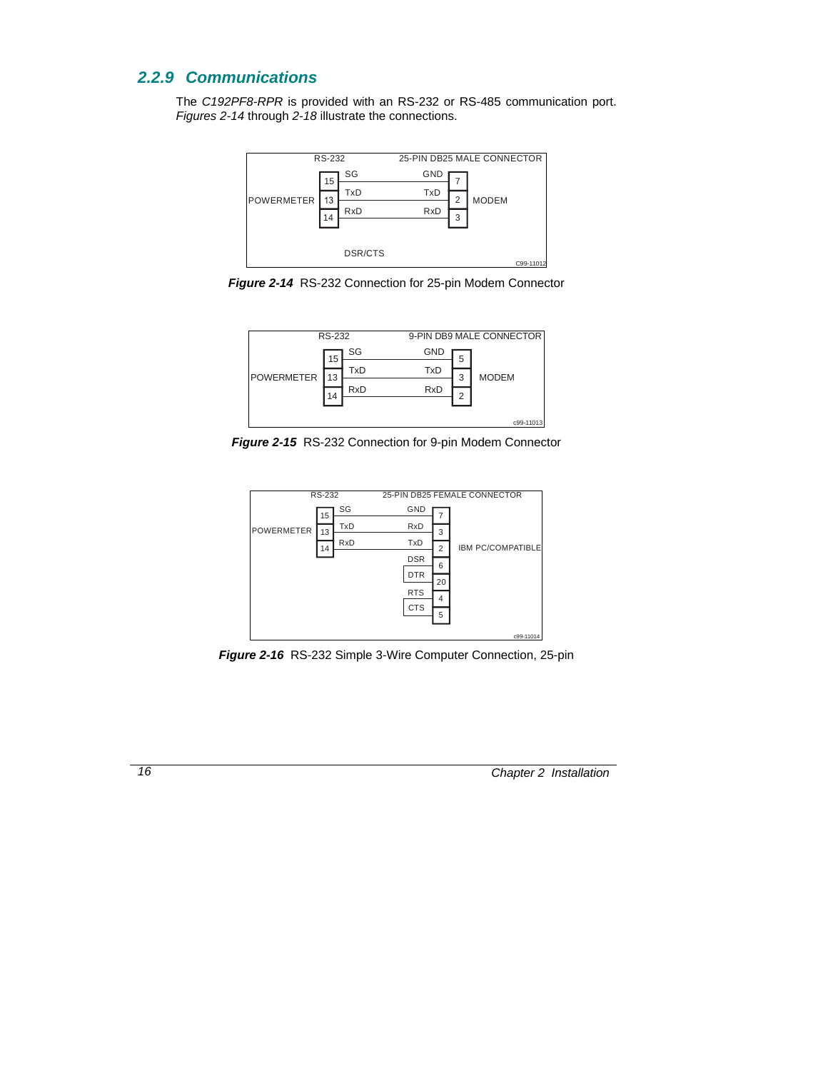### 2.2.9 Communications

The *C192PF8-RPR* is provided with an RS-232 or RS-485 communication port. *Figures 2-14* through *2-18* illustrate the connections.

***Figure 2-14*** RS-232 Connection for 25-pin Modem Connector

***Figure 2-15*** RS-232 Connection for 9-pin Modem Connector

***Figure 2-16*** RS-232 Simple 3-Wire Computer Connection, 25-pin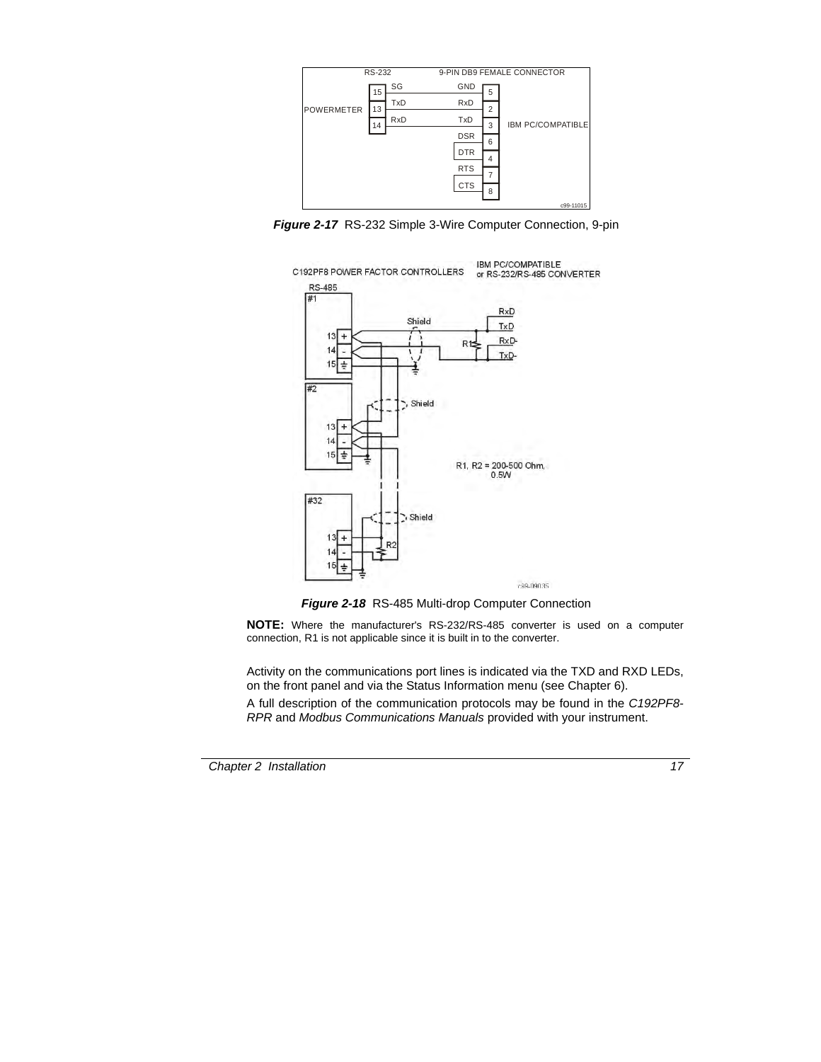*Figure 2-17* RS-232 Simple 3-Wire Computer Connection, 9-pin

*Figure 2-18* RS-485 Multi-drop Computer Connection

**NOTE:** Where the manufacturer's RS-232/RS-485 converter is used on a computer connection, R1 is not applicable since it is built in to the converter.

Activity on the communications port lines is indicated via the TXD and RXD LEDs, on the front panel and via the Status Information menu (see Chapter 6).

A full description of the communication protocols may be found in the *C192PF8-RPR* and *Modbus Communications Manuals* provided with your instrument.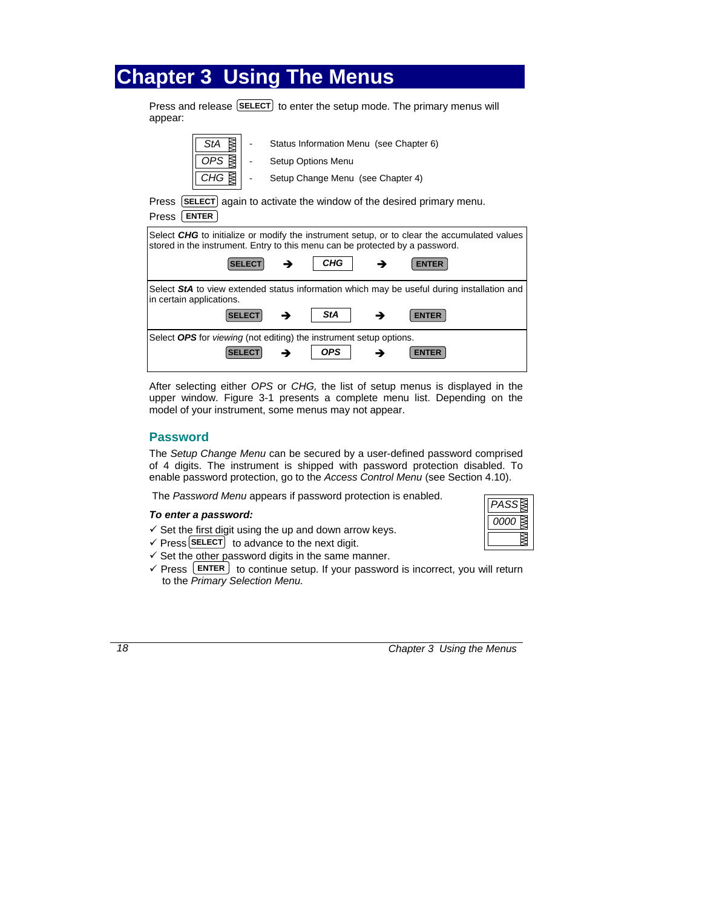# Chapter 3 Using The Menus

Press and release **SELECT** to enter the setup mode. The primary menus will appear:

| Menu | | Description |
|---|---|---|
| *StA* | - | Status Information Menu (see Chapter 6) |
| *OPS* | - | Setup Options Menu |
| *CHG* | - | Setup Change Menu (see Chapter 4) |

Press **SELECT** again to activate the window of the desired primary menu.

Press **ENTER**

| |
|---|
| Select ***CHG*** to initialize or modify the instrument setup, or to clear the accumulated values stored in the instrument. Entry to this menu can be protected by a password.<br>**SELECT** ➔ ***CHG*** ➔ **ENTER** |
| Select ***StA*** to view extended status information which may be useful during installation and in certain applications.<br>**SELECT** ➔ ***StA*** ➔ **ENTER** |
| Select ***OPS*** for *viewing* (not editing) the instrument setup options.<br>**SELECT** ➔ ***OPS*** ➔ **ENTER** |

After selecting either *OPS* or *CHG,* the list of setup menus is displayed in the upper window. Figure 3-1 presents a complete menu list. Depending on the model of your instrument, some menus may not appear.

## Password

The *Setup Change Menu* can be secured by a user-defined password comprised of 4 digits. The instrument is shipped with password protection disabled. To enable password protection, go to the *Access Control Menu* (see Section 4.10).

The *Password Menu* appears if password protection is enabled.

*PASS*
*0000*

***To enter a password:***

- ✓ Set the first digit using the up and down arrow keys.
- ✓ Press **SELECT** to advance to the next digit.
- ✓ Set the other password digits in the same manner.
- ✓ Press **ENTER** to continue setup. If your password is incorrect, you will return to the *Primary Selection Menu.*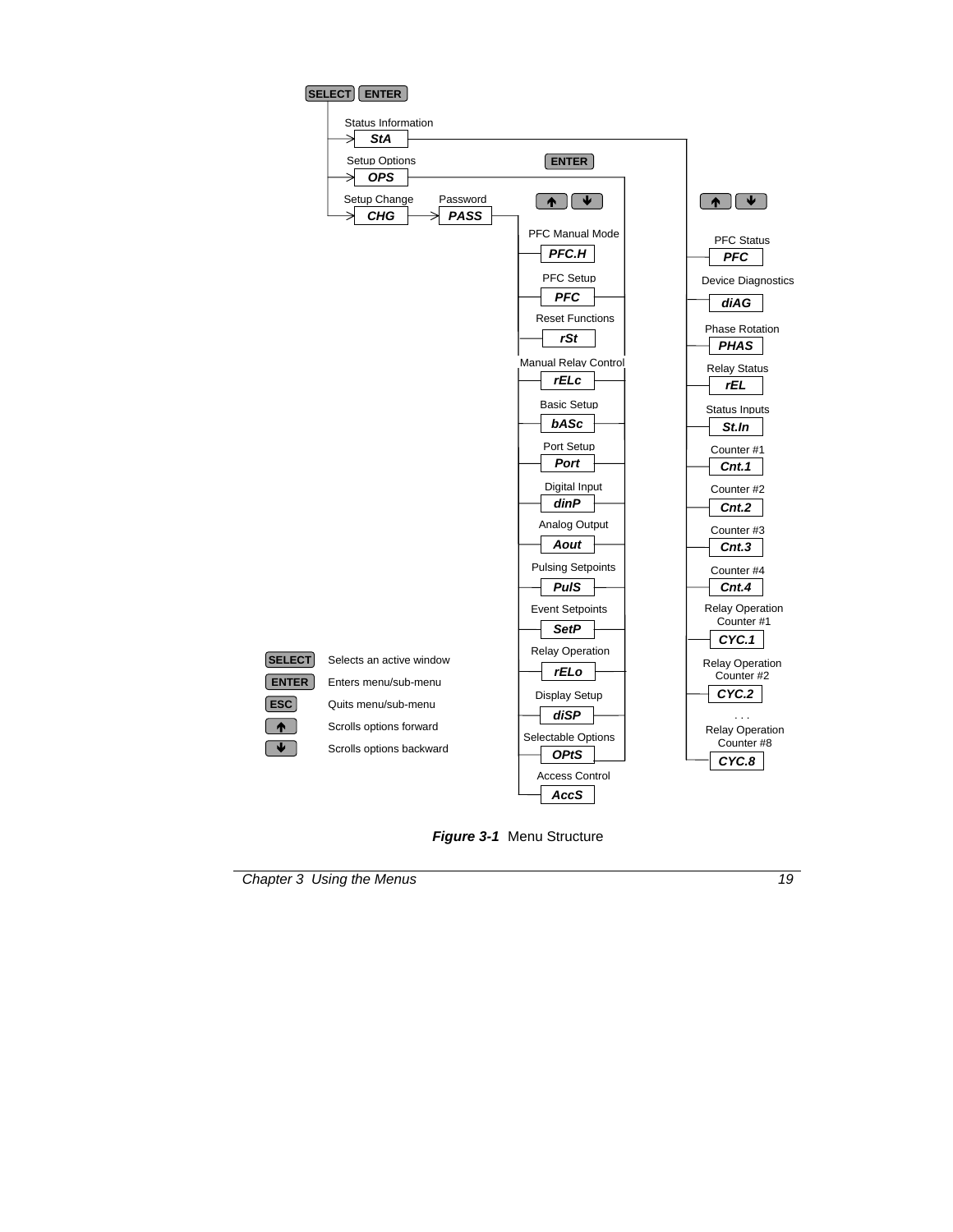SELECT ENTER

Status Information
**StA**

Setup Options
**OPS**

Setup Change
**CHG**

Password
**PASS**

ENTER

↑ ↓

PFC Manual Mode
**PFC.H**

PFC Setup
**PFC**

Reset Functions
**rSt**

Manual Relay Control
**rELc**

Basic Setup
**bASc**

Port Setup
**Port**

Digital Input
**dinP**

Analog Output
**Aout**

Pulsing Setpoints
**PulS**

Event Setpoints
**SetP**

Relay Operation
**rELo**

Display Setup
**diSP**

Selectable Options
**OPtS**

Access Control
**AccS**

↑ ↓

PFC Status
**PFC**

Device Diagnostics
**diAG**

Phase Rotation
**PHAS**

Relay Status
**rEL**

Status Inputs
**St.In**

Counter #1
**Cnt.1**

Counter #2
**Cnt.2**

Counter #3
**Cnt.3**

Counter #4
**Cnt.4**

Relay Operation Counter #1
**CYC.1**

Relay Operation Counter #2
**CYC.2**

. . .

Relay Operation Counter #8
**CYC.8**

| Key | Function |
|---|---|
| SELECT | Selects an active window |
| ENTER | Enters menu/sub-menu |
| ESC | Quits menu/sub-menu |
| ↑ | Scrolls options forward |
| ↓ | Scrolls options backward |

***Figure 3-1*** Menu Structure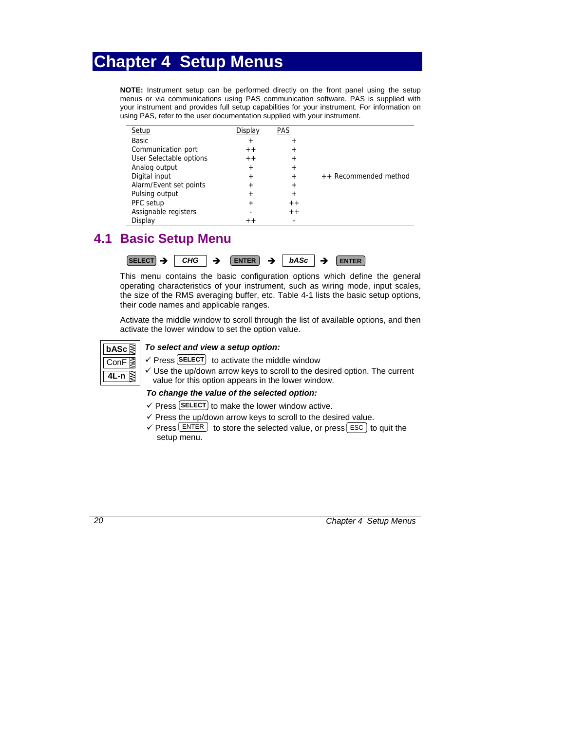# Chapter 4 Setup Menus

**NOTE:** Instrument setup can be performed directly on the front panel using the setup menus or via communications using PAS communication software. PAS is supplied with your instrument and provides full setup capabilities for your instrument. For information on using PAS, refer to the user documentation supplied with your instrument.

| Setup | Display | PAS | |
|---|---|---|---|
| Basic | + | + | |
| Communication port | ++ | + | |
| User Selectable options | ++ | + | |
| Analog output | + | + | |
| Digital input | + | + | ++ Recommended method |
| Alarm/Event set points | + | + | |
| Pulsing output | + | + | |
| PFC setup | + | ++ | |
| Assignable registers | - | ++ | |
| Display | ++ | - | |

## 4.1 Basic Setup Menu

SELECT ➔ CHG ➔ ENTER ➔ bASc ➔ ENTER

This menu contains the basic configuration options which define the general operating characteristics of your instrument, such as wiring mode, input scales, the size of the RMS averaging buffer, etc. Table 4-1 lists the basic setup options, their code names and applicable ranges.

Activate the middle window to scroll through the list of available options, and then activate the lower window to set the option value.

| bASc |
|---|
| ConF |
| 4L-n |

***To select and view a setup option:***

✓ Press SELECT to activate the middle window

✓ Use the up/down arrow keys to scroll to the desired option. The current value for this option appears in the lower window.

***To change the value of the selected option:***

✓ Press SELECT to make the lower window active.

✓ Press the up/down arrow keys to scroll to the desired value.

✓ Press ENTER to store the selected value, or press ESC to quit the setup menu.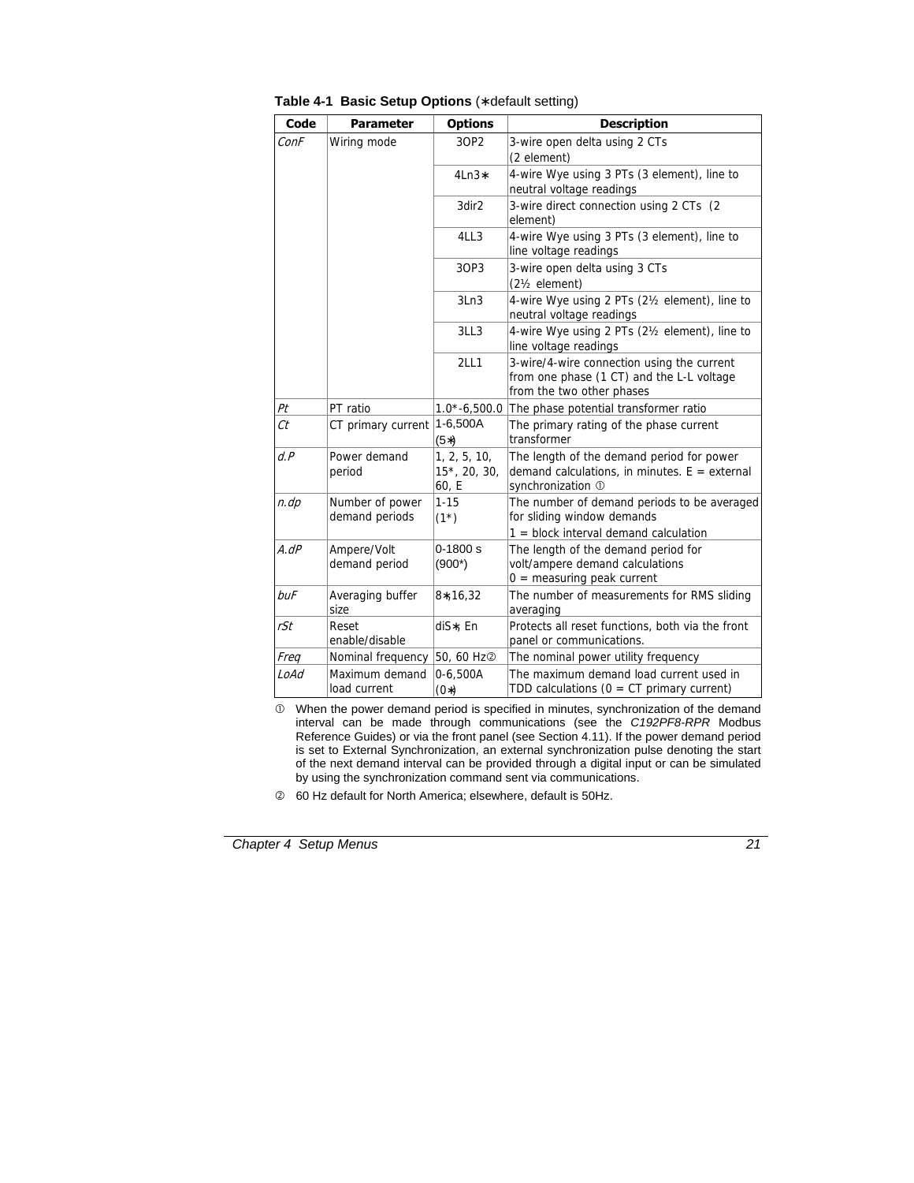**Table 4-1 Basic Setup Options** (∗default setting)

| Code | Parameter | Options | Description |
|---|---|---|---|
| *ConF* | Wiring mode | 3OP2 | 3-wire open delta using 2 CTs (2 element) |
| | | 4Ln3∗ | 4-wire Wye using 3 PTs (3 element), line to neutral voltage readings |
| | | 3dir2 | 3-wire direct connection using 2 CTs (2 element) |
| | | 4LL3 | 4-wire Wye using 3 PTs (3 element), line to line voltage readings |
| | | 3OP3 | 3-wire open delta using 3 CTs (2½ element) |
| | | 3Ln3 | 4-wire Wye using 2 PTs (2½ element), line to neutral voltage readings |
| | | 3LL3 | 4-wire Wye using 2 PTs (2½ element), line to line voltage readings |
| | | 2LL1 | 3-wire/4-wire connection using the current from one phase (1 CT) and the L-L voltage from the two other phases |
| *Pt* | PT ratio | 1.0*-6,500.0 | The phase potential transformer ratio |
| *Ct* | CT primary current | 1-6,500A (5∗) | The primary rating of the phase current transformer |
| *d.P* | Power demand period | 1, 2, 5, 10, 15*, 20, 30, 60, E | The length of the demand period for power demand calculations, in minutes. E = external synchronization ① |
| *n.dp* | Number of power demand periods | 1-15 (1*) | The number of demand periods to be averaged for sliding window demands<br>1 = block interval demand calculation |
| *A.dP* | Ampere/Volt demand period | 0-1800 s (900*) | The length of the demand period for volt/ampere demand calculations<br>0 = measuring peak current |
| *buF* | Averaging buffer size | 8∗,16,32 | The number of measurements for RMS sliding averaging |
| *rSt* | Reset enable/disable | diS∗, En | Protects all reset functions, both via the front panel or communications. |
| *Freq* | Nominal frequency | 50, 60 Hz② | The nominal power utility frequency |
| *LoAd* | Maximum demand load current | 0-6,500A (0∗) | The maximum demand load current used in TDD calculations (0 = CT primary current) |

① When the power demand period is specified in minutes, synchronization of the demand interval can be made through communications (see the *C192PF8-RPR* Modbus Reference Guides) or via the front panel (see Section 4.11). If the power demand period is set to External Synchronization, an external synchronization pulse denoting the start of the next demand interval can be provided through a digital input or can be simulated by using the synchronization command sent via communications.

② 60 Hz default for North America; elsewhere, default is 50Hz.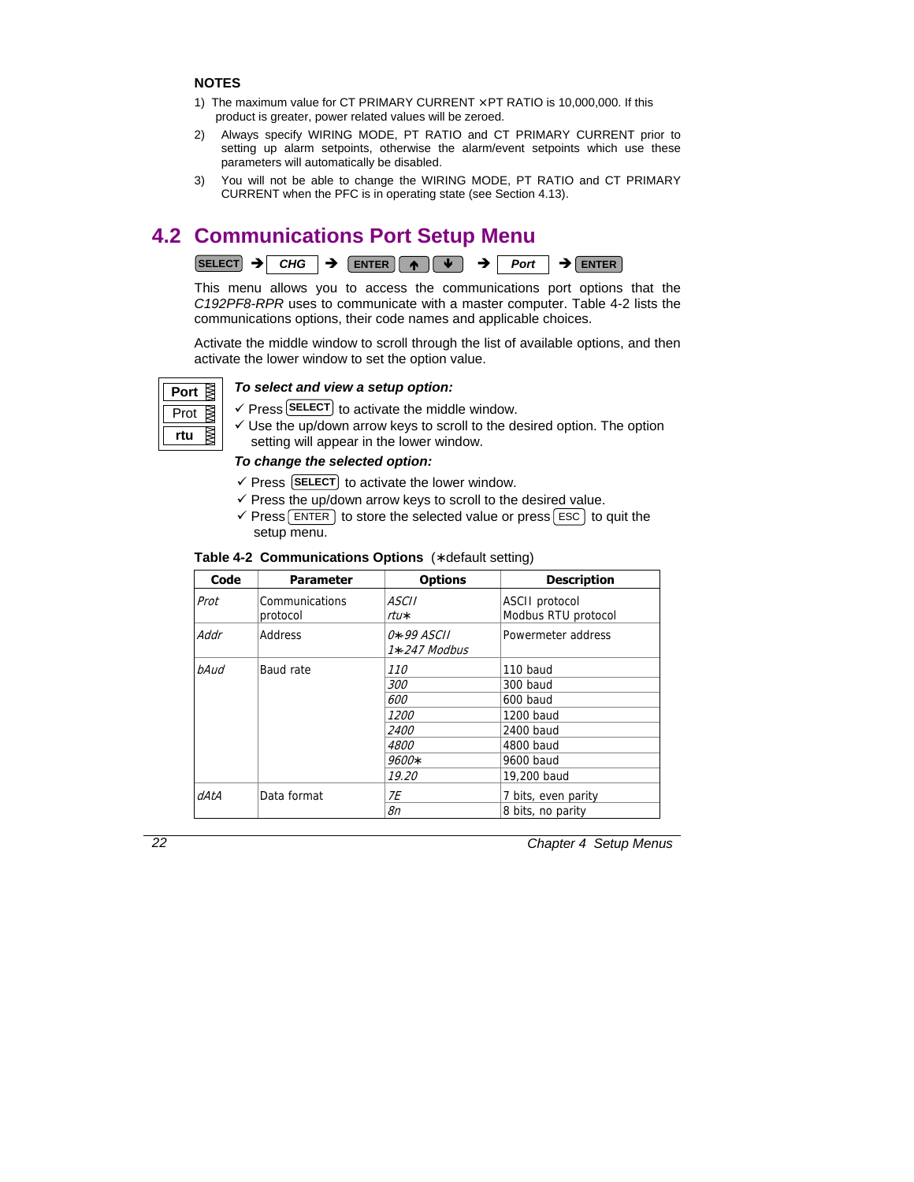**NOTES**

1) The maximum value for CT PRIMARY CURRENT × PT RATIO is 10,000,000. If this product is greater, power related values will be zeroed.
2) Always specify WIRING MODE, PT RATIO and CT PRIMARY CURRENT prior to setting up alarm setpoints, otherwise the alarm/event setpoints which use these parameters will automatically be disabled.
3) You will not be able to change the WIRING MODE, PT RATIO and CT PRIMARY CURRENT when the PFC is in operating state (see Section 4.13).

## 4.2 Communications Port Setup Menu

SELECT → *CHG* → ENTER ↑ ↓ → *Port* → ENTER

This menu allows you to access the communications port options that the *C192PF8-RPR* uses to communicate with a master computer. Table 4-2 lists the communications options, their code names and applicable choices.

Activate the middle window to scroll through the list of available options, and then activate the lower window to set the option value.

**Port**
Prot
**rtu**

***To select and view a setup option:***

✓ Press SELECT to activate the middle window.
✓ Use the up/down arrow keys to scroll to the desired option. The option setting will appear in the lower window.

***To change the selected option:***

✓ Press SELECT to activate the lower window.
✓ Press the up/down arrow keys to scroll to the desired value.
✓ Press ENTER to store the selected value or press ESC to quit the setup menu.

**Table 4-2 Communications Options** (∗default setting)

| Code | Parameter | Options | Description |
|---|---|---|---|
| *Prot* | Communications protocol | *ASCII*<br>*rtu∗* | ASCII protocol<br>Modbus RTU protocol |
| *Addr* | Address | *0∗99 ASCII*<br>*1∗247 Modbus* | Powermeter address |
| *bAud* | Baud rate | *110* | 110 baud |
| | | *300* | 300 baud |
| | | *600* | 600 baud |
| | | *1200* | 1200 baud |
| | | *2400* | 2400 baud |
| | | *4800* | 4800 baud |
| | | *9600∗* | 9600 baud |
| | | *19.20* | 19,200 baud |
| *dAtA* | Data format | *7E* | 7 bits, even parity |
| | | *8n* | 8 bits, no parity |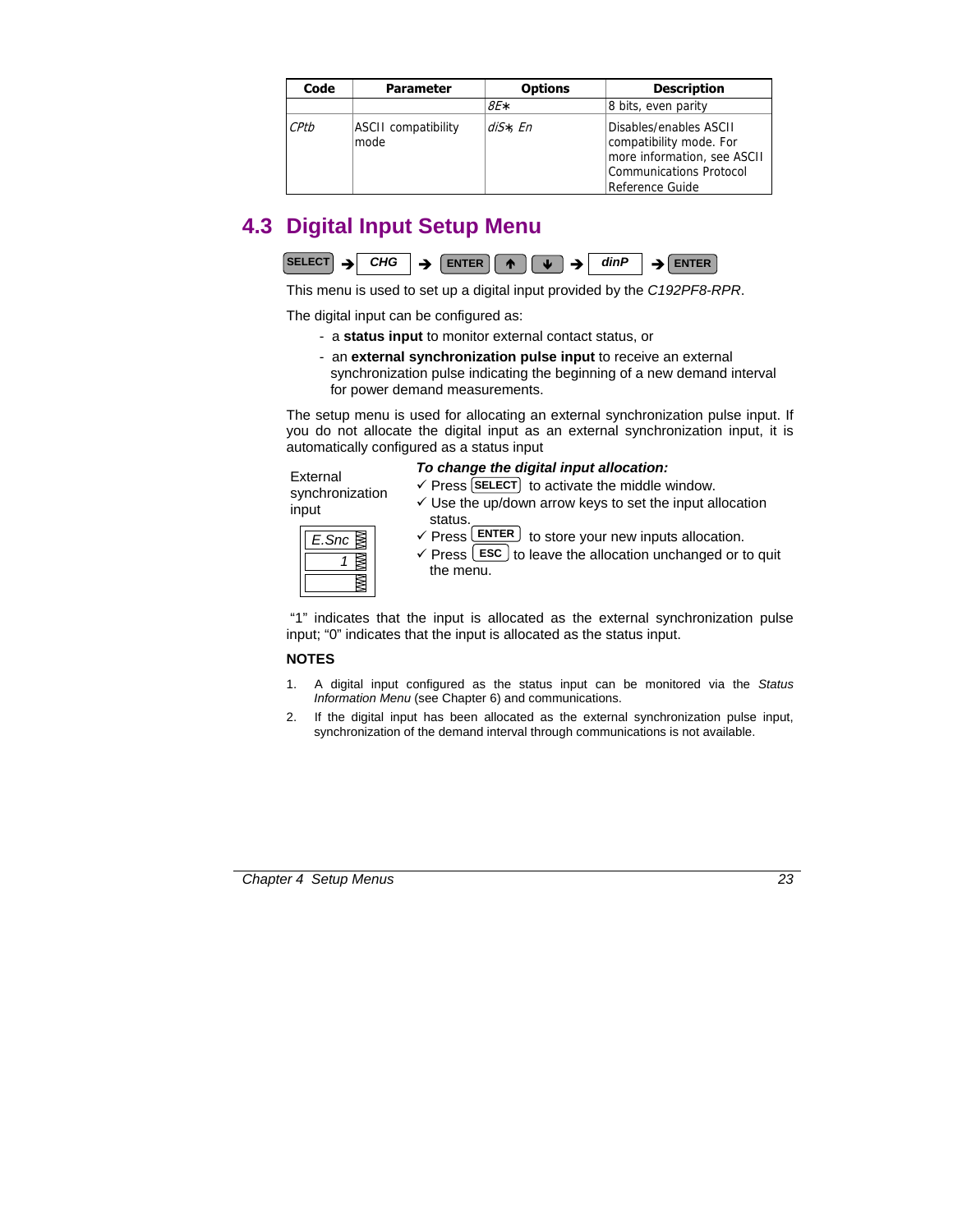| Code | Parameter | Options | Description |
|---|---|---|---|
| | | *8E∗* | 8 bits, even parity |
| *CPtb* | ASCII compatibility mode | *diS∗, En* | Disables/enables ASCII compatibility mode. For more information, see ASCII Communications Protocol Reference Guide |

## 4.3 Digital Input Setup Menu

**SELECT** ➔ ***CHG*** ➔ **ENTER** **↑** **↓** ➔ ***dinP*** ➔ **ENTER**

This menu is used to set up a digital input provided by the *C192PF8-RPR*.

The digital input can be configured as:

- a **status input** to monitor external contact status, or
- an **external synchronization pulse input** to receive an external synchronization pulse indicating the beginning of a new demand interval for power demand measurements.

The setup menu is used for allocating an external synchronization pulse input. If you do not allocate the digital input as an external synchronization input, it is automatically configured as a status input

External synchronization input

*E.Snc*
*1*

***To change the digital input allocation:***

- ✓ Press **SELECT** to activate the middle window.
- ✓ Use the up/down arrow keys to set the input allocation status.
- ✓ Press **ENTER** to store your new inputs allocation.
- ✓ Press **ESC** to leave the allocation unchanged or to quit the menu.

"1" indicates that the input is allocated as the external synchronization pulse input; "0" indicates that the input is allocated as the status input.

**NOTES**

1. A digital input configured as the status input can be monitored via the *Status Information Menu* (see Chapter 6) and communications.
2. If the digital input has been allocated as the external synchronization pulse input, synchronization of the demand interval through communications is not available.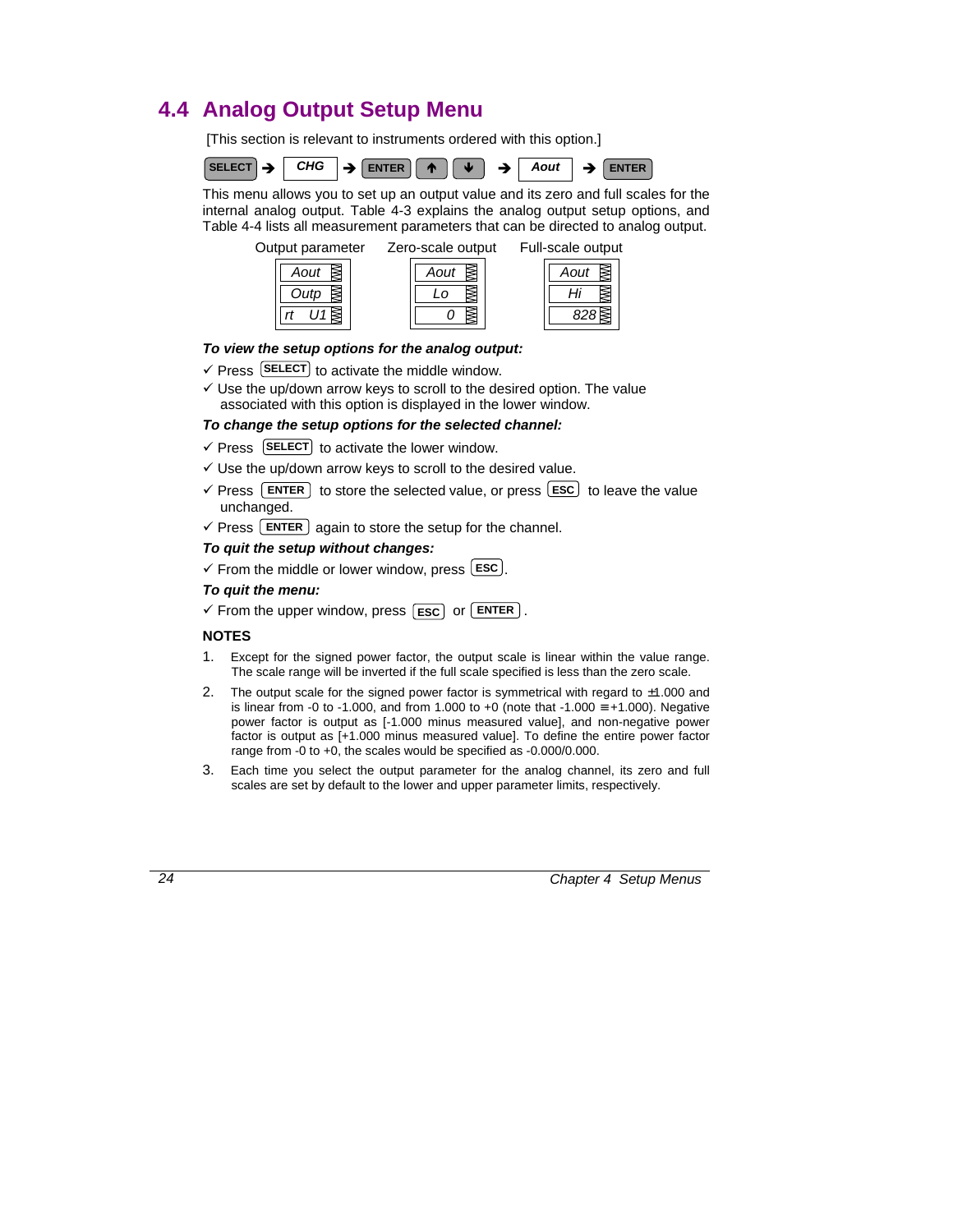## 4.4 Analog Output Setup Menu

[This section is relevant to instruments ordered with this option.]

SELECT → CHG → ENTER ↑ ↓ → Aout → ENTER

This menu allows you to set up an output value and its zero and full scales for the internal analog output. Table 4-3 explains the analog output setup options, and Table 4-4 lists all measurement parameters that can be directed to analog output.

| Output parameter | Zero-scale output | Full-scale output |
|---|---|---|
| Aout | Aout | Aout |
| Outp | Lo | Hi |
| rt U1 | 0 | 828 |

***To view the setup options for the analog output:***

✓ Press SELECT to activate the middle window.

✓ Use the up/down arrow keys to scroll to the desired option. The value associated with this option is displayed in the lower window.

***To change the setup options for the selected channel:***

✓ Press SELECT to activate the lower window.

✓ Use the up/down arrow keys to scroll to the desired value.

✓ Press ENTER to store the selected value, or press ESC to leave the value unchanged.

✓ Press ENTER again to store the setup for the channel.

***To quit the setup without changes:***

✓ From the middle or lower window, press ESC.

***To quit the menu:***

✓ From the upper window, press ESC or ENTER.

**NOTES**

1. Except for the signed power factor, the output scale is linear within the value range. The scale range will be inverted if the full scale specified is less than the zero scale.
2. The output scale for the signed power factor is symmetrical with regard to ±1.000 and is linear from -0 to -1.000, and from 1.000 to +0 (note that -1.000 ≡ +1.000). Negative power factor is output as [-1.000 minus measured value], and non-negative power factor is output as [+1.000 minus measured value]. To define the entire power factor range from -0 to +0, the scales would be specified as -0.000/0.000.
3. Each time you select the output parameter for the analog channel, its zero and full scales are set by default to the lower and upper parameter limits, respectively.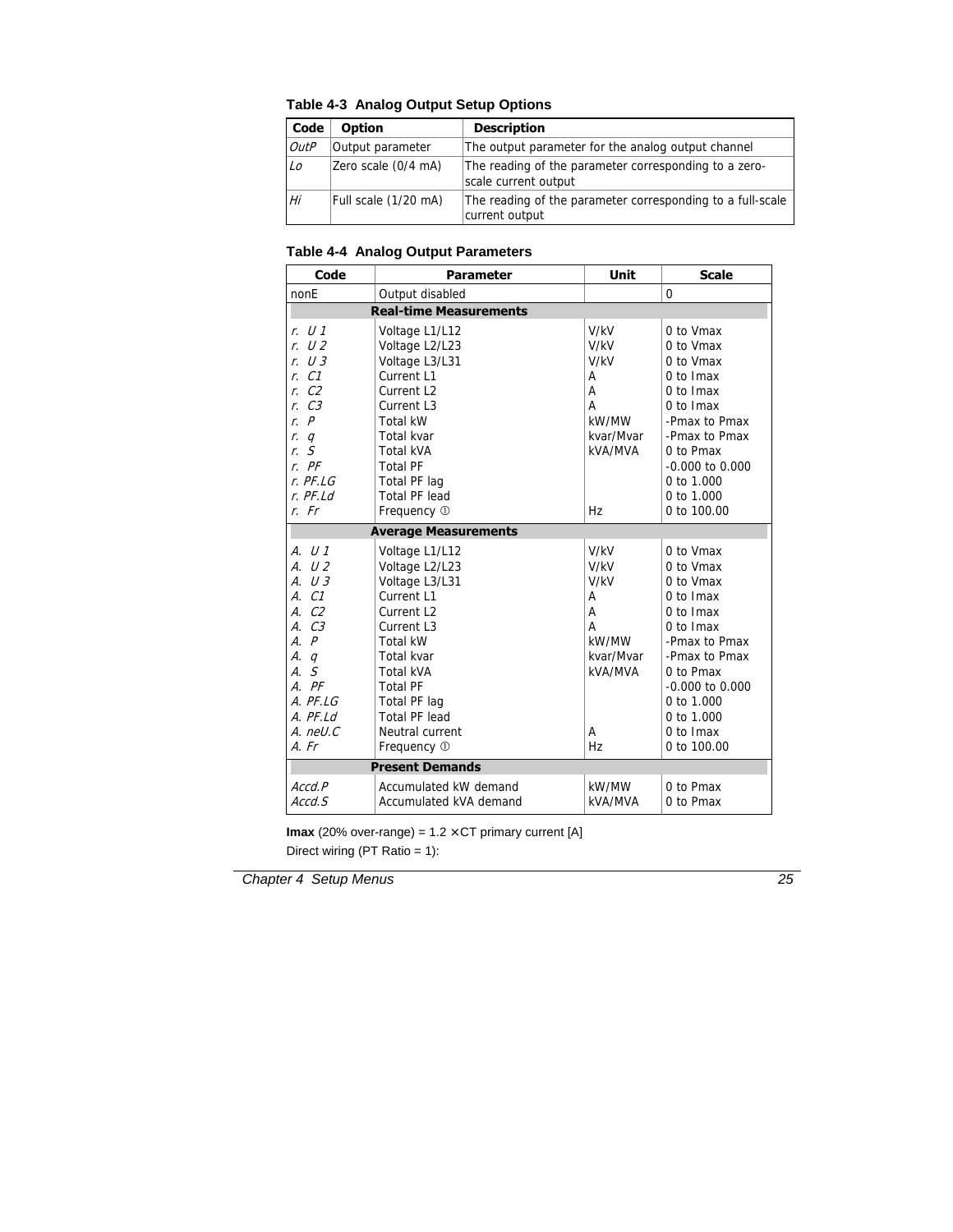**Table 4-3 Analog Output Setup Options**

| Code | Option | Description |
|---|---|---|
| *OutP* | Output parameter | The output parameter for the analog output channel |
| *Lo* | Zero scale (0/4 mA) | The reading of the parameter corresponding to a zero-scale current output |
| *Hi* | Full scale (1/20 mA) | The reading of the parameter corresponding to a full-scale current output |

**Table 4-4 Analog Output Parameters**

| Code | Parameter | Unit | Scale |
|---|---|---|---|
| nonE | Output disabled | | 0 |
| **Real-time Measurements** | | | |
| *r. U 1* | Voltage L1/L12 | V/kV | 0 to Vmax |
| *r. U 2* | Voltage L2/L23 | V/kV | 0 to Vmax |
| *r. U 3* | Voltage L3/L31 | V/kV | 0 to Vmax |
| *r. C1* | Current L1 | A | 0 to Imax |
| *r. C2* | Current L2 | A | 0 to Imax |
| *r. C3* | Current L3 | A | 0 to Imax |
| *r. P* | Total kW | kW/MW | -Pmax to Pmax |
| *r. q* | Total kvar | kvar/Mvar | -Pmax to Pmax |
| *r. S* | Total kVA | kVA/MVA | 0 to Pmax |
| *r. PF* | Total PF | | -0.000 to 0.000 |
| *r. PF.LG* | Total PF lag | | 0 to 1.000 |
| *r. PF.Ld* | Total PF lead | | 0 to 1.000 |
| *r. Fr* | Frequency ① | Hz | 0 to 100.00 |
| **Average Measurements** | | | |
| *A. U 1* | Voltage L1/L12 | V/kV | 0 to Vmax |
| *A. U 2* | Voltage L2/L23 | V/kV | 0 to Vmax |
| *A. U 3* | Voltage L3/L31 | V/kV | 0 to Vmax |
| *A. C1* | Current L1 | A | 0 to Imax |
| *A. C2* | Current L2 | A | 0 to Imax |
| *A. C3* | Current L3 | A | 0 to Imax |
| *A. P* | Total kW | kW/MW | -Pmax to Pmax |
| *A. q* | Total kvar | kvar/Mvar | -Pmax to Pmax |
| *A. S* | Total kVA | kVA/MVA | 0 to Pmax |
| *A. PF* | Total PF | | -0.000 to 0.000 |
| *A. PF.LG* | Total PF lag | | 0 to 1.000 |
| *A. PF.Ld* | Total PF lead | | 0 to 1.000 |
| *A. neU.C* | Neutral current | A | 0 to Imax |
| *A. Fr* | Frequency ① | Hz | 0 to 100.00 |
| **Present Demands** | | | |
| *Accd.P* | Accumulated kW demand | kW/MW | 0 to Pmax |
| *Accd.S* | Accumulated kVA demand | kVA/MVA | 0 to Pmax |

**Imax** (20% over-range) = 1.2 × CT primary current [A]

Direct wiring (PT Ratio = 1):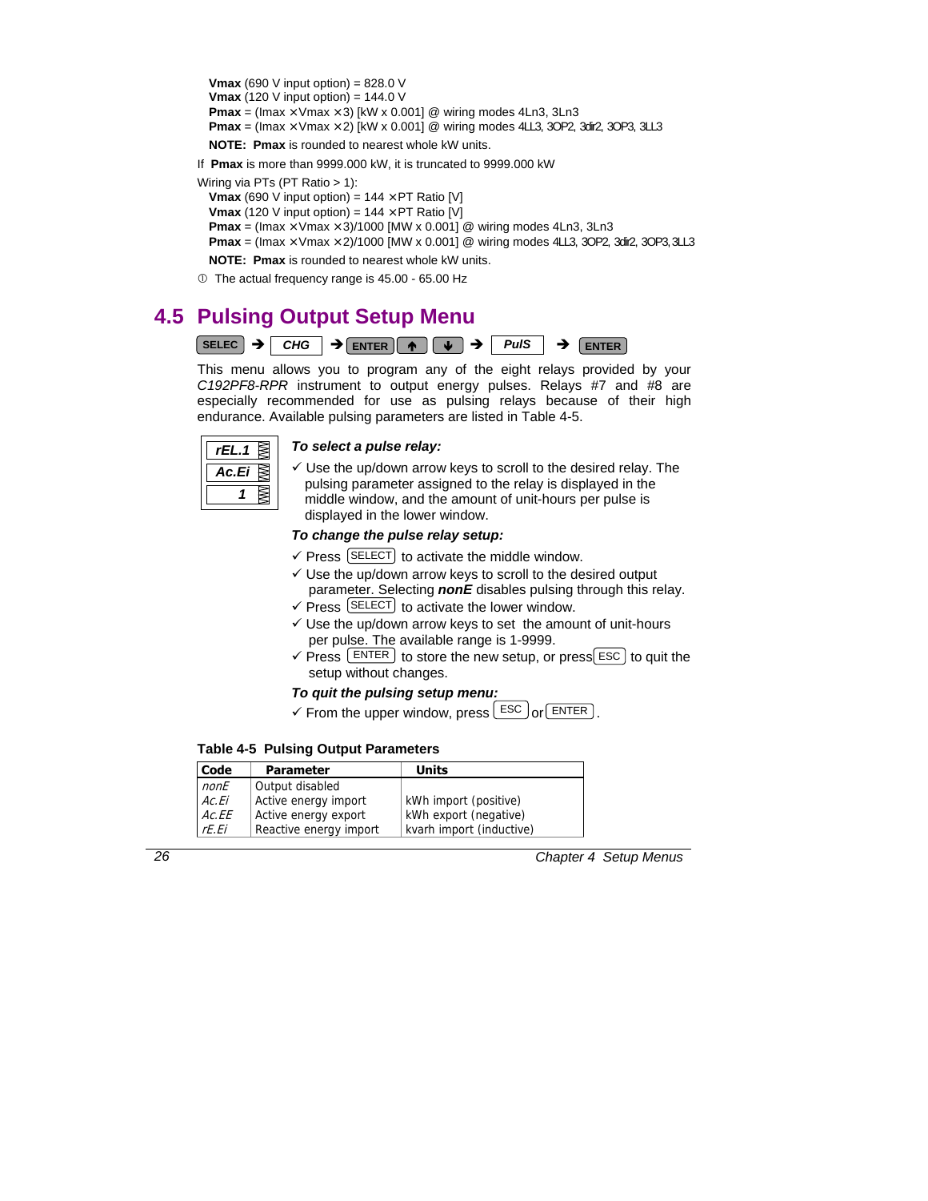**Vmax** (690 V input option) = 828.0 V
**Vmax** (120 V input option) = 144.0 V
**Pmax** = (Imax × Vmax × 3) [kW x 0.001] @ wiring modes 4Ln3, 3Ln3
**Pmax** = (Imax × Vmax × 2) [kW x 0.001] @ wiring modes 4LL3, 3OP2, 3dir2, 3OP3, 3LL3

**NOTE: Pmax** is rounded to nearest whole kW units.

If **Pmax** is more than 9999.000 kW, it is truncated to 9999.000 kW

Wiring via PTs (PT Ratio > 1):
**Vmax** (690 V input option) = 144 × PT Ratio [V]
**Vmax** (120 V input option) = 144 × PT Ratio [V]
**Pmax** = (Imax × Vmax × 3)/1000 [MW x 0.001] @ wiring modes 4Ln3, 3Ln3
**Pmax** = (Imax × Vmax × 2)/1000 [MW x 0.001] @ wiring modes 4LL3, 3OP2, 3dir2, 3OP3, 3LL3

**NOTE: Pmax** is rounded to nearest whole kW units.

① The actual frequency range is 45.00 - 65.00 Hz

## 4.5 Pulsing Output Setup Menu

SELEC ➔ *CHG* ➔ ENTER ↑ ↓ ➔ *PulS* ➔ ENTER

This menu allows you to program any of the eight relays provided by your *C192PF8-RPR* instrument to output energy pulses. Relays #7 and #8 are especially recommended for use as pulsing relays because of their high endurance. Available pulsing parameters are listed in Table 4-5.

| |
|---|
| *rEL.1* |
| *Ac.Ei* |
| *1* |

***To select a pulse relay:***

✓ Use the up/down arrow keys to scroll to the desired relay. The pulsing parameter assigned to the relay is displayed in the middle window, and the amount of unit-hours per pulse is displayed in the lower window.

***To change the pulse relay setup:***

✓ Press SELECT to activate the middle window.
✓ Use the up/down arrow keys to scroll to the desired output parameter. Selecting ***nonE*** disables pulsing through this relay.
✓ Press SELECT to activate the lower window.
✓ Use the up/down arrow keys to set the amount of unit-hours per pulse. The available range is 1-9999.
✓ Press ENTER to store the new setup, or press ESC to quit the setup without changes.

***To quit the pulsing setup menu:***

✓ From the upper window, press ESC or ENTER.

**Table 4-5 Pulsing Output Parameters**

| Code | Parameter | Units |
|---|---|---|
| *nonE* | Output disabled | |
| *Ac.Ei* | Active energy import | kWh import (positive) |
| *Ac.EE* | Active energy export | kWh export (negative) |
| *rE.Ei* | Reactive energy import | kvarh import (inductive) |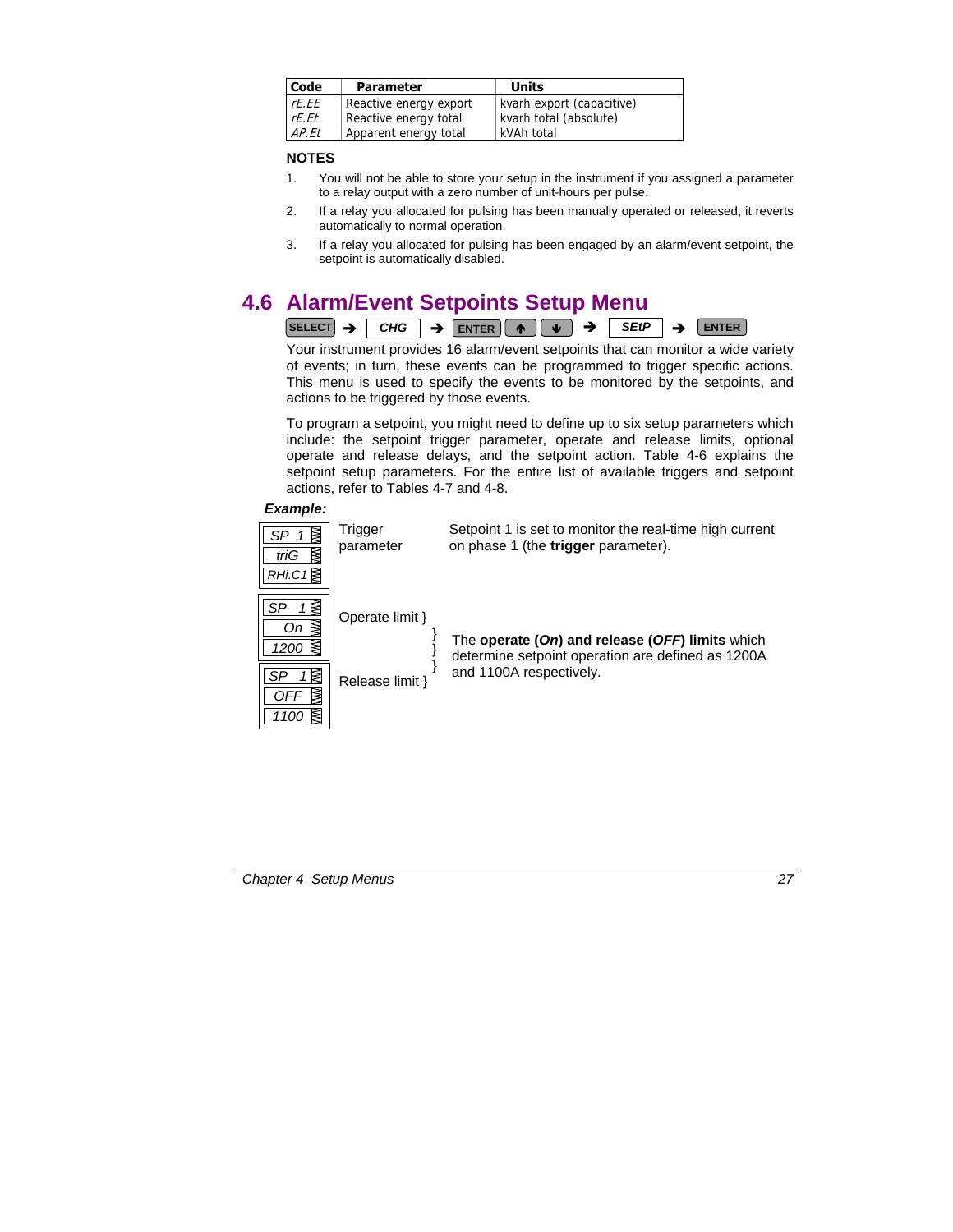| Code | Parameter | Units |
|---|---|---|
| *rE.EE* | Reactive energy export | kvarh export (capacitive) |
| *rE.Et* | Reactive energy total | kvarh total (absolute) |
| *AP.Et* | Apparent energy total | kVAh total |

**NOTES**

1. You will not be able to store your setup in the instrument if you assigned a parameter to a relay output with a zero number of unit-hours per pulse.
2. If a relay you allocated for pulsing has been manually operated or released, it reverts automatically to normal operation.
3. If a relay you allocated for pulsing has been engaged by an alarm/event setpoint, the setpoint is automatically disabled.

## 4.6 Alarm/Event Setpoints Setup Menu

SELECT → *CHG* → ENTER ↑ ↓ → *SEtP* → ENTER

Your instrument provides 16 alarm/event setpoints that can monitor a wide variety of events; in turn, these events can be programmed to trigger specific actions. This menu is used to specify the events to be monitored by the setpoints, and actions to be triggered by those events.

To program a setpoint, you might need to define up to six setup parameters which include: the setpoint trigger parameter, operate and release limits, optional operate and release delays, and the setpoint action. Table 4-6 explains the setpoint setup parameters. For the entire list of available triggers and setpoint actions, refer to Tables 4-7 and 4-8.

***Example:***

| Display | Parameter | Description |
|---|---|---|
| *SP 1* / *triG* / *RHi.C1* | Trigger parameter | Setpoint 1 is set to monitor the real-time high current on phase 1 (the **trigger** parameter). |
| *SP 1* / *On* / *1200* | Operate limit | The **operate (*On*) and release (*OFF*) limits** which determine setpoint operation are defined as 1200A and 1100A respectively. |
| *SP 1* / *OFF* / *1100* | Release limit | |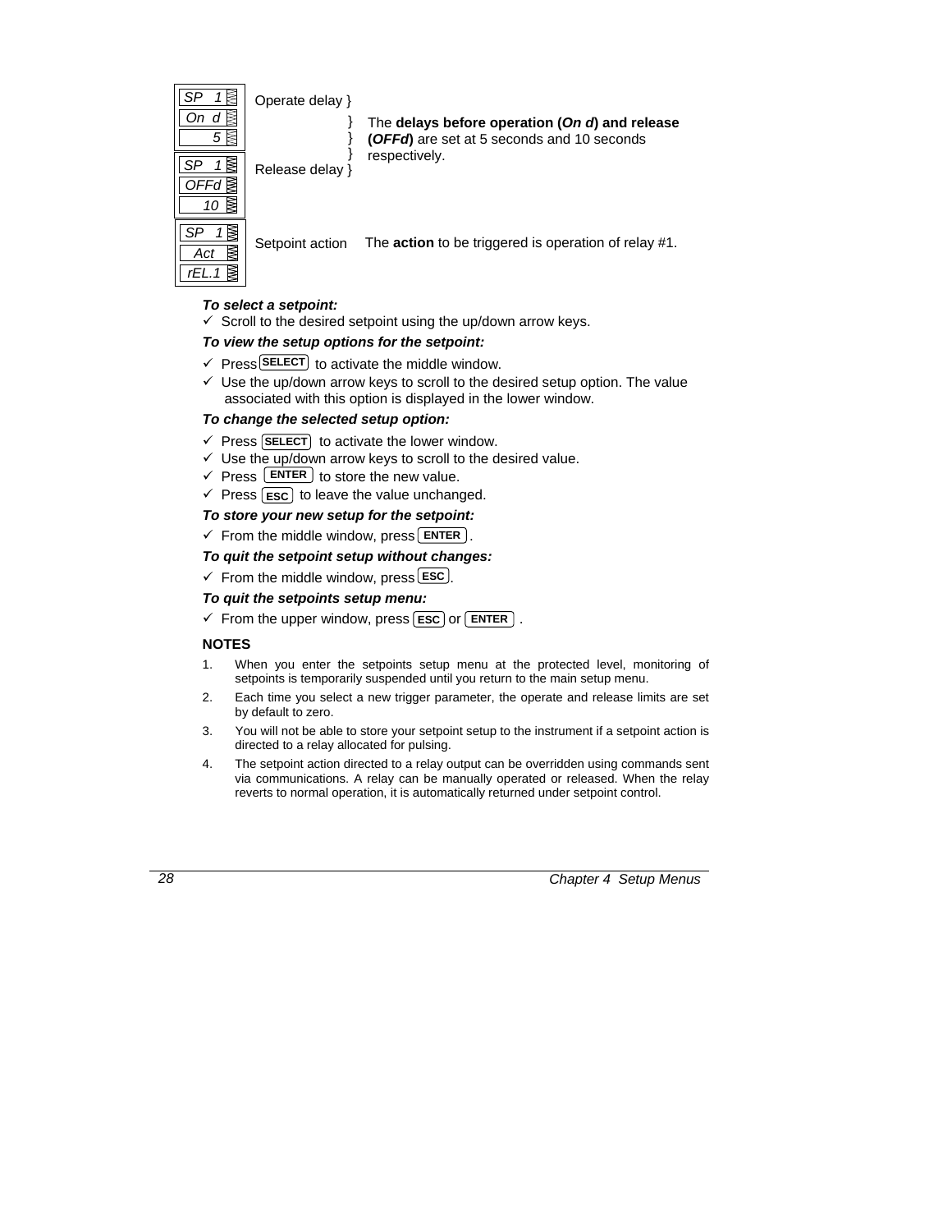| Display | Parameter | Description |
|---|---|---|
| *SP 1* / *On d* / *5* | Operate delay | The **delays before operation (*On d*) and release (*OFFd*)** are set at 5 seconds and 10 seconds respectively. |
| *SP 1* / *OFFd* / *10* | Release delay | |
| *SP 1* / *Act* / *rEL.1* | Setpoint action | The **action** to be triggered is operation of relay #1. |

***To select a setpoint:***

✓ Scroll to the desired setpoint using the up/down arrow keys.

***To view the setup options for the setpoint:***

✓ Press **SELECT** to activate the middle window.

✓ Use the up/down arrow keys to scroll to the desired setup option. The value associated with this option is displayed in the lower window.

***To change the selected setup option:***

✓ Press **SELECT** to activate the lower window.

✓ Use the up/down arrow keys to scroll to the desired value.

✓ Press **ENTER** to store the new value.

✓ Press **ESC** to leave the value unchanged.

***To store your new setup for the setpoint:***

✓ From the middle window, press **ENTER**.

***To quit the setpoint setup without changes:***

✓ From the middle window, press **ESC**.

***To quit the setpoints setup menu:***

✓ From the upper window, press **ESC** or **ENTER**.

**NOTES**

1. When you enter the setpoints setup menu at the protected level, monitoring of setpoints is temporarily suspended until you return to the main setup menu.
2. Each time you select a new trigger parameter, the operate and release limits are set by default to zero.
3. You will not be able to store your setpoint setup to the instrument if a setpoint action is directed to a relay allocated for pulsing.
4. The setpoint action directed to a relay output can be overridden using commands sent via communications. A relay can be manually operated or released. When the relay reverts to normal operation, it is automatically returned under setpoint control.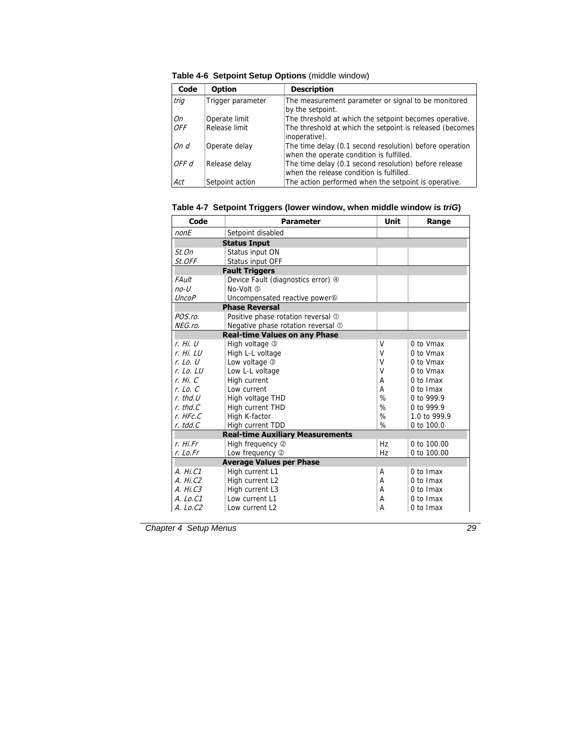**Table 4-6 Setpoint Setup Options** (middle window)

| Code | Option | Description |
|---|---|---|
| *trig* | Trigger parameter | The measurement parameter or signal to be monitored by the setpoint. |
| *On* | Operate limit | The threshold at which the setpoint becomes operative. |
| *OFF* | Release limit | The threshold at which the setpoint is released (becomes inoperative). |
| *On d* | Operate delay | The time delay (0.1 second resolution) before operation when the operate condition is fulfilled. |
| *OFF d* | Release delay | The time delay (0.1 second resolution) before release when the release condition is fulfilled. |
| *Act* | Setpoint action | The action performed when the setpoint is operative. |

**Table 4-7 Setpoint Triggers (lower window, when middle window is *triG*)**

| Code | Parameter | Unit | Range |
|---|---|---|---|
| *nonE* | Setpoint disabled | | |
| | **Status Input** | | |
| *St.On* | Status input ON | | |
| *St.OFF* | Status input OFF | | |
| | **Fault Triggers** | | |
| *FAult* | Device Fault (diagnostics error) ④ | | |
| *no-U* | No-Volt ⑤ | | |
| *UncoP* | Uncompensated reactive power⑥ | | |
| | **Phase Reversal** | | |
| *POS.ro.* | Positive phase rotation reversal ① | | |
| *NEG.ro.* | Negative phase rotation reversal ① | | |
| | **Real-time Values on any Phase** | | |
| *r. Hi. U* | High voltage ③ | V | 0 to Vmax |
| *r. Hi. LU* | High L-L voltage | V | 0 to Vmax |
| *r. Lo. U* | Low voltage ③ | V | 0 to Vmax |
| *r. Lo. LU* | Low L-L voltage | V | 0 to Vmax |
| *r. Hi. C* | High current | A | 0 to Imax |
| *r. Lo. C* | Low current | A | 0 to Imax |
| *r. thd.U* | High voltage THD | % | 0 to 999.9 |
| *r. thd.C* | High current THD | % | 0 to 999.9 |
| *r. HFc.C* | High K-factor | % | 1.0 to 999.9 |
| *r. tdd.C* | High current TDD | % | 0 to 100.0 |
| | **Real-time Auxiliary Measurements** | | |
| *r. Hi.Fr* | High frequency ② | Hz | 0 to 100.00 |
| *r. Lo.Fr* | Low frequency ② | Hz | 0 to 100.00 |
| | **Average Values per Phase** | | |
| *A. Hi.C1* | High current L1 | A | 0 to Imax |
| *A. Hi.C2* | High current L2 | A | 0 to Imax |
| *A. Hi.C3* | High current L3 | A | 0 to Imax |
| *A. Lo.C1* | Low current L1 | A | 0 to Imax |
| *A. Lo.C2* | Low current L2 | A | 0 to Imax |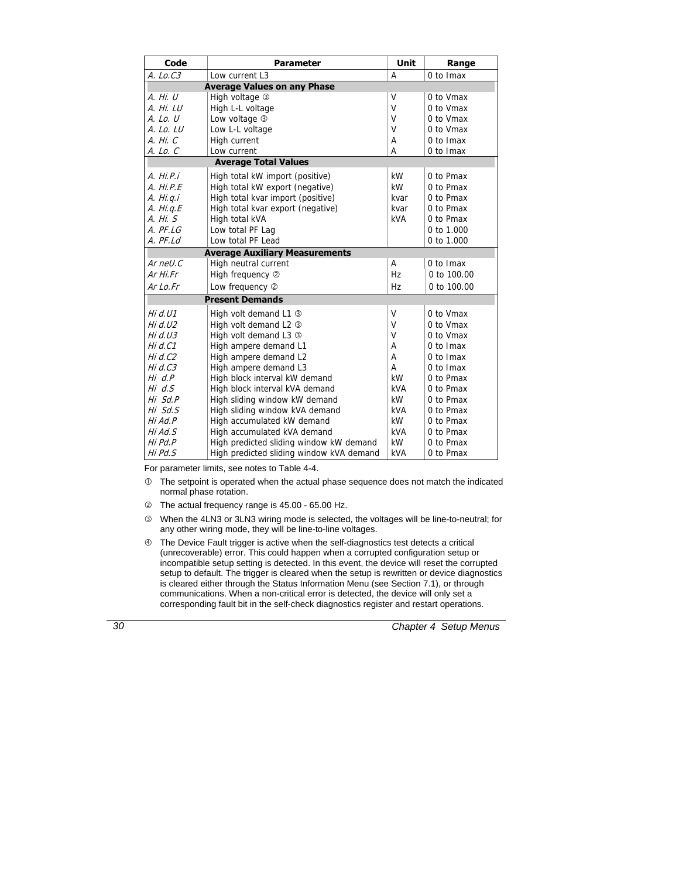| Code | Parameter | Unit | Range |
|---|---|---|---|
| *A. Lo.C3* | Low current L3 | A | 0 to Imax |
| | **Average Values on any Phase** | | |
| *A. Hi. U* | High voltage ③ | V | 0 to Vmax |
| *A. Hi. LU* | High L-L voltage | V | 0 to Vmax |
| *A. Lo. U* | Low voltage ③ | V | 0 to Vmax |
| *A. Lo. LU* | Low L-L voltage | V | 0 to Vmax |
| *A. Hi. C* | High current | A | 0 to Imax |
| *A. Lo. C* | Low current | A | 0 to Imax |
| | **Average Total Values** | | |
| *A. Hi.P.i* | High total kW import (positive) | kW | 0 to Pmax |
| *A. Hi.P.E* | High total kW export (negative) | kW | 0 to Pmax |
| *A. Hi.q.i* | High total kvar import (positive) | kvar | 0 to Pmax |
| *A. Hi.q.E* | High total kvar export (negative) | kvar | 0 to Pmax |
| *A. Hi. S* | High total kVA | kVA | 0 to Pmax |
| *A. PF.LG* | Low total PF Lag | | 0 to 1.000 |
| *A. PF.Ld* | Low total PF Lead | | 0 to 1.000 |
| | **Average Auxiliary Measurements** | | |
| *Ar neU.C* | High neutral current | A | 0 to Imax |
| *Ar Hi.Fr* | High frequency ② | Hz | 0 to 100.00 |
| *Ar Lo.Fr* | Low frequency ② | Hz | 0 to 100.00 |
| | **Present Demands** | | |
| *Hi d.U1* | High volt demand L1 ③ | V | 0 to Vmax |
| *Hi d.U2* | High volt demand L2 ③ | V | 0 to Vmax |
| *Hi d.U3* | High volt demand L3 ③ | V | 0 to Vmax |
| *Hi d.C1* | High ampere demand L1 | A | 0 to Imax |
| *Hi d.C2* | High ampere demand L2 | A | 0 to Imax |
| *Hi d.C3* | High ampere demand L3 | A | 0 to Imax |
| *Hi d.P* | High block interval kW demand | kW | 0 to Pmax |
| *Hi d.S* | High block interval kVA demand | kVA | 0 to Pmax |
| *Hi Sd.P* | High sliding window kW demand | kW | 0 to Pmax |
| *Hi Sd.S* | High sliding window kVA demand | kVA | 0 to Pmax |
| *Hi Ad.P* | High accumulated kW demand | kW | 0 to Pmax |
| *Hi Ad.S* | High accumulated kVA demand | kVA | 0 to Pmax |
| *Hi Pd.P* | High predicted sliding window kW demand | kW | 0 to Pmax |
| *Hi Pd.S* | High predicted sliding window kVA demand | kVA | 0 to Pmax |

For parameter limits, see notes to Table 4-4.

① The setpoint is operated when the actual phase sequence does not match the indicated normal phase rotation.

② The actual frequency range is 45.00 - 65.00 Hz.

③ When the 4LN3 or 3LN3 wiring mode is selected, the voltages will be line-to-neutral; for any other wiring mode, they will be line-to-line voltages.

④ The Device Fault trigger is active when the self-diagnostics test detects a critical (unrecoverable) error. This could happen when a corrupted configuration setup or incompatible setup setting is detected. In this event, the device will reset the corrupted setup to default. The trigger is cleared when the setup is rewritten or device diagnostics is cleared either through the Status Information Menu (see Section 7.1), or through communications. When a non-critical error is detected, the device will only set a corresponding fault bit in the self-check diagnostics register and restart operations.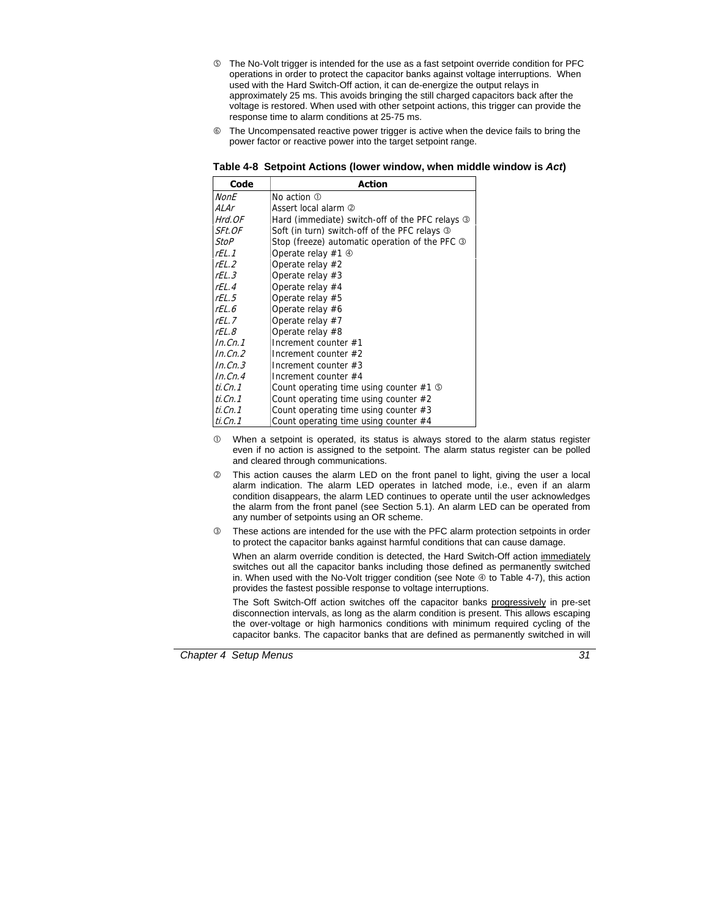⑤ The No-Volt trigger is intended for the use as a fast setpoint override condition for PFC operations in order to protect the capacitor banks against voltage interruptions. When used with the Hard Switch-Off action, it can de-energize the output relays in approximately 25 ms. This avoids bringing the still charged capacitors back after the voltage is restored. When used with other setpoint actions, this trigger can provide the response time to alarm conditions at 25-75 ms.

⑥ The Uncompensated reactive power trigger is active when the device fails to bring the power factor or reactive power into the target setpoint range.

**Table 4-8 Setpoint Actions (lower window, when middle window is *Act*)**

| Code | Action |
|---|---|
| *NonE* | No action ① |
| *ALAr* | Assert local alarm ② |
| *Hrd.OF* | Hard (immediate) switch-off of the PFC relays ③ |
| *SFt.OF* | Soft (in turn) switch-off of the PFC relays ③ |
| *StoP* | Stop (freeze) automatic operation of the PFC ③ |
| *rEL.1* | Operate relay #1 ④ |
| *rEL.2* | Operate relay #2 |
| *rEL.3* | Operate relay #3 |
| *rEL.4* | Operate relay #4 |
| *rEL.5* | Operate relay #5 |
| *rEL.6* | Operate relay #6 |
| *rEL.7* | Operate relay #7 |
| *rEL.8* | Operate relay #8 |
| *In.Cn.1* | Increment counter #1 |
| *In.Cn.2* | Increment counter #2 |
| *In.Cn.3* | Increment counter #3 |
| *In.Cn.4* | Increment counter #4 |
| *ti.Cn.1* | Count operating time using counter #1 ⑤ |
| *ti.Cn.1* | Count operating time using counter #2 |
| *ti.Cn.1* | Count operating time using counter #3 |
| *ti.Cn.1* | Count operating time using counter #4 |

① When a setpoint is operated, its status is always stored to the alarm status register even if no action is assigned to the setpoint. The alarm status register can be polled and cleared through communications.

② This action causes the alarm LED on the front panel to light, giving the user a local alarm indication. The alarm LED operates in latched mode, i.e., even if an alarm condition disappears, the alarm LED continues to operate until the user acknowledges the alarm from the front panel (see Section 5.1). An alarm LED can be operated from any number of setpoints using an OR scheme.

③ These actions are intended for the use with the PFC alarm protection setpoints in order to protect the capacitor banks against harmful conditions that can cause damage.

When an alarm override condition is detected, the Hard Switch-Off action immediately switches out all the capacitor banks including those defined as permanently switched in. When used with the No-Volt trigger condition (see Note ④ to Table 4-7), this action provides the fastest possible response to voltage interruptions.

The Soft Switch-Off action switches off the capacitor banks progressively in pre-set disconnection intervals, as long as the alarm condition is present. This allows escaping the over-voltage or high harmonics conditions with minimum required cycling of the capacitor banks. The capacitor banks that are defined as permanently switched in will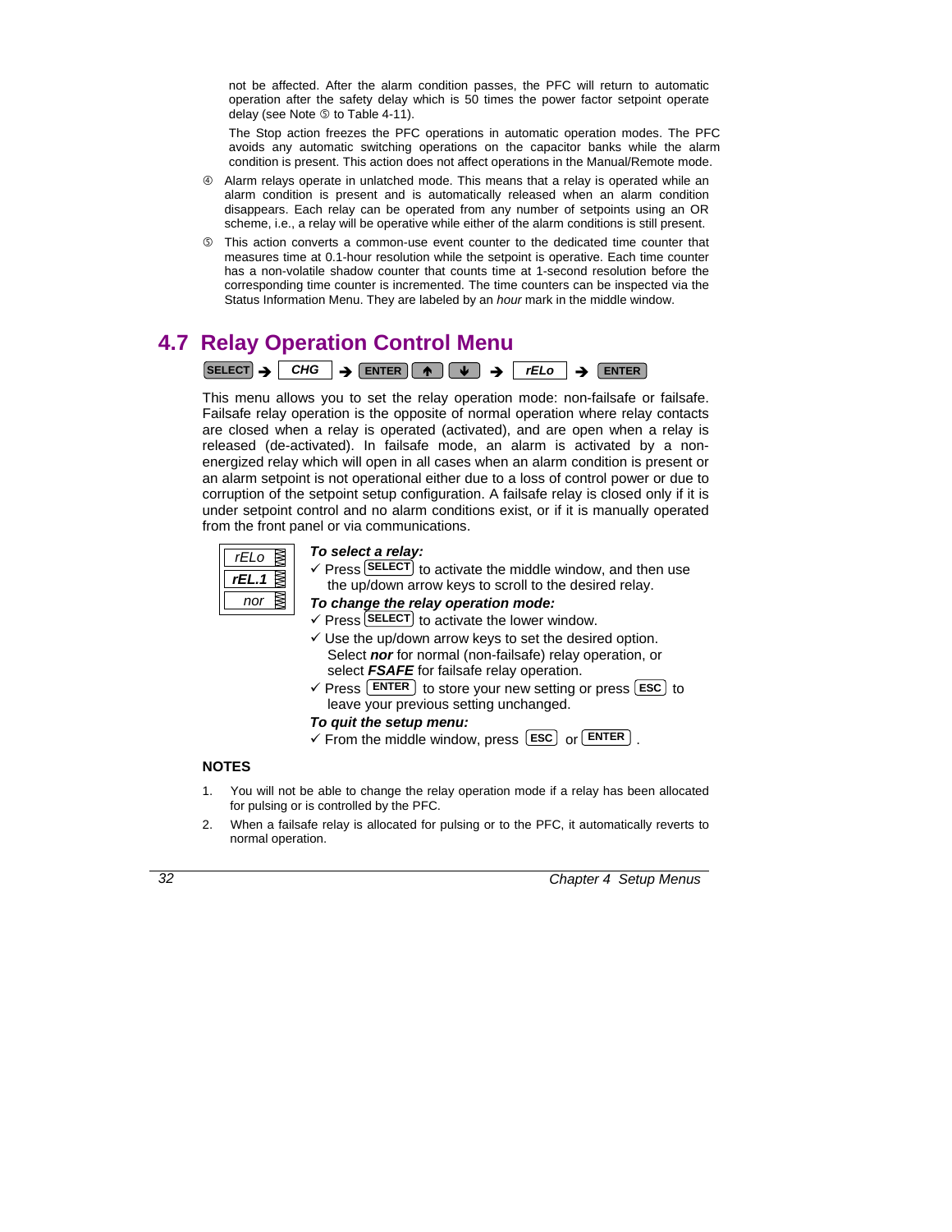not be affected. After the alarm condition passes, the PFC will return to automatic operation after the safety delay which is 50 times the power factor setpoint operate delay (see Note ⑤ to Table 4-11).

The Stop action freezes the PFC operations in automatic operation modes. The PFC avoids any automatic switching operations on the capacitor banks while the alarm condition is present. This action does not affect operations in the Manual/Remote mode.

④ Alarm relays operate in unlatched mode. This means that a relay is operated while an alarm condition is present and is automatically released when an alarm condition disappears. Each relay can be operated from any number of setpoints using an OR scheme, i.e., a relay will be operative while either of the alarm conditions is still present.

⑤ This action converts a common-use event counter to the dedicated time counter that measures time at 0.1-hour resolution while the setpoint is operative. Each time counter has a non-volatile shadow counter that counts time at 1-second resolution before the corresponding time counter is incremented. The time counters can be inspected via the Status Information Menu. They are labeled by an *hour* mark in the middle window.

## 4.7 Relay Operation Control Menu

SELECT → *CHG* → ENTER ↑ ↓ → *rELo* → ENTER

This menu allows you to set the relay operation mode: non-failsafe or failsafe. Failsafe relay operation is the opposite of normal operation where relay contacts are closed when a relay is operated (activated), and are open when a relay is released (de-activated). In failsafe mode, an alarm is activated by a non-energized relay which will open in all cases when an alarm condition is present or an alarm setpoint is not operational either due to a loss of control power or due to corruption of the setpoint setup configuration. A failsafe relay is closed only if it is under setpoint control and no alarm conditions exist, or if it is manually operated from the front panel or via communications.

| |
|---|
| *rELo* |
| ***rEL.1*** |
| *nor* |

***To select a relay:***

✓ Press SELECT to activate the middle window, and then use the up/down arrow keys to scroll to the desired relay.

***To change the relay operation mode:***

✓ Press SELECT to activate the lower window.

✓ Use the up/down arrow keys to set the desired option. Select ***nor*** for normal (non-failsafe) relay operation, or select ***FSAFE*** for failsafe relay operation.

✓ Press ENTER to store your new setting or press ESC to leave your previous setting unchanged.

***To quit the setup menu:***

✓ From the middle window, press ESC or ENTER .

**NOTES**

1. You will not be able to change the relay operation mode if a relay has been allocated for pulsing or is controlled by the PFC.
2. When a failsafe relay is allocated for pulsing or to the PFC, it automatically reverts to normal operation.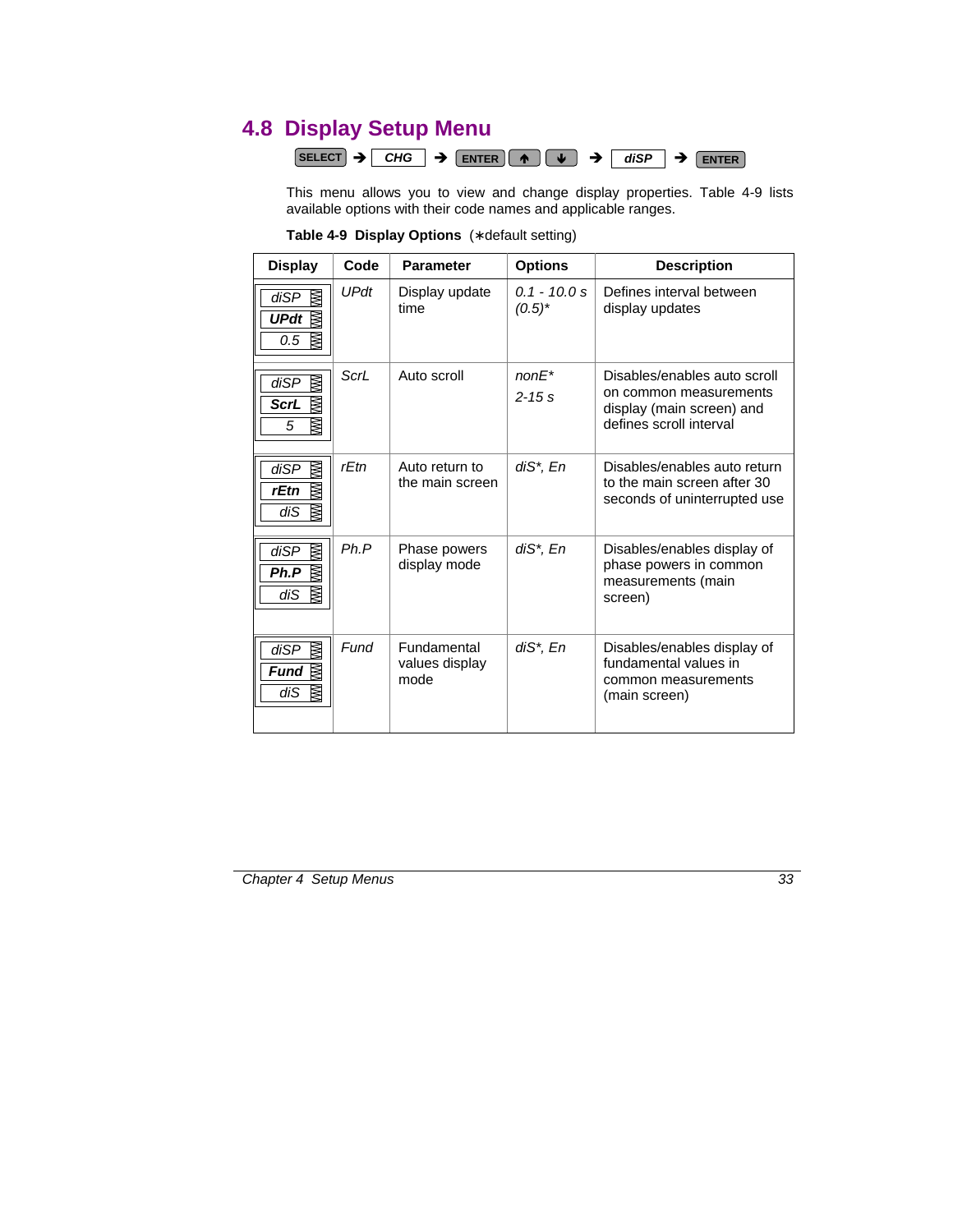## 4.8 Display Setup Menu

SELECT → *CHG* → ENTER ↑ ↓ → *diSP* → ENTER

This menu allows you to view and change display properties. Table 4-9 lists available options with their code names and applicable ranges.

**Table 4-9 Display Options** (∗default setting)

| Display | Code | Parameter | Options | Description |
|---|---|---|---|---|
| *diSP* / ***UPdt*** / *0.5* | *UPdt* | Display update time | *0.1 - 10.0 s (0.5)** | Defines interval between display updates |
| *diSP* / ***ScrL*** / *5* | *ScrL* | Auto scroll | *nonE** <br> *2-15 s* | Disables/enables auto scroll on common measurements display (main screen) and defines scroll interval |
| *diSP* / ***rEtn*** / *diS* | *rEtn* | Auto return to the main screen | *diS*, En* | Disables/enables auto return to the main screen after 30 seconds of uninterrupted use |
| *diSP* / ***Ph.P*** / *diS* | *Ph.P* | Phase powers display mode | *diS*, En* | Disables/enables display of phase powers in common measurements (main screen) |
| *diSP* / ***Fund*** / *diS* | *Fund* | Fundamental values display mode | *diS*, En* | Disables/enables display of fundamental values in common measurements (main screen) |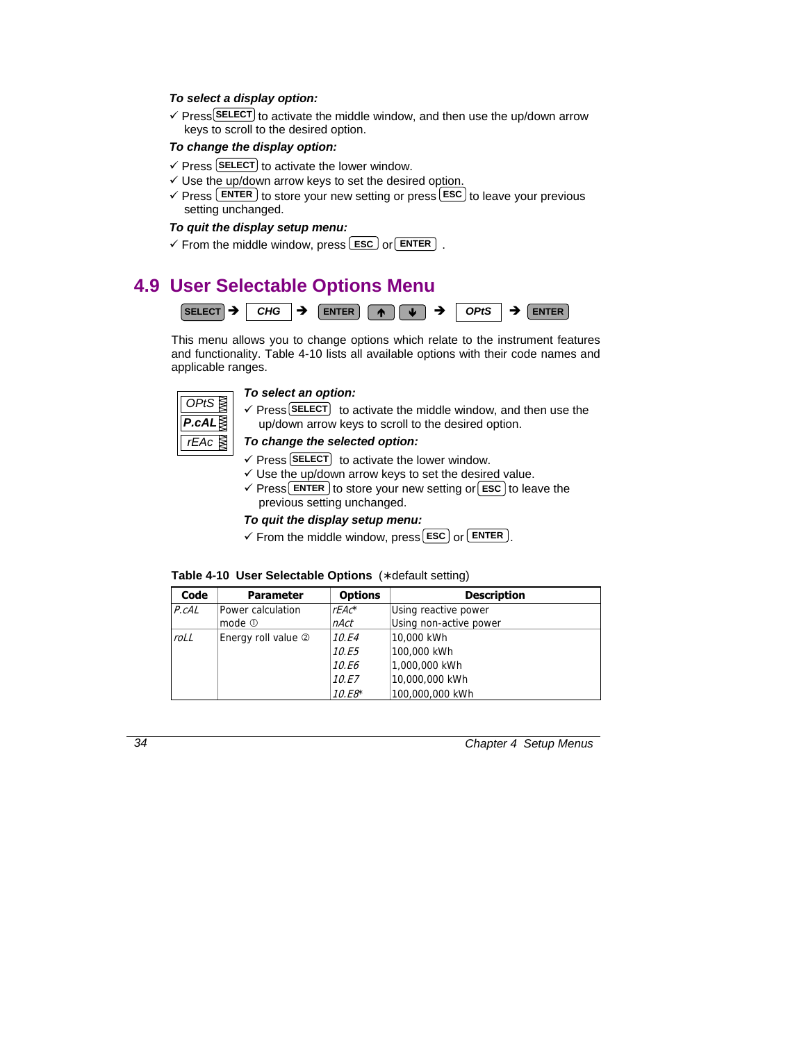***To select a display option:***

✓ Press SELECT to activate the middle window, and then use the up/down arrow keys to scroll to the desired option.

***To change the display option:***

✓ Press SELECT to activate the lower window.
✓ Use the up/down arrow keys to set the desired option.
✓ Press ENTER to store your new setting or press ESC to leave your previous setting unchanged.

***To quit the display setup menu:***

✓ From the middle window, press ESC or ENTER .

## 4.9 User Selectable Options Menu

SELECT ➔ CHG ➔ ENTER ↑ ↓ ➔ OPtS ➔ ENTER

This menu allows you to change options which relate to the instrument features and functionality. Table 4-10 lists all available options with their code names and applicable ranges.

OPtS
P.cAL
rEAc

***To select an option:***

✓ Press SELECT to activate the middle window, and then use the up/down arrow keys to scroll to the desired option.

***To change the selected option:***

✓ Press SELECT to activate the lower window.
✓ Use the up/down arrow keys to set the desired value.
✓ Press ENTER to store your new setting or ESC to leave the previous setting unchanged.

***To quit the display setup menu:***

✓ From the middle window, press ESC or ENTER.

**Table 4-10 User Selectable Options** (∗default setting)

| Code | Parameter | Options | Description |
|---|---|---|---|
| *P.cAL* | Power calculation mode ① | *rEAc*∗ | Using reactive power |
| | | *nAct* | Using non-active power |
| *roLL* | Energy roll value ② | *10.E4* | 10,000 kWh |
| | | *10.E5* | 100,000 kWh |
| | | *10.E6* | 1,000,000 kWh |
| | | *10.E7* | 10,000,000 kWh |
| | | *10.E8*∗ | 100,000,000 kWh |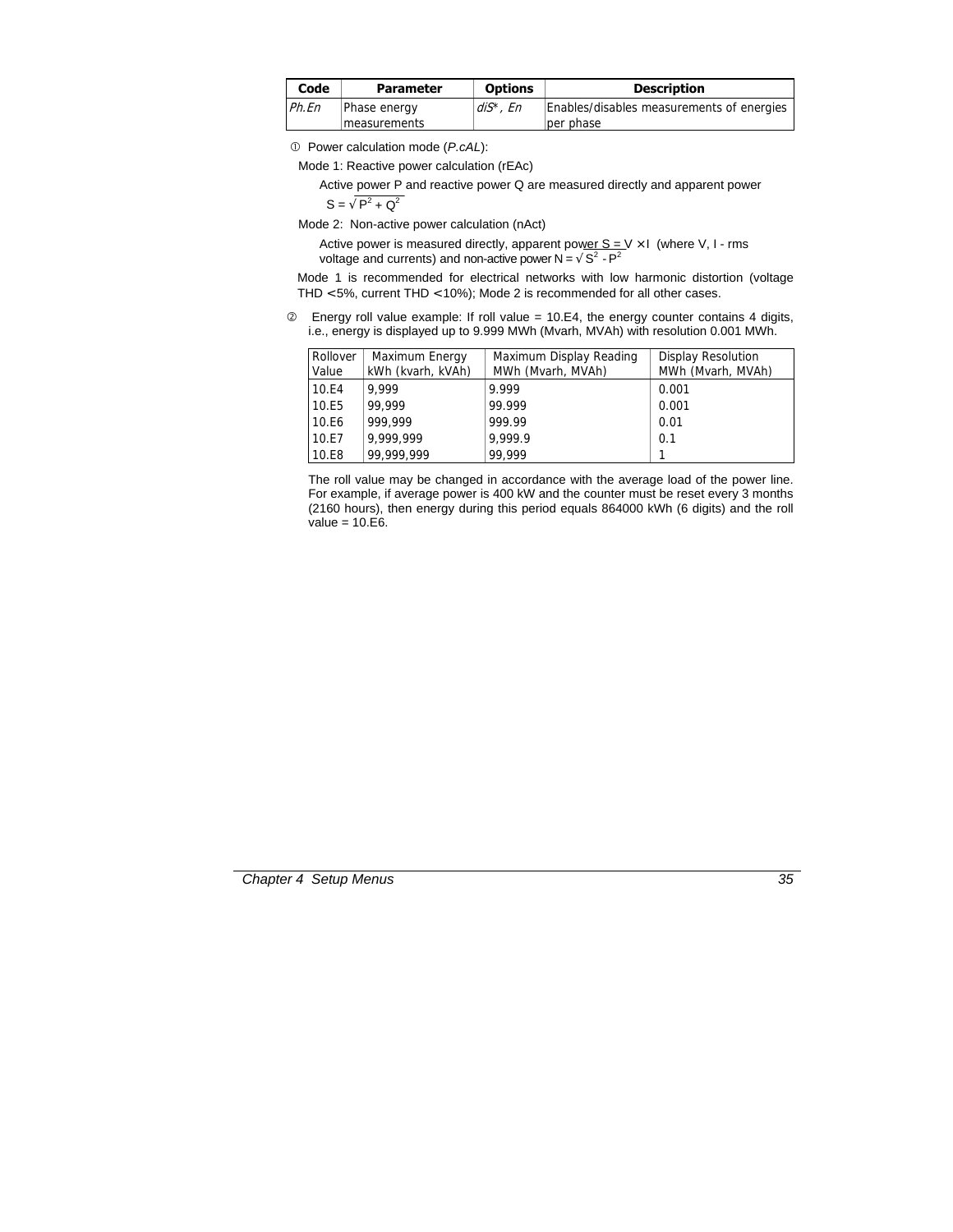| Code | Parameter | Options | Description |
|---|---|---|---|
| *Ph.En* | Phase energy measurements | *diS\**, *En* | Enables/disables measurements of energies per phase |

① Power calculation mode (*P.cAL*):

Mode 1: Reactive power calculation (rEAc)

Active power P and reactive power Q are measured directly and apparent power $S = \sqrt{P^2 + Q^2}$

Mode 2: Non-active power calculation (nAct)

Active power is measured directly, apparent power $S = V \times I$ (where V, I - rms voltage and currents) and non-active power $N = \sqrt{S^2 - P^2}$

Mode 1 is recommended for electrical networks with low harmonic distortion (voltage THD < 5%, current THD < 10%); Mode 2 is recommended for all other cases.

② Energy roll value example: If roll value = 10.E4, the energy counter contains 4 digits, i.e., energy is displayed up to 9.999 MWh (Mvarh, MVAh) with resolution 0.001 MWh.

| Rollover Value | Maximum Energy kWh (kvarh, kVAh) | Maximum Display Reading MWh (Mvarh, MVAh) | Display Resolution MWh (Mvarh, MVAh) |
|---|---|---|---|
| 10.E4 | 9,999 | 9.999 | 0.001 |
| 10.E5 | 99,999 | 99.999 | 0.001 |
| 10.E6 | 999,999 | 999.99 | 0.01 |
| 10.E7 | 9,999,999 | 9,999.9 | 0.1 |
| 10.E8 | 99,999,999 | 99,999 | 1 |

The roll value may be changed in accordance with the average load of the power line. For example, if average power is 400 kW and the counter must be reset every 3 months (2160 hours), then energy during this period equals 864000 kWh (6 digits) and the roll value = 10.E6.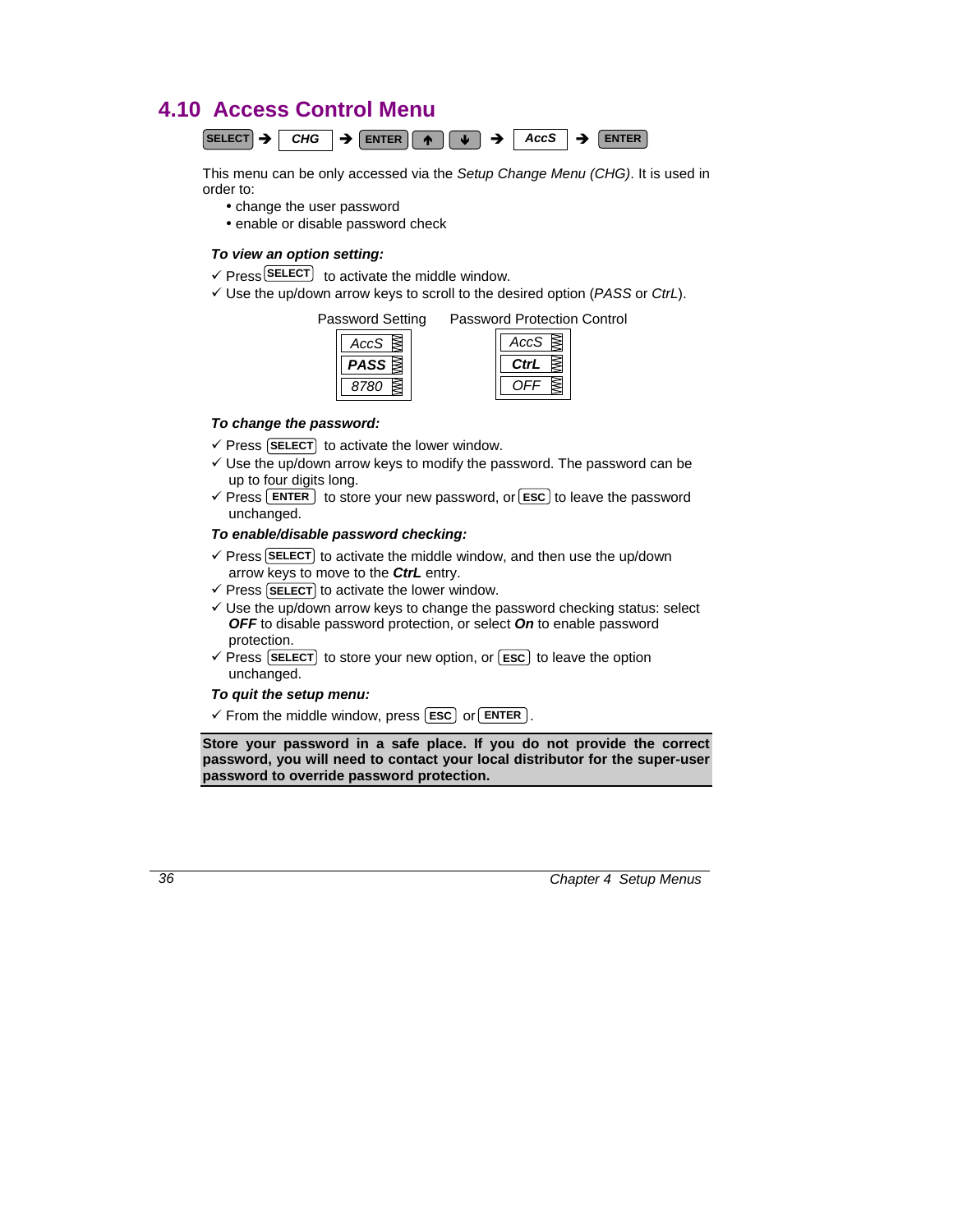## 4.10 Access Control Menu

**SELECT** ➔ *CHG* ➔ **ENTER** **↑** **↓** ➔ *AccS* ➔ **ENTER**

This menu can be only accessed via the *Setup Change Menu (CHG)*. It is used in order to:

- change the user password
- enable or disable password check

***To view an option setting:***

✓ Press **SELECT** to activate the middle window.
✓ Use the up/down arrow keys to scroll to the desired option (*PASS* or *CtrL*).

| Password Setting | Password Protection Control |
|---|---|
| *AccS* | *AccS* |
| ***PASS*** | ***CtrL*** |
| *8780* | *OFF* |

***To change the password:***

✓ Press **SELECT** to activate the lower window.
✓ Use the up/down arrow keys to modify the password. The password can be up to four digits long.
✓ Press **ENTER** to store your new password, or **ESC** to leave the password unchanged.

***To enable/disable password checking:***

✓ Press **SELECT** to activate the middle window, and then use the up/down arrow keys to move to the ***CtrL*** entry.
✓ Press **SELECT** to activate the lower window.
✓ Use the up/down arrow keys to change the password checking status: select ***OFF*** to disable password protection, or select ***On*** to enable password protection.
✓ Press **SELECT** to store your new option, or **ESC** to leave the option unchanged.

***To quit the setup menu:***

✓ From the middle window, press **ESC** or **ENTER**.

**Store your password in a safe place. If you do not provide the correct password, you will need to contact your local distributor for the super-user password to override password protection.**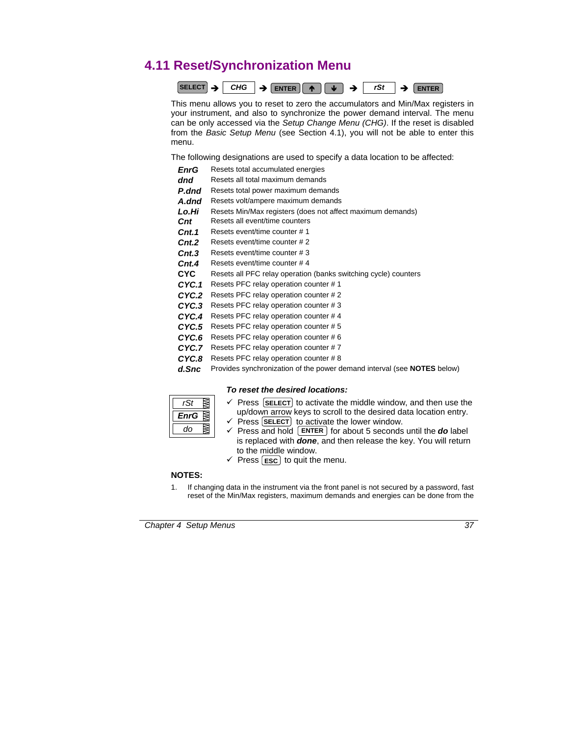## 4.11 Reset/Synchronization Menu

SELECT → CHG → ENTER ↑ ↓ → rSt → ENTER

This menu allows you to reset to zero the accumulators and Min/Max registers in your instrument, and also to synchronize the power demand interval. The menu can be only accessed via the *Setup Change Menu (CHG)*. If the reset is disabled from the *Basic Setup Menu* (see Section 4.1), you will not be able to enter this menu.

The following designations are used to specify a data location to be affected:

| | |
|---|---|
| ***EnrG*** | Resets total accumulated energies |
| ***dnd*** | Resets all total maximum demands |
| ***P.dnd*** | Resets total power maximum demands |
| ***A.dnd*** | Resets volt/ampere maximum demands |
| ***Lo.Hi*** | Resets Min/Max registers (does not affect maximum demands) |
| ***Cnt*** | Resets all event/time counters |
| ***Cnt.1*** | Resets event/time counter # 1 |
| ***Cnt.2*** | Resets event/time counter # 2 |
| ***Cnt.3*** | Resets event/time counter # 3 |
| ***Cnt.4*** | Resets event/time counter # 4 |
| **CYC** | Resets all PFC relay operation (banks switching cycle) counters |
| ***CYC.1*** | Resets PFC relay operation counter # 1 |
| ***CYC.2*** | Resets PFC relay operation counter # 2 |
| ***CYC.3*** | Resets PFC relay operation counter # 3 |
| ***CYC.4*** | Resets PFC relay operation counter # 4 |
| ***CYC.5*** | Resets PFC relay operation counter # 5 |
| ***CYC.6*** | Resets PFC relay operation counter # 6 |
| ***CYC.7*** | Resets PFC relay operation counter # 7 |
| ***CYC.8*** | Resets PFC relay operation counter # 8 |
| ***d.Snc*** | Provides synchronization of the power demand interval (see **NOTES** below) |

| |
|---|
| *rSt* |
| ***EnrG*** |
| *do* |

***To reset the desired locations:***

- ✓ Press SELECT to activate the middle window, and then use the up/down arrow keys to scroll to the desired data location entry.
- ✓ Press SELECT to activate the lower window.
- ✓ Press and hold ENTER for about 5 seconds until the ***do*** label is replaced with ***done***, and then release the key. You will return to the middle window.
- ✓ Press ESC to quit the menu.

**NOTES:**

1. If changing data in the instrument via the front panel is not secured by a password, fast reset of the Min/Max registers, maximum demands and energies can be done from the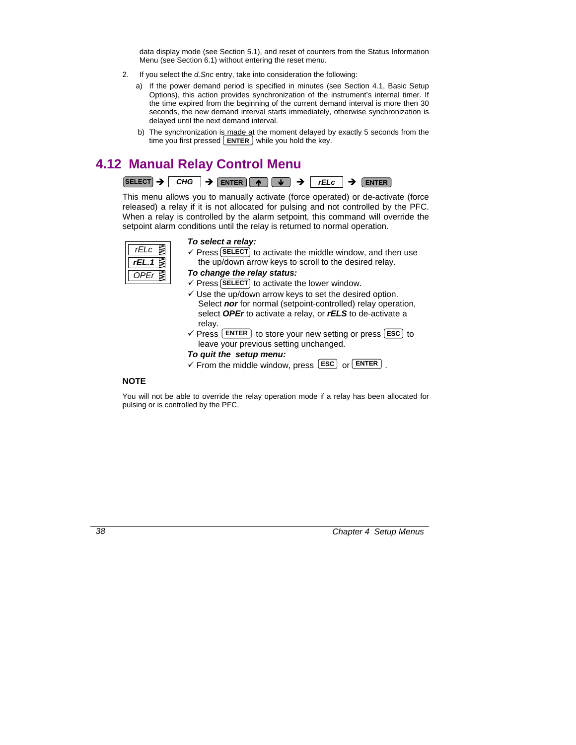data display mode (see Section 5.1), and reset of counters from the Status Information Menu (see Section 6.1) without entering the reset menu.

2. If you select the *d.Snc* entry, take into consideration the following:

   a) If the power demand period is specified in minutes (see Section 4.1, Basic Setup Options), this action provides synchronization of the instrument's internal timer. If the time expired from the beginning of the current demand interval is more then 30 seconds, the new demand interval starts immediately, otherwise synchronization is delayed until the next demand interval.

   b) The synchronization is made at the moment delayed by exactly 5 seconds from the time you first pressed ENTER while you hold the key.

## 4.12 Manual Relay Control Menu

SELECT ➔ *CHG* ➔ ENTER ↑ ↓ ➔ *rELc* ➔ ENTER

This menu allows you to manually activate (force operated) or de-activate (force released) a relay if it is not allocated for pulsing and not controlled by the PFC. When a relay is controlled by the alarm setpoint, this command will override the setpoint alarm conditions until the relay is returned to normal operation.

| |
|---|
| *rELc* |
| ***rEL.1*** |
| *OPEr* |

***To select a relay:***

✓ Press SELECT to activate the middle window, and then use the up/down arrow keys to scroll to the desired relay.

***To change the relay status:***

✓ Press SELECT to activate the lower window.

✓ Use the up/down arrow keys to set the desired option. Select ***nor*** for normal (setpoint-controlled) relay operation, select ***OPEr*** to activate a relay, or ***rELS*** to de-activate a relay.

✓ Press ENTER to store your new setting or press ESC to leave your previous setting unchanged.

***To quit the setup menu:***

✓ From the middle window, press ESC or ENTER .

**NOTE**

You will not be able to override the relay operation mode if a relay has been allocated for pulsing or is controlled by the PFC.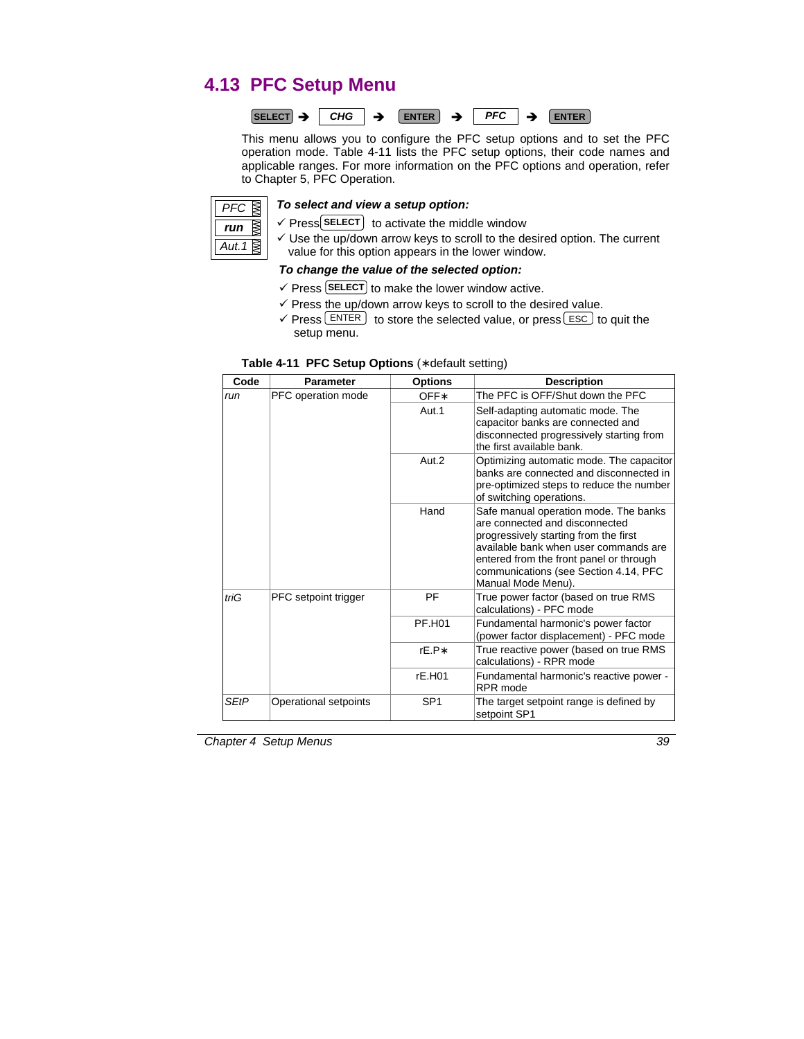## 4.13 PFC Setup Menu

SELECT ➔ CHG ➔ ENTER ➔ PFC ➔ ENTER

This menu allows you to configure the PFC setup options and to set the PFC operation mode. Table 4-11 lists the PFC setup options, their code names and applicable ranges. For more information on the PFC options and operation, refer to Chapter 5, PFC Operation.

PFC
run
Aut.1

***To select and view a setup option:***

- ✓ Press SELECT to activate the middle window
- ✓ Use the up/down arrow keys to scroll to the desired option. The current value for this option appears in the lower window.

***To change the value of the selected option:***

- ✓ Press SELECT to make the lower window active.
- ✓ Press the up/down arrow keys to scroll to the desired value.
- ✓ Press ENTER to store the selected value, or press ESC to quit the setup menu.

**Table 4-11 PFC Setup Options** (∗default setting)

| Code | Parameter | Options | Description |
|---|---|---|---|
| *run* | PFC operation mode | OFF∗ | The PFC is OFF/Shut down the PFC |
| | | Aut.1 | Self-adapting automatic mode. The capacitor banks are connected and disconnected progressively starting from the first available bank. |
| | | Aut.2 | Optimizing automatic mode. The capacitor banks are connected and disconnected in pre-optimized steps to reduce the number of switching operations. |
| | | Hand | Safe manual operation mode. The banks are connected and disconnected progressively starting from the first available bank when user commands are entered from the front panel or through communications (see Section 4.14, PFC Manual Mode Menu). |
| *triG* | PFC setpoint trigger | PF | True power factor (based on true RMS calculations) - PFC mode |
| | | PF.H01 | Fundamental harmonic's power factor (power factor displacement) - PFC mode |
| | | rE.P∗ | True reactive power (based on true RMS calculations) - RPR mode |
| | | rE.H01 | Fundamental harmonic's reactive power - RPR mode |
| *SEtP* | Operational setpoints | SP1 | The target setpoint range is defined by setpoint SP1 |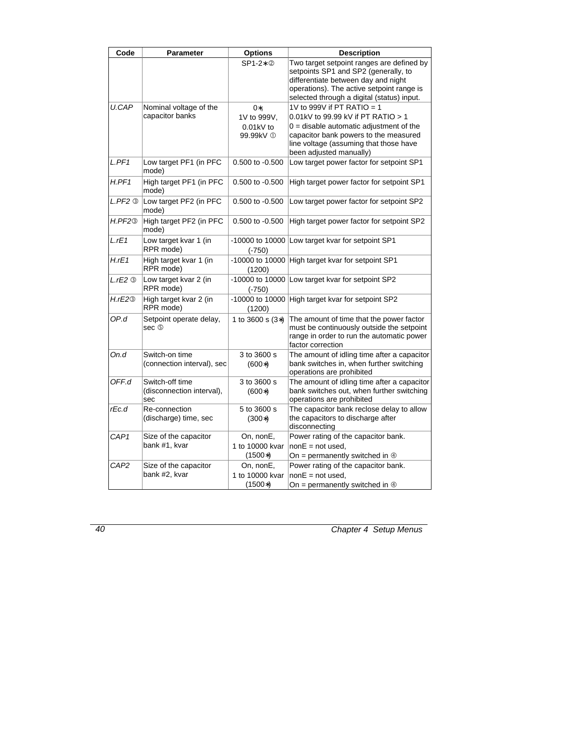| Code | Parameter | Options | Description |
|---|---|---|---|
| | | SP1-2∗② | Two target setpoint ranges are defined by setpoints SP1 and SP2 (generally, to differentiate between day and night operations). The active setpoint range is selected through a digital (status) input. |
| U.CAP | Nominal voltage of the capacitor banks | 0∗, 1V to 999V, 0.01kV to 99.99kV ① | 1V to 999V if PT RATIO = 1<br>0.01kV to 99.99 kV if PT RATIO > 1<br>0 = disable automatic adjustment of the capacitor bank powers to the measured line voltage (assuming that those have been adjusted manually) |
| L.PF1 | Low target PF1 (in PFC mode) | 0.500 to -0.500 | Low target power factor for setpoint SP1 |
| H.PF1 | High target PF1 (in PFC mode) | 0.500 to -0.500 | High target power factor for setpoint SP1 |
| L.PF2 ③ | Low target PF2 (in PFC mode) | 0.500 to -0.500 | Low target power factor for setpoint SP2 |
| H.PF2③ | High target PF2 (in PFC mode) | 0.500 to -0.500 | High target power factor for setpoint SP2 |
| L.rE1 | Low target kvar 1 (in RPR mode) | -10000 to 10000 (-750) | Low target kvar for setpoint SP1 |
| H.rE1 | High target kvar 1 (in RPR mode) | -10000 to 10000 (1200) | High target kvar for setpoint SP1 |
| L.rE2 ③ | Low target kvar 2 (in RPR mode) | -10000 to 10000 (-750) | Low target kvar for setpoint SP2 |
| H.rE2③ | High target kvar 2 (in RPR mode) | -10000 to 10000 (1200) | High target kvar for setpoint SP2 |
| OP.d | Setpoint operate delay, sec ⑤ | 1 to 3600 s (3∗) | The amount of time that the power factor must be continuously outside the setpoint range in order to run the automatic power factor correction |
| On.d | Switch-on time (connection interval), sec | 3 to 3600 s (600∗) | The amount of idling time after a capacitor bank switches in, when further switching operations are prohibited |
| OFF.d | Switch-off time (disconnection interval), sec | 3 to 3600 s (600∗) | The amount of idling time after a capacitor bank switches out, when further switching operations are prohibited |
| rEc.d | Re-connection (discharge) time, sec | 5 to 3600 s (300∗) | The capacitor bank reclose delay to allow the capacitors to discharge after disconnecting |
| CAP1 | Size of the capacitor bank #1, kvar | On, nonE, 1 to 10000 kvar (1500∗) | Power rating of the capacitor bank.<br>nonE = not used,<br>On = permanently switched in ④ |
| CAP2 | Size of the capacitor bank #2, kvar | On, nonE, 1 to 10000 kvar (1500∗) | Power rating of the capacitor bank.<br>nonE = not used,<br>On = permanently switched in ④ |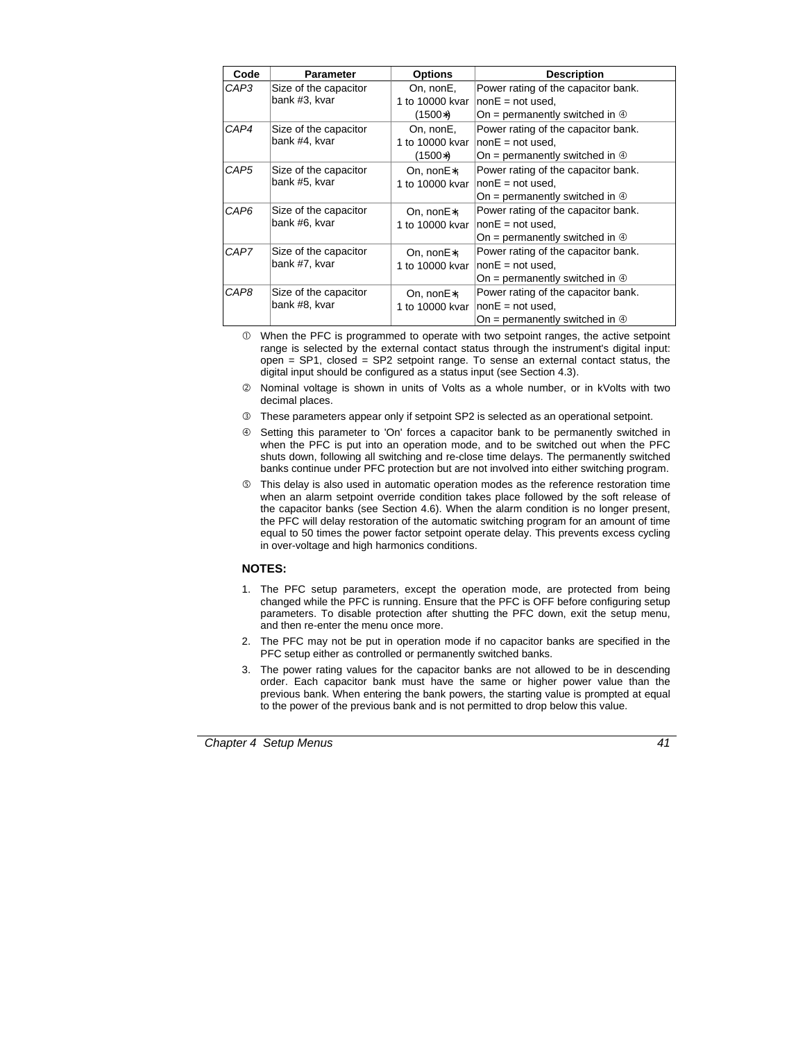| Code | Parameter | Options | Description |
|---|---|---|---|
| *CAP3* | Size of the capacitor bank #3, kvar | On, nonE, 1 to 10000 kvar (1500∗) | Power rating of the capacitor bank. nonE = not used, On = permanently switched in ④ |
| *CAP4* | Size of the capacitor bank #4, kvar | On, nonE, 1 to 10000 kvar (1500∗) | Power rating of the capacitor bank. nonE = not used, On = permanently switched in ④ |
| *CAP5* | Size of the capacitor bank #5, kvar | On, nonE∗, 1 to 10000 kvar | Power rating of the capacitor bank. nonE = not used, On = permanently switched in ④ |
| *CAP6* | Size of the capacitor bank #6, kvar | On, nonE∗, 1 to 10000 kvar | Power rating of the capacitor bank. nonE = not used, On = permanently switched in ④ |
| *CAP7* | Size of the capacitor bank #7, kvar | On, nonE∗, 1 to 10000 kvar | Power rating of the capacitor bank. nonE = not used, On = permanently switched in ④ |
| *CAP8* | Size of the capacitor bank #8, kvar | On, nonE∗, 1 to 10000 kvar | Power rating of the capacitor bank. nonE = not used, On = permanently switched in ④ |

① When the PFC is programmed to operate with two setpoint ranges, the active setpoint range is selected by the external contact status through the instrument's digital input: open = SP1, closed = SP2 setpoint range. To sense an external contact status, the digital input should be configured as a status input (see Section 4.3).

② Nominal voltage is shown in units of Volts as a whole number, or in kVolts with two decimal places.

③ These parameters appear only if setpoint SP2 is selected as an operational setpoint.

④ Setting this parameter to 'On' forces a capacitor bank to be permanently switched in when the PFC is put into an operation mode, and to be switched out when the PFC shuts down, following all switching and re-close time delays. The permanently switched banks continue under PFC protection but are not involved into either switching program.

⑤ This delay is also used in automatic operation modes as the reference restoration time when an alarm setpoint override condition takes place followed by the soft release of the capacitor banks (see Section 4.6). When the alarm condition is no longer present, the PFC will delay restoration of the automatic switching program for an amount of time equal to 50 times the power factor setpoint operate delay. This prevents excess cycling in over-voltage and high harmonics conditions.

**NOTES:**

1. The PFC setup parameters, except the operation mode, are protected from being changed while the PFC is running. Ensure that the PFC is OFF before configuring setup parameters. To disable protection after shutting the PFC down, exit the setup menu, and then re-enter the menu once more.
2. The PFC may not be put in operation mode if no capacitor banks are specified in the PFC setup either as controlled or permanently switched banks.
3. The power rating values for the capacitor banks are not allowed to be in descending order. Each capacitor bank must have the same or higher power value than the previous bank. When entering the bank powers, the starting value is prompted at equal to the power of the previous bank and is not permitted to drop below this value.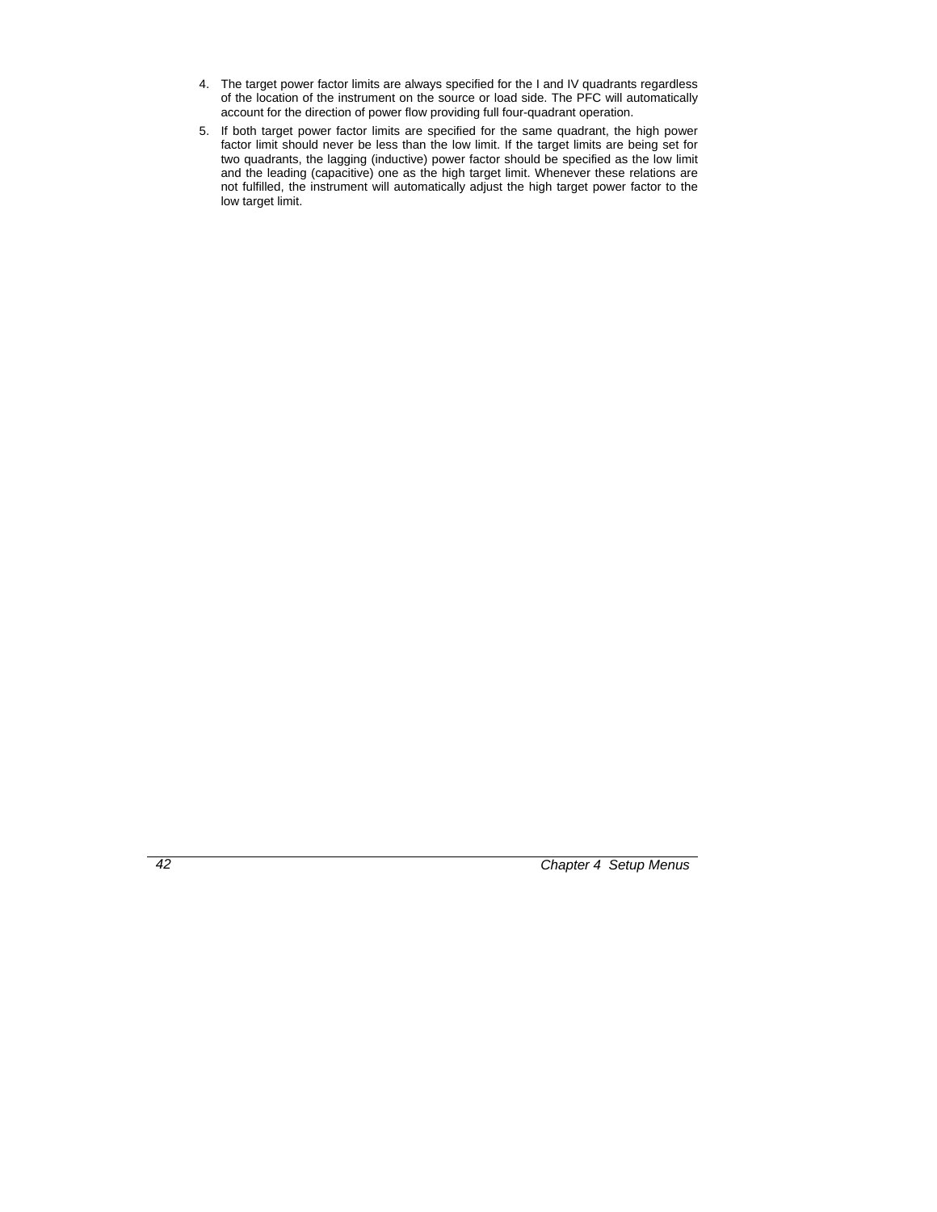4. The target power factor limits are always specified for the I and IV quadrants regardless of the location of the instrument on the source or load side. The PFC will automatically account for the direction of power flow providing full four-quadrant operation.
5. If both target power factor limits are specified for the same quadrant, the high power factor limit should never be less than the low limit. If the target limits are being set for two quadrants, the lagging (inductive) power factor should be specified as the low limit and the leading (capacitive) one as the high target limit. Whenever these relations are not fulfilled, the instrument will automatically adjust the high target power factor to the low target limit.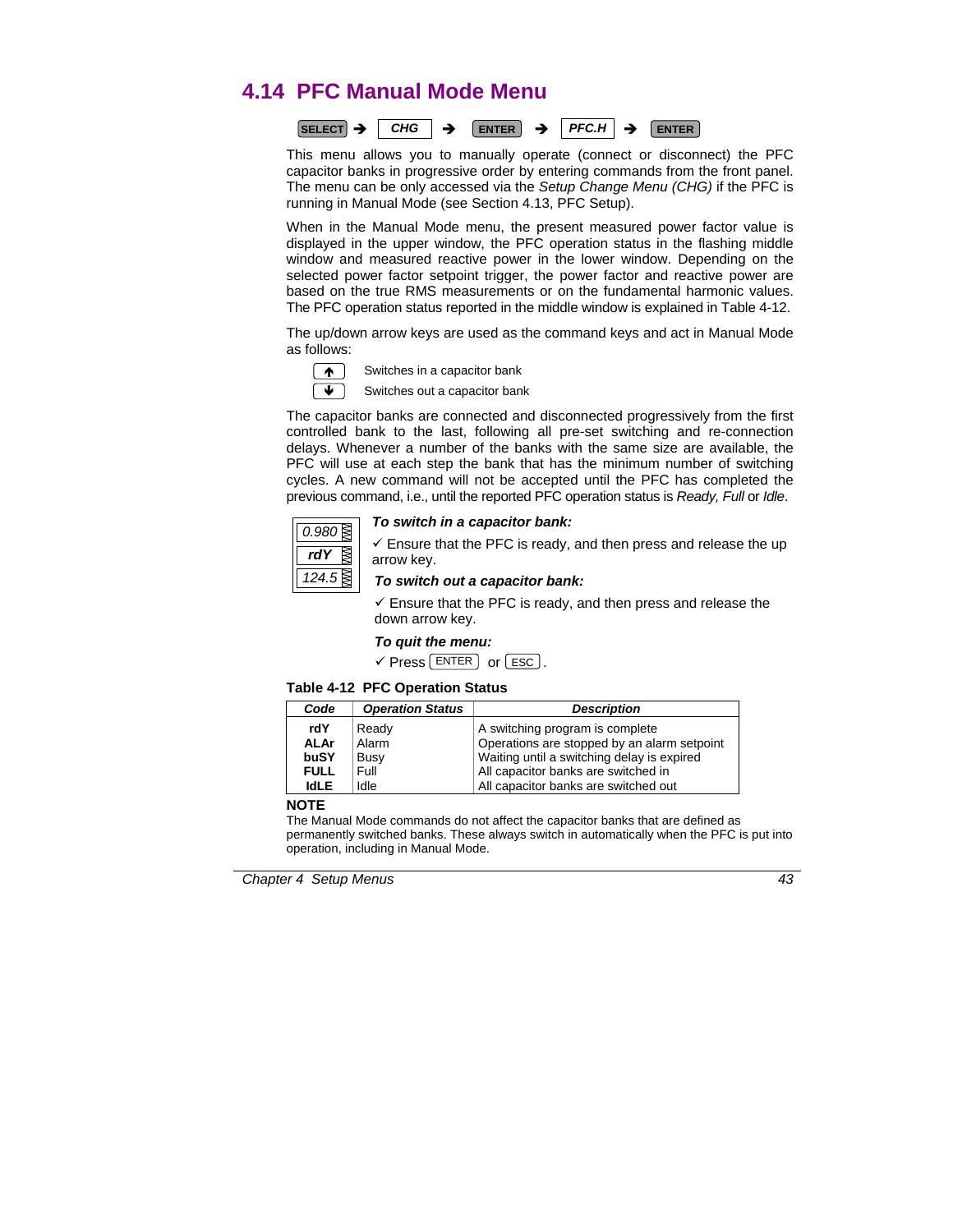## 4.14 PFC Manual Mode Menu

**SELECT** → *CHG* → **ENTER** → *PFC.H* → **ENTER**

This menu allows you to manually operate (connect or disconnect) the PFC capacitor banks in progressive order by entering commands from the front panel. The menu can be only accessed via the *Setup Change Menu (CHG)* if the PFC is running in Manual Mode (see Section 4.13, PFC Setup).

When in the Manual Mode menu, the present measured power factor value is displayed in the upper window, the PFC operation status in the flashing middle window and measured reactive power in the lower window. Depending on the selected power factor setpoint trigger, the power factor and reactive power are based on the true RMS measurements or on the fundamental harmonic values. The PFC operation status reported in the middle window is explained in Table 4-12.

The up/down arrow keys are used as the command keys and act in Manual Mode as follows:

- ↑ Switches in a capacitor bank
- ↓ Switches out a capacitor bank

The capacitor banks are connected and disconnected progressively from the first controlled bank to the last, following all pre-set switching and re-connection delays. Whenever a number of the banks with the same size are available, the PFC will use at each step the bank that has the minimum number of switching cycles. A new command will not be accepted until the PFC has completed the previous command, i.e., until the reported PFC operation status is *Ready, Full* or *Idle*.

| |
|---|
| 0.980 |
| rdY |
| 124.5 |

***To switch in a capacitor bank:***

✓ Ensure that the PFC is ready, and then press and release the up arrow key.

***To switch out a capacitor bank:***

✓ Ensure that the PFC is ready, and then press and release the down arrow key.

***To quit the menu:***

✓ Press ENTER or ESC.

**Table 4-12 PFC Operation Status**

| Code | Operation Status | Description |
|---|---|---|
| **rdY** | Ready | A switching program is complete |
| **ALAr** | Alarm | Operations are stopped by an alarm setpoint |
| **buSY** | Busy | Waiting until a switching delay is expired |
| **FULL** | Full | All capacitor banks are switched in |
| **IdLE** | Idle | All capacitor banks are switched out |

**NOTE**

The Manual Mode commands do not affect the capacitor banks that are defined as permanently switched banks. These always switch in automatically when the PFC is put into operation, including in Manual Mode.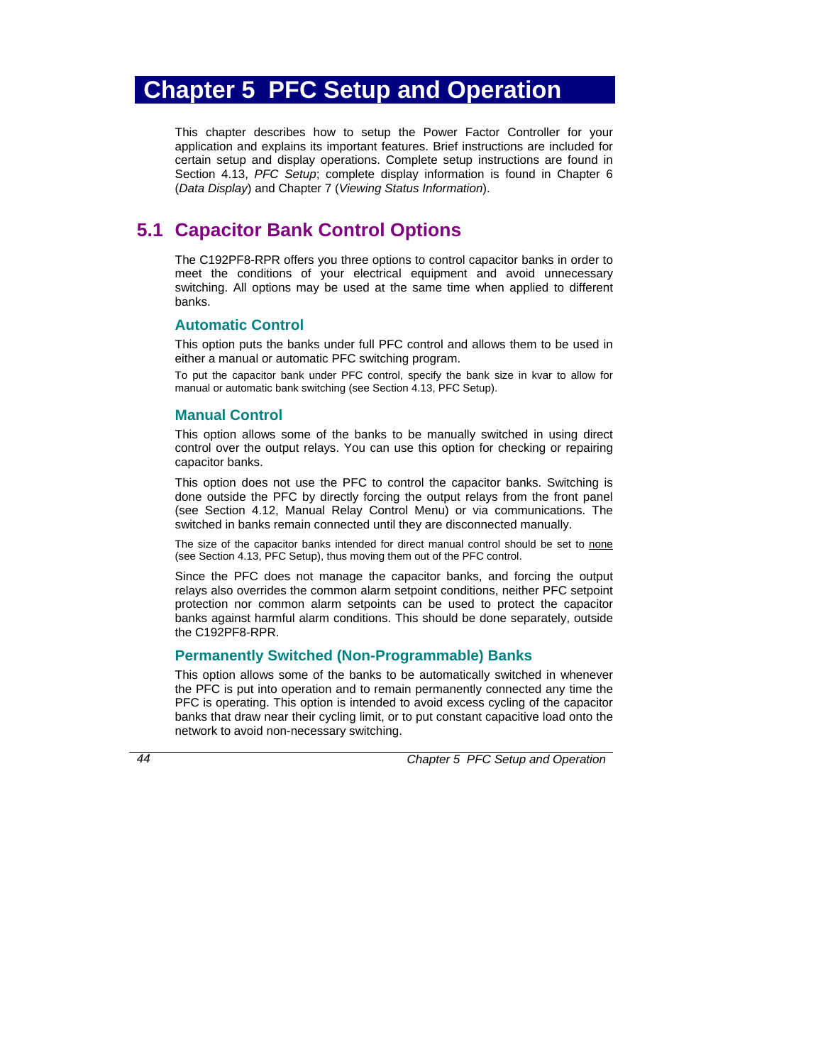# Chapter 5  PFC Setup and Operation

This chapter describes how to setup the Power Factor Controller for your application and explains its important features. Brief instructions are included for certain setup and display operations. Complete setup instructions are found in Section 4.13, *PFC Setup*; complete display information is found in Chapter 6 (*Data Display*) and Chapter 7 (*Viewing Status Information*).

## 5.1  Capacitor Bank Control Options

The C192PF8-RPR offers you three options to control capacitor banks in order to meet the conditions of your electrical equipment and avoid unnecessary switching. All options may be used at the same time when applied to different banks.

### Automatic Control

This option puts the banks under full PFC control and allows them to be used in either a manual or automatic PFC switching program.

To put the capacitor bank under PFC control, specify the bank size in kvar to allow for manual or automatic bank switching (see Section 4.13, PFC Setup).

### Manual Control

This option allows some of the banks to be manually switched in using direct control over the output relays. You can use this option for checking or repairing capacitor banks.

This option does not use the PFC to control the capacitor banks. Switching is done outside the PFC by directly forcing the output relays from the front panel (see Section 4.12, Manual Relay Control Menu) or via communications. The switched in banks remain connected until they are disconnected manually.

The size of the capacitor banks intended for direct manual control should be set to none (see Section 4.13, PFC Setup), thus moving them out of the PFC control.

Since the PFC does not manage the capacitor banks, and forcing the output relays also overrides the common alarm setpoint conditions, neither PFC setpoint protection nor common alarm setpoints can be used to protect the capacitor banks against harmful alarm conditions. This should be done separately, outside the C192PF8-RPR.

### Permanently Switched (Non-Programmable) Banks

This option allows some of the banks to be automatically switched in whenever the PFC is put into operation and to remain permanently connected any time the PFC is operating. This option is intended to avoid excess cycling of the capacitor banks that draw near their cycling limit, or to put constant capacitive load onto the network to avoid non-necessary switching.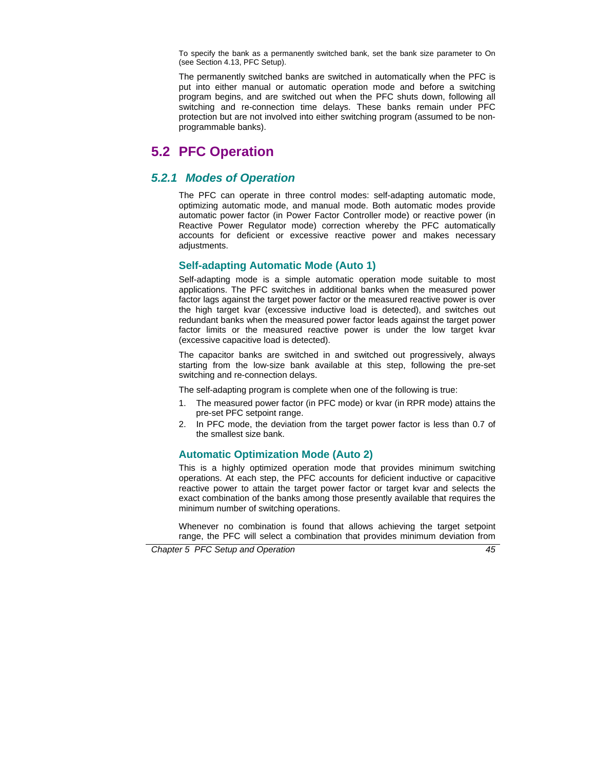To specify the bank as a permanently switched bank, set the bank size parameter to On (see Section 4.13, PFC Setup).

The permanently switched banks are switched in automatically when the PFC is put into either manual or automatic operation mode and before a switching program begins, and are switched out when the PFC shuts down, following all switching and re-connection time delays. These banks remain under PFC protection but are not involved into either switching program (assumed to be non-programmable banks).

## 5.2 PFC Operation

### 5.2.1 Modes of Operation

The PFC can operate in three control modes: self-adapting automatic mode, optimizing automatic mode, and manual mode. Both automatic modes provide automatic power factor (in Power Factor Controller mode) or reactive power (in Reactive Power Regulator mode) correction whereby the PFC automatically accounts for deficient or excessive reactive power and makes necessary adjustments.

#### Self-adapting Automatic Mode (Auto 1)

Self-adapting mode is a simple automatic operation mode suitable to most applications. The PFC switches in additional banks when the measured power factor lags against the target power factor or the measured reactive power is over the high target kvar (excessive inductive load is detected), and switches out redundant banks when the measured power factor leads against the target power factor limits or the measured reactive power is under the low target kvar (excessive capacitive load is detected).

The capacitor banks are switched in and switched out progressively, always starting from the low-size bank available at this step, following the pre-set switching and re-connection delays.

The self-adapting program is complete when one of the following is true:

1. The measured power factor (in PFC mode) or kvar (in RPR mode) attains the pre-set PFC setpoint range.
2. In PFC mode, the deviation from the target power factor is less than 0.7 of the smallest size bank.

#### Automatic Optimization Mode (Auto 2)

This is a highly optimized operation mode that provides minimum switching operations. At each step, the PFC accounts for deficient inductive or capacitive reactive power to attain the target power factor or target kvar and selects the exact combination of the banks among those presently available that requires the minimum number of switching operations.

Whenever no combination is found that allows achieving the target setpoint range, the PFC will select a combination that provides minimum deviation from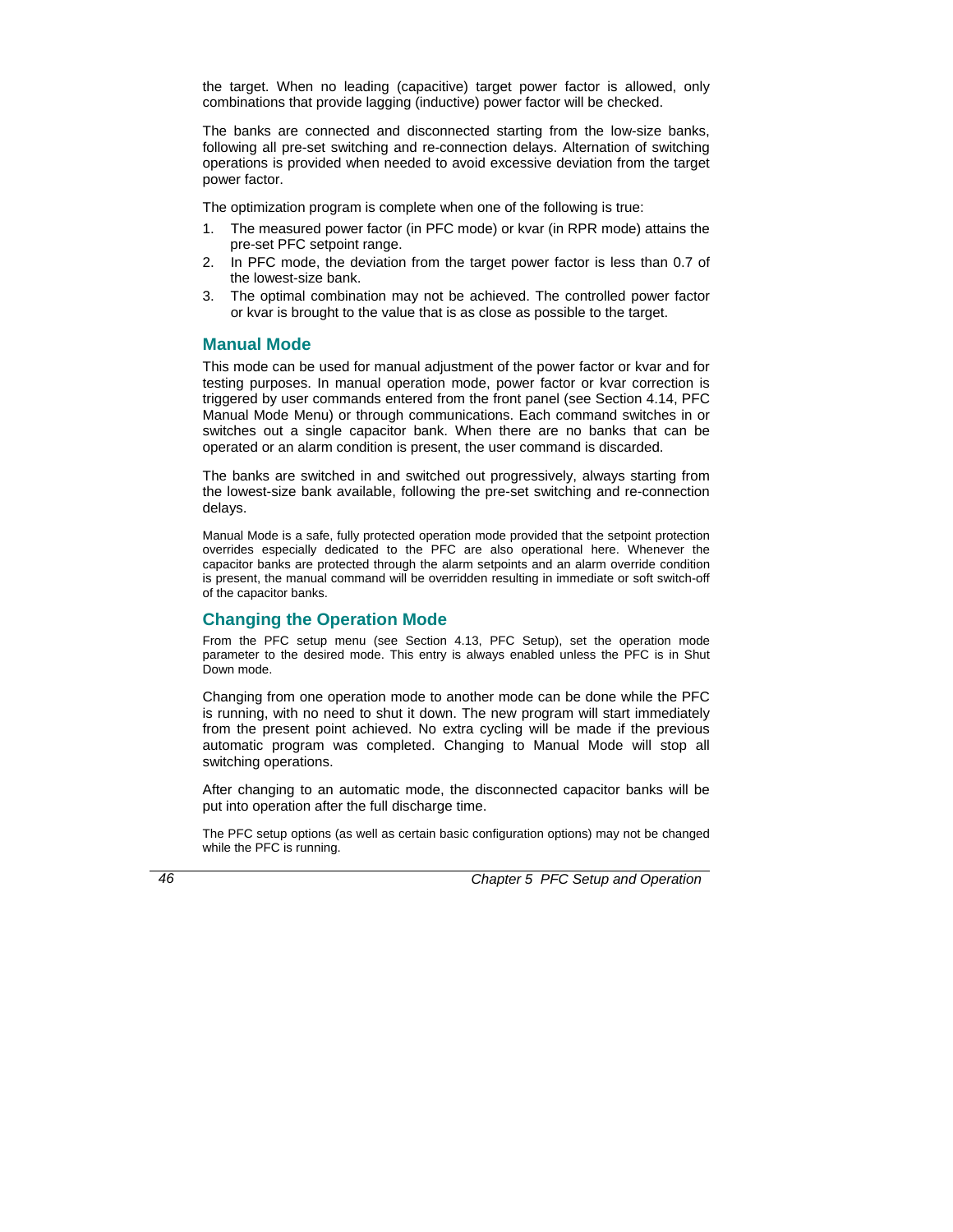the target. When no leading (capacitive) target power factor is allowed, only combinations that provide lagging (inductive) power factor will be checked.

The banks are connected and disconnected starting from the low-size banks, following all pre-set switching and re-connection delays. Alternation of switching operations is provided when needed to avoid excessive deviation from the target power factor.

The optimization program is complete when one of the following is true:

1. The measured power factor (in PFC mode) or kvar (in RPR mode) attains the pre-set PFC setpoint range.
2. In PFC mode, the deviation from the target power factor is less than 0.7 of the lowest-size bank.
3. The optimal combination may not be achieved. The controlled power factor or kvar is brought to the value that is as close as possible to the target.

## Manual Mode

This mode can be used for manual adjustment of the power factor or kvar and for testing purposes. In manual operation mode, power factor or kvar correction is triggered by user commands entered from the front panel (see Section 4.14, PFC Manual Mode Menu) or through communications. Each command switches in or switches out a single capacitor bank. When there are no banks that can be operated or an alarm condition is present, the user command is discarded.

The banks are switched in and switched out progressively, always starting from the lowest-size bank available, following the pre-set switching and re-connection delays.

Manual Mode is a safe, fully protected operation mode provided that the setpoint protection overrides especially dedicated to the PFC are also operational here. Whenever the capacitor banks are protected through the alarm setpoints and an alarm override condition is present, the manual command will be overridden resulting in immediate or soft switch-off of the capacitor banks.

## Changing the Operation Mode

From the PFC setup menu (see Section 4.13, PFC Setup), set the operation mode parameter to the desired mode. This entry is always enabled unless the PFC is in Shut Down mode.

Changing from one operation mode to another mode can be done while the PFC is running, with no need to shut it down. The new program will start immediately from the present point achieved. No extra cycling will be made if the previous automatic program was completed. Changing to Manual Mode will stop all switching operations.

After changing to an automatic mode, the disconnected capacitor banks will be put into operation after the full discharge time.

The PFC setup options (as well as certain basic configuration options) may not be changed while the PFC is running.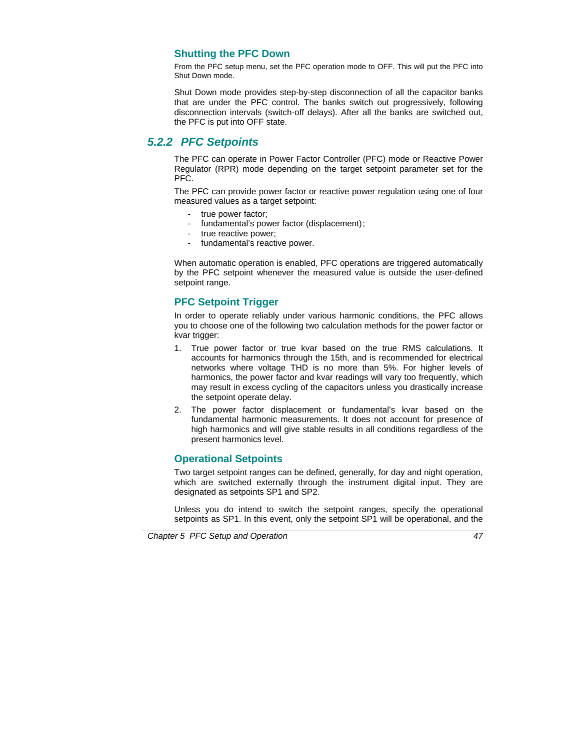### Shutting the PFC Down

From the PFC setup menu, set the PFC operation mode to OFF. This will put the PFC into Shut Down mode.

Shut Down mode provides step-by-step disconnection of all the capacitor banks that are under the PFC control. The banks switch out progressively, following disconnection intervals (switch-off delays). After all the banks are switched out, the PFC is put into OFF state.

## *5.2.2 PFC Setpoints*

The PFC can operate in Power Factor Controller (PFC) mode or Reactive Power Regulator (RPR) mode depending on the target setpoint parameter set for the PFC.

The PFC can provide power factor or reactive power regulation using one of four measured values as a target setpoint:

- true power factor;
- fundamental's power factor (displacement);
- true reactive power;
- fundamental's reactive power.

When automatic operation is enabled, PFC operations are triggered automatically by the PFC setpoint whenever the measured value is outside the user-defined setpoint range.

### PFC Setpoint Trigger

In order to operate reliably under various harmonic conditions, the PFC allows you to choose one of the following two calculation methods for the power factor or kvar trigger:

1. True power factor or true kvar based on the true RMS calculations. It accounts for harmonics through the 15th, and is recommended for electrical networks where voltage THD is no more than 5%. For higher levels of harmonics, the power factor and kvar readings will vary too frequently, which may result in excess cycling of the capacitors unless you drastically increase the setpoint operate delay.
2. The power factor displacement or fundamental's kvar based on the fundamental harmonic measurements. It does not account for presence of high harmonics and will give stable results in all conditions regardless of the present harmonics level.

### Operational Setpoints

Two target setpoint ranges can be defined, generally, for day and night operation, which are switched externally through the instrument digital input. They are designated as setpoints SP1 and SP2.

Unless you do intend to switch the setpoint ranges, specify the operational setpoints as SP1. In this event, only the setpoint SP1 will be operational, and the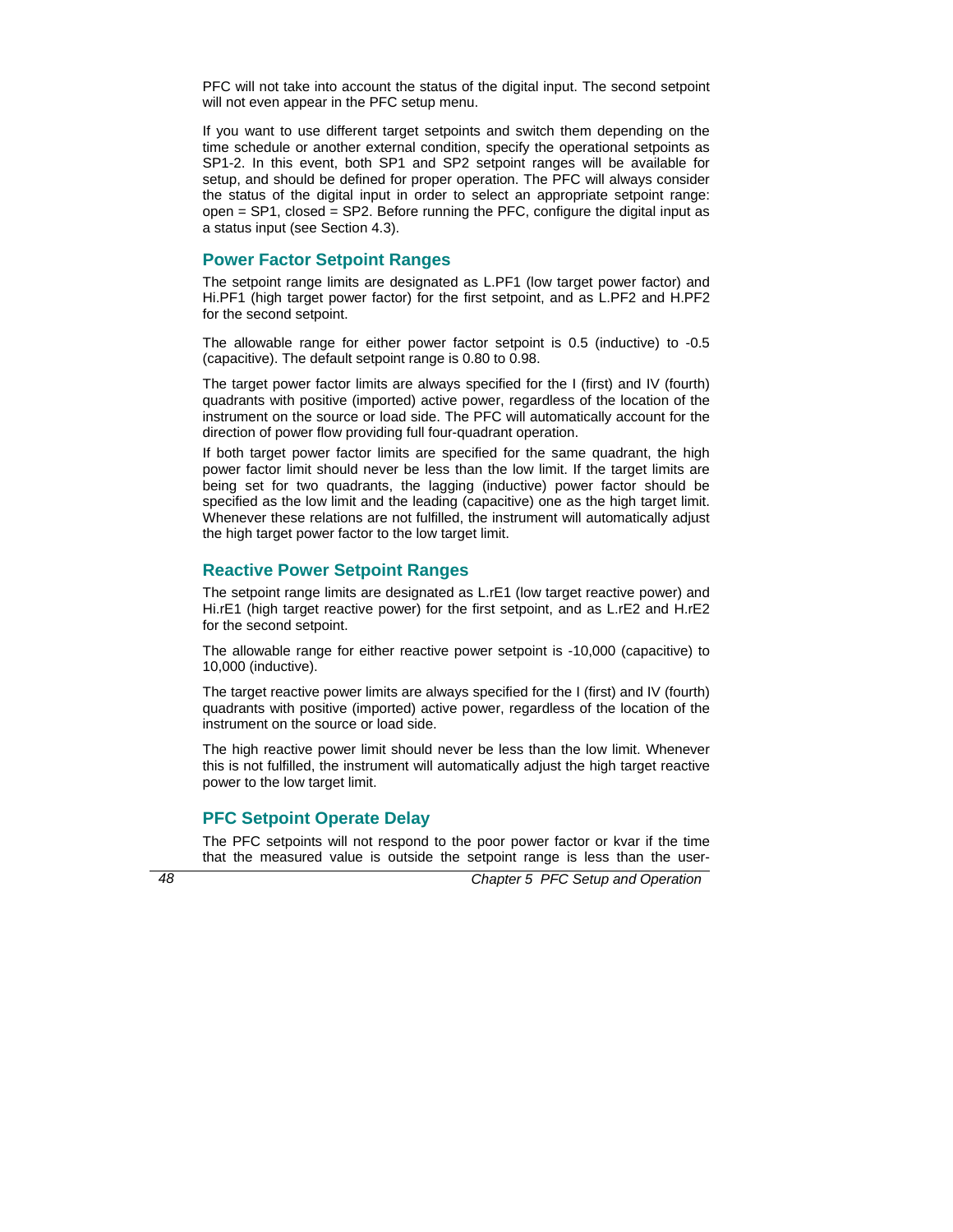PFC will not take into account the status of the digital input. The second setpoint will not even appear in the PFC setup menu.

If you want to use different target setpoints and switch them depending on the time schedule or another external condition, specify the operational setpoints as SP1-2. In this event, both SP1 and SP2 setpoint ranges will be available for setup, and should be defined for proper operation. The PFC will always consider the status of the digital input in order to select an appropriate setpoint range: open = SP1, closed = SP2. Before running the PFC, configure the digital input as a status input (see Section 4.3).

### Power Factor Setpoint Ranges

The setpoint range limits are designated as L.PF1 (low target power factor) and Hi.PF1 (high target power factor) for the first setpoint, and as L.PF2 and H.PF2 for the second setpoint.

The allowable range for either power factor setpoint is 0.5 (inductive) to -0.5 (capacitive). The default setpoint range is 0.80 to 0.98.

The target power factor limits are always specified for the I (first) and IV (fourth) quadrants with positive (imported) active power, regardless of the location of the instrument on the source or load side. The PFC will automatically account for the direction of power flow providing full four-quadrant operation.

If both target power factor limits are specified for the same quadrant, the high power factor limit should never be less than the low limit. If the target limits are being set for two quadrants, the lagging (inductive) power factor should be specified as the low limit and the leading (capacitive) one as the high target limit. Whenever these relations are not fulfilled, the instrument will automatically adjust the high target power factor to the low target limit.

### Reactive Power Setpoint Ranges

The setpoint range limits are designated as L.rE1 (low target reactive power) and Hi.rE1 (high target reactive power) for the first setpoint, and as L.rE2 and H.rE2 for the second setpoint.

The allowable range for either reactive power setpoint is -10,000 (capacitive) to 10,000 (inductive).

The target reactive power limits are always specified for the I (first) and IV (fourth) quadrants with positive (imported) active power, regardless of the location of the instrument on the source or load side.

The high reactive power limit should never be less than the low limit. Whenever this is not fulfilled, the instrument will automatically adjust the high target reactive power to the low target limit.

### PFC Setpoint Operate Delay

The PFC setpoints will not respond to the poor power factor or kvar if the time that the measured value is outside the setpoint range is less than the user-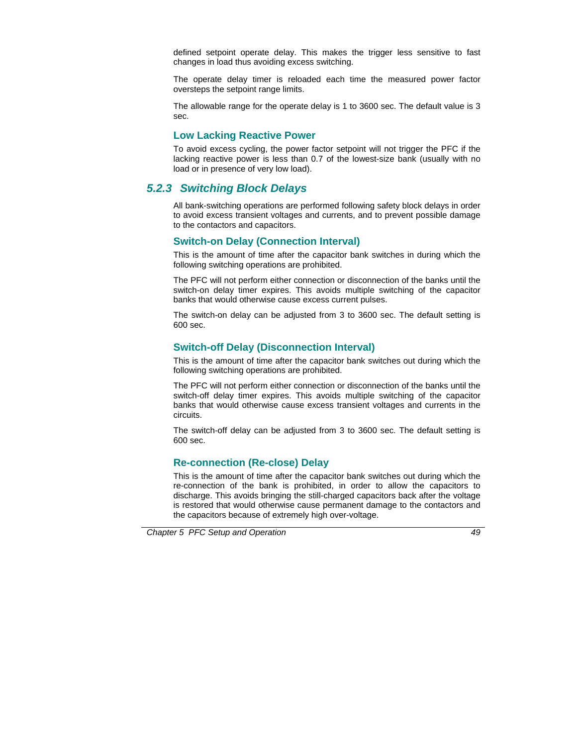defined setpoint operate delay. This makes the trigger less sensitive to fast changes in load thus avoiding excess switching.

The operate delay timer is reloaded each time the measured power factor oversteps the setpoint range limits.

The allowable range for the operate delay is 1 to 3600 sec. The default value is 3 sec.

#### Low Lacking Reactive Power

To avoid excess cycling, the power factor setpoint will not trigger the PFC if the lacking reactive power is less than 0.7 of the lowest-size bank (usually with no load or in presence of very low load).

### *5.2.3 Switching Block Delays*

All bank-switching operations are performed following safety block delays in order to avoid excess transient voltages and currents, and to prevent possible damage to the contactors and capacitors.

#### Switch-on Delay (Connection Interval)

This is the amount of time after the capacitor bank switches in during which the following switching operations are prohibited.

The PFC will not perform either connection or disconnection of the banks until the switch-on delay timer expires. This avoids multiple switching of the capacitor banks that would otherwise cause excess current pulses.

The switch-on delay can be adjusted from 3 to 3600 sec. The default setting is 600 sec.

#### Switch-off Delay (Disconnection Interval)

This is the amount of time after the capacitor bank switches out during which the following switching operations are prohibited.

The PFC will not perform either connection or disconnection of the banks until the switch-off delay timer expires. This avoids multiple switching of the capacitor banks that would otherwise cause excess transient voltages and currents in the circuits.

The switch-off delay can be adjusted from 3 to 3600 sec. The default setting is 600 sec.

#### Re-connection (Re-close) Delay

This is the amount of time after the capacitor bank switches out during which the re-connection of the bank is prohibited, in order to allow the capacitors to discharge. This avoids bringing the still-charged capacitors back after the voltage is restored that would otherwise cause permanent damage to the contactors and the capacitors because of extremely high over-voltage.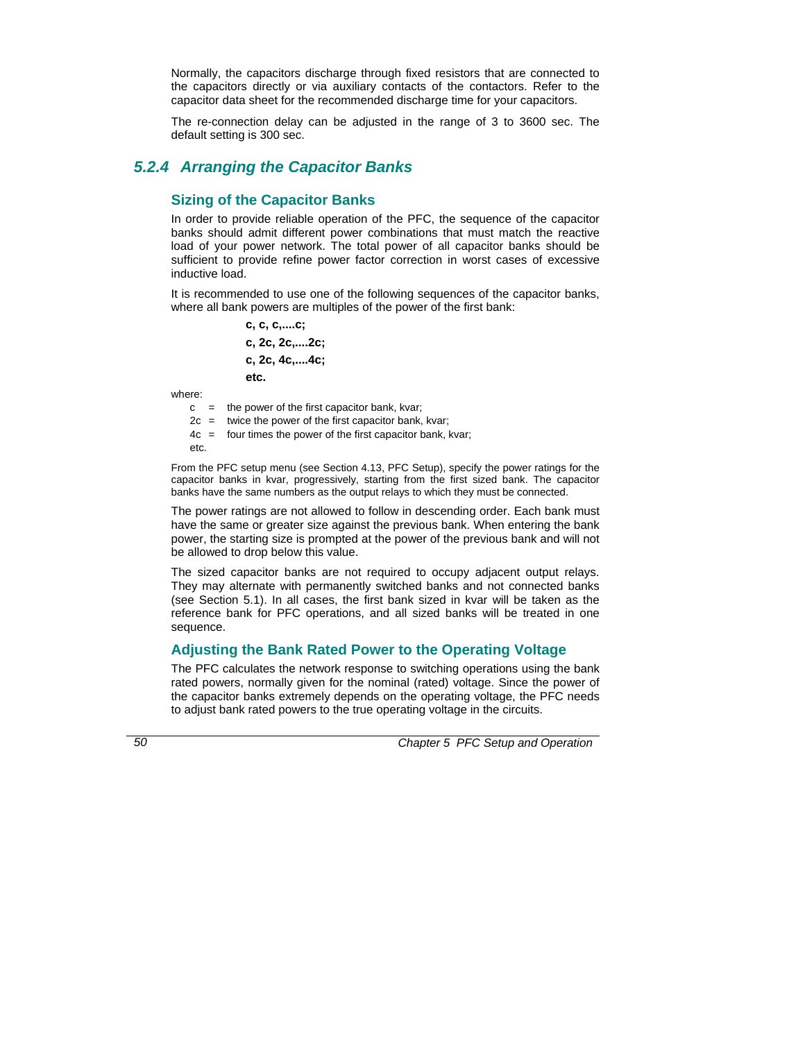Normally, the capacitors discharge through fixed resistors that are connected to the capacitors directly or via auxiliary contacts of the contactors. Refer to the capacitor data sheet for the recommended discharge time for your capacitors.

The re-connection delay can be adjusted in the range of 3 to 3600 sec. The default setting is 300 sec.

## *5.2.4 Arranging the Capacitor Banks*

### Sizing of the Capacitor Banks

In order to provide reliable operation of the PFC, the sequence of the capacitor banks should admit different power combinations that must match the reactive load of your power network. The total power of all capacitor banks should be sufficient to provide refine power factor correction in worst cases of excessive inductive load.

It is recommended to use one of the following sequences of the capacitor banks, where all bank powers are multiples of the power of the first bank:

**c, c, c,....c;**

**c, 2c, 2c,....2c;**

**c, 2c, 4c,....4c;**

**etc.**

where:

c = the power of the first capacitor bank, kvar;
2c = twice the power of the first capacitor bank, kvar;
4c = four times the power of the first capacitor bank, kvar;
etc.

From the PFC setup menu (see Section 4.13, PFC Setup), specify the power ratings for the capacitor banks in kvar, progressively, starting from the first sized bank. The capacitor banks have the same numbers as the output relays to which they must be connected.

The power ratings are not allowed to follow in descending order. Each bank must have the same or greater size against the previous bank. When entering the bank power, the starting size is prompted at the power of the previous bank and will not be allowed to drop below this value.

The sized capacitor banks are not required to occupy adjacent output relays. They may alternate with permanently switched banks and not connected banks (see Section 5.1). In all cases, the first bank sized in kvar will be taken as the reference bank for PFC operations, and all sized banks will be treated in one sequence.

### Adjusting the Bank Rated Power to the Operating Voltage

The PFC calculates the network response to switching operations using the bank rated powers, normally given for the nominal (rated) voltage. Since the power of the capacitor banks extremely depends on the operating voltage, the PFC needs to adjust bank rated powers to the true operating voltage in the circuits.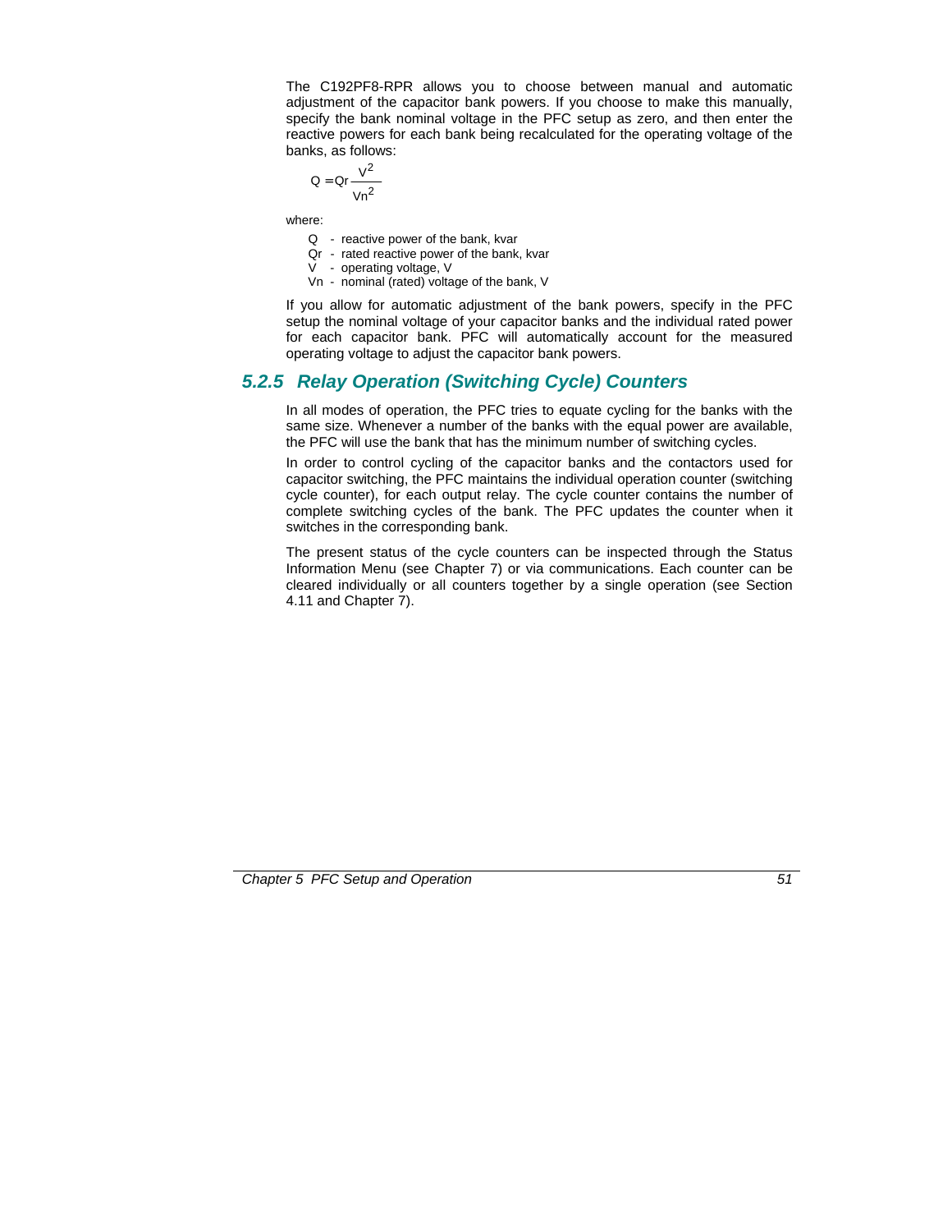The C192PF8-RPR allows you to choose between manual and automatic adjustment of the capacitor bank powers. If you choose to make this manually, specify the bank nominal voltage in the PFC setup as zero, and then enter the reactive powers for each bank being recalculated for the operating voltage of the banks, as follows:

$$Q = Qr\frac{V^2}{Vn^2}$$

where:

- Q - reactive power of the bank, kvar
- Qr - rated reactive power of the bank, kvar
- V - operating voltage, V
- Vn - nominal (rated) voltage of the bank, V

If you allow for automatic adjustment of the bank powers, specify in the PFC setup the nominal voltage of your capacitor banks and the individual rated power for each capacitor bank. PFC will automatically account for the measured operating voltage to adjust the capacitor bank powers.

### *5.2.5 Relay Operation (Switching Cycle) Counters*

In all modes of operation, the PFC tries to equate cycling for the banks with the same size. Whenever a number of the banks with the equal power are available, the PFC will use the bank that has the minimum number of switching cycles.

In order to control cycling of the capacitor banks and the contactors used for capacitor switching, the PFC maintains the individual operation counter (switching cycle counter), for each output relay. The cycle counter contains the number of complete switching cycles of the bank. The PFC updates the counter when it switches in the corresponding bank.

The present status of the cycle counters can be inspected through the Status Information Menu (see Chapter 7) or via communications. Each counter can be cleared individually or all counters together by a single operation (see Section 4.11 and Chapter 7).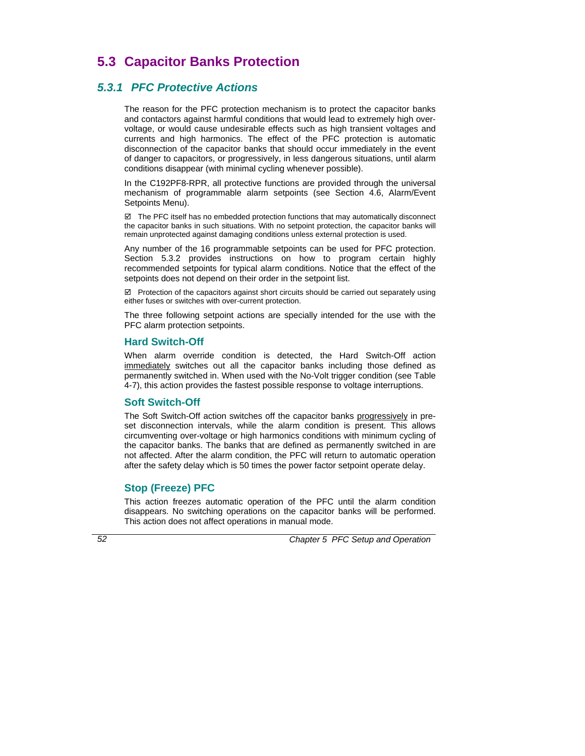## 5.3 Capacitor Banks Protection

### *5.3.1 PFC Protective Actions*

The reason for the PFC protection mechanism is to protect the capacitor banks and contactors against harmful conditions that would lead to extremely high over-voltage, or would cause undesirable effects such as high transient voltages and currents and high harmonics. The effect of the PFC protection is automatic disconnection of the capacitor banks that should occur immediately in the event of danger to capacitors, or progressively, in less dangerous situations, until alarm conditions disappear (with minimal cycling whenever possible).

In the C192PF8-RPR, all protective functions are provided through the universal mechanism of programmable alarm setpoints (see Section 4.6, Alarm/Event Setpoints Menu).

☑ The PFC itself has no embedded protection functions that may automatically disconnect the capacitor banks in such situations. With no setpoint protection, the capacitor banks will remain unprotected against damaging conditions unless external protection is used.

Any number of the 16 programmable setpoints can be used for PFC protection. Section 5.3.2 provides instructions on how to program certain highly recommended setpoints for typical alarm conditions. Notice that the effect of the setpoints does not depend on their order in the setpoint list.

☑ Protection of the capacitors against short circuits should be carried out separately using either fuses or switches with over-current protection.

The three following setpoint actions are specially intended for the use with the PFC alarm protection setpoints.

#### Hard Switch-Off

When alarm override condition is detected, the Hard Switch-Off action immediately switches out all the capacitor banks including those defined as permanently switched in. When used with the No-Volt trigger condition (see Table 4-7), this action provides the fastest possible response to voltage interruptions.

#### Soft Switch-Off

The Soft Switch-Off action switches off the capacitor banks progressively in pre-set disconnection intervals, while the alarm condition is present. This allows circumventing over-voltage or high harmonics conditions with minimum cycling of the capacitor banks. The banks that are defined as permanently switched in are not affected. After the alarm condition, the PFC will return to automatic operation after the safety delay which is 50 times the power factor setpoint operate delay.

#### Stop (Freeze) PFC

This action freezes automatic operation of the PFC until the alarm condition disappears. No switching operations on the capacitor banks will be performed. This action does not affect operations in manual mode.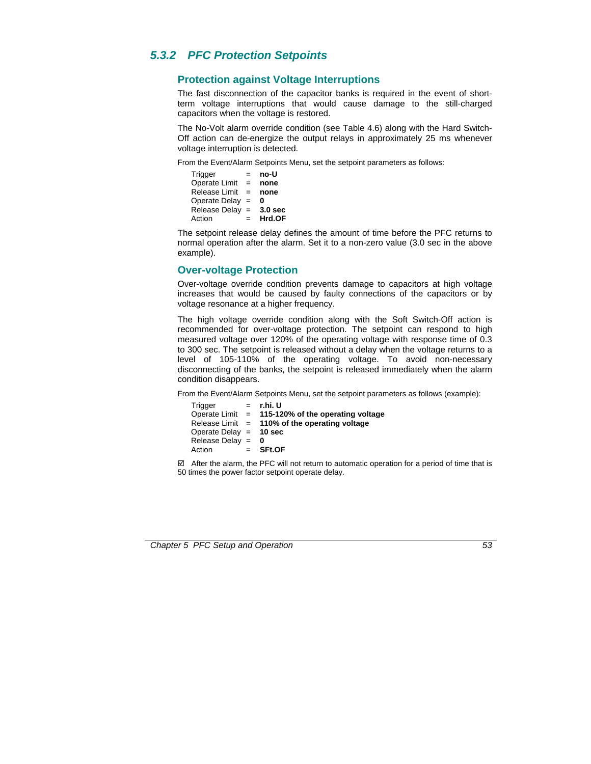### 5.3.2 PFC Protection Setpoints

#### Protection against Voltage Interruptions

The fast disconnection of the capacitor banks is required in the event of short-term voltage interruptions that would cause damage to the still-charged capacitors when the voltage is restored.

The No-Volt alarm override condition (see Table 4.6) along with the Hard Switch-Off action can de-energize the output relays in approximately 25 ms whenever voltage interruption is detected.

From the Event/Alarm Setpoints Menu, set the setpoint parameters as follows:

| | | |
|---|---|---|
| Trigger | = | **no-U** |
| Operate Limit | = | **none** |
| Release Limit | = | **none** |
| Operate Delay | = | **0** |
| Release Delay | = | **3.0 sec** |
| Action | = | **Hrd.OF** |

The setpoint release delay defines the amount of time before the PFC returns to normal operation after the alarm. Set it to a non-zero value (3.0 sec in the above example).

#### Over-voltage Protection

Over-voltage override condition prevents damage to capacitors at high voltage increases that would be caused by faulty connections of the capacitors or by voltage resonance at a higher frequency.

The high voltage override condition along with the Soft Switch-Off action is recommended for over-voltage protection. The setpoint can respond to high measured voltage over 120% of the operating voltage with response time of 0.3 to 300 sec. The setpoint is released without a delay when the voltage returns to a level of 105-110% of the operating voltage. To avoid non-necessary disconnecting of the banks, the setpoint is released immediately when the alarm condition disappears.

From the Event/Alarm Setpoints Menu, set the setpoint parameters as follows (example):

| | | |
|---|---|---|
| Trigger | = | **r.hi. U** |
| Operate Limit | = | **115-120% of the operating voltage** |
| Release Limit | = | **110% of the operating voltage** |
| Operate Delay | = | **10 sec** |
| Release Delay | = | **0** |
| Action | = | **SFt.OF** |

☑ After the alarm, the PFC will not return to automatic operation for a period of time that is 50 times the power factor setpoint operate delay.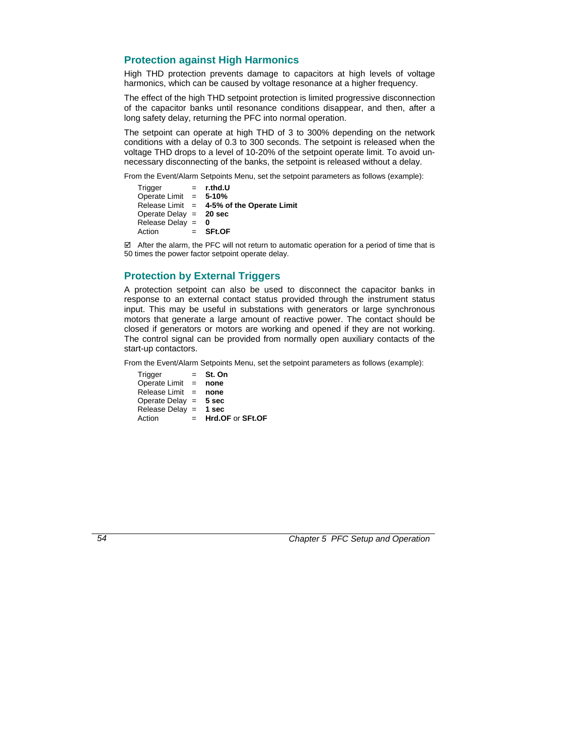## Protection against High Harmonics

High THD protection prevents damage to capacitors at high levels of voltage harmonics, which can be caused by voltage resonance at a higher frequency.

The effect of the high THD setpoint protection is limited progressive disconnection of the capacitor banks until resonance conditions disappear, and then, after a long safety delay, returning the PFC into normal operation.

The setpoint can operate at high THD of 3 to 300% depending on the network conditions with a delay of 0.3 to 300 seconds. The setpoint is released when the voltage THD drops to a level of 10-20% of the setpoint operate limit. To avoid unnecessary disconnecting of the banks, the setpoint is released without a delay.

From the Event/Alarm Setpoints Menu, set the setpoint parameters as follows (example):

| | | |
|---|---|---|
| Trigger | = | **r.thd.U** |
| Operate Limit | = | **5-10%** |
| Release Limit | = | **4-5% of the Operate Limit** |
| Operate Delay | = | **20 sec** |
| Release Delay | = | **0** |
| Action | = | **SFt.OF** |

☑ After the alarm, the PFC will not return to automatic operation for a period of time that is 50 times the power factor setpoint operate delay.

## Protection by External Triggers

A protection setpoint can also be used to disconnect the capacitor banks in response to an external contact status provided through the instrument status input. This may be useful in substations with generators or large synchronous motors that generate a large amount of reactive power. The contact should be closed if generators or motors are working and opened if they are not working. The control signal can be provided from normally open auxiliary contacts of the start-up contactors.

From the Event/Alarm Setpoints Menu, set the setpoint parameters as follows (example):

| | | |
|---|---|---|
| Trigger | = | **St. On** |
| Operate Limit | = | **none** |
| Release Limit | = | **none** |
| Operate Delay | = | **5 sec** |
| Release Delay | = | **1 sec** |
| Action | = | **Hrd.OF** or **SFt.OF** |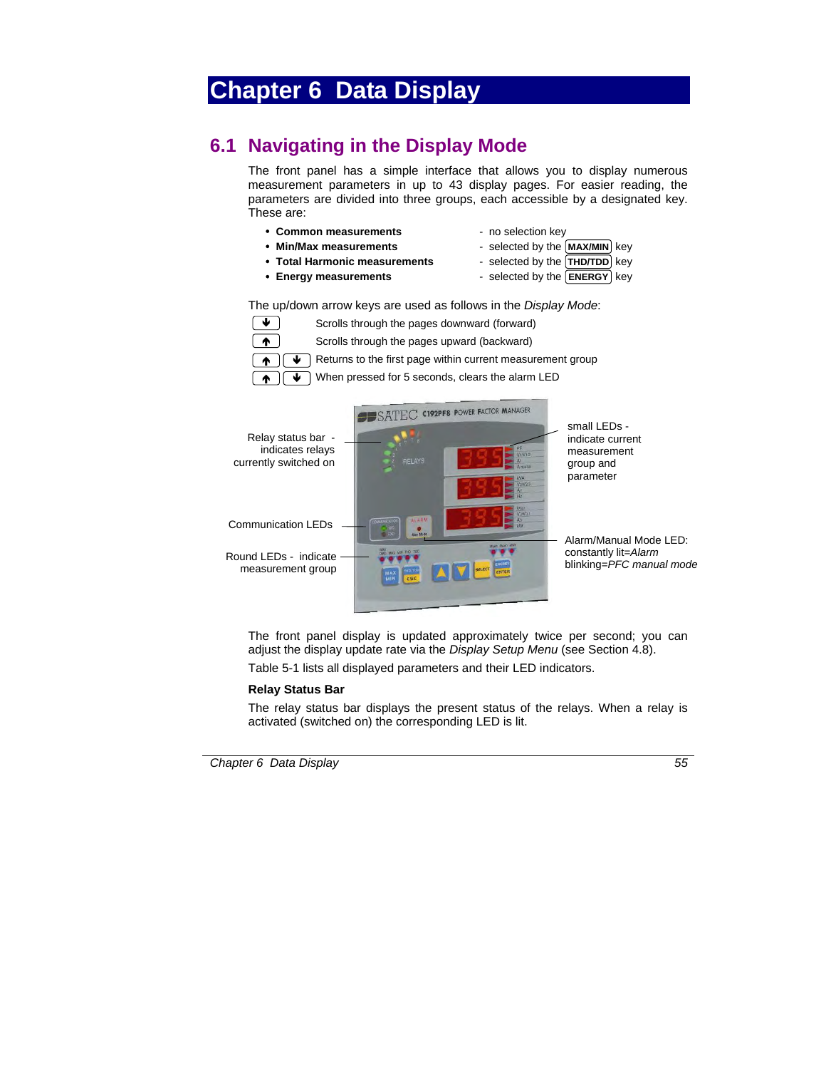# Chapter 6 Data Display

## 6.1 Navigating in the Display Mode

The front panel has a simple interface that allows you to display numerous measurement parameters in up to 43 display pages. For easier reading, the parameters are divided into three groups, each accessible by a designated key. These are:

- **Common measurements** - no selection key
- **Min/Max measurements** - selected by the MAX/MIN key
- **Total Harmonic measurements** - selected by the THD/TDD key
- **Energy measurements** - selected by the ENERGY key

The up/down arrow keys are used as follows in the *Display Mode*:

| Key | Function |
|---|---|
| ↓ | Scrolls through the pages downward (forward) |
| ↑ | Scrolls through the pages upward (backward) |
| ↑ ↓ | Returns to the first page within current measurement group |
| ↑ ↓ | When pressed for 5 seconds, clears the alarm LED |

Relay status bar - indicates relays currently switched on

small LEDs - indicate current measurement group and parameter

Communication LEDs

Alarm/Manual Mode LED: constantly lit=*Alarm* blinking=*PFC manual mode*

Round LEDs - indicate measurement group

The front panel display is updated approximately twice per second; you can adjust the display update rate via the *Display Setup Menu* (see Section 4.8).

Table 5-1 lists all displayed parameters and their LED indicators.

**Relay Status Bar**

The relay status bar displays the present status of the relays. When a relay is activated (switched on) the corresponding LED is lit.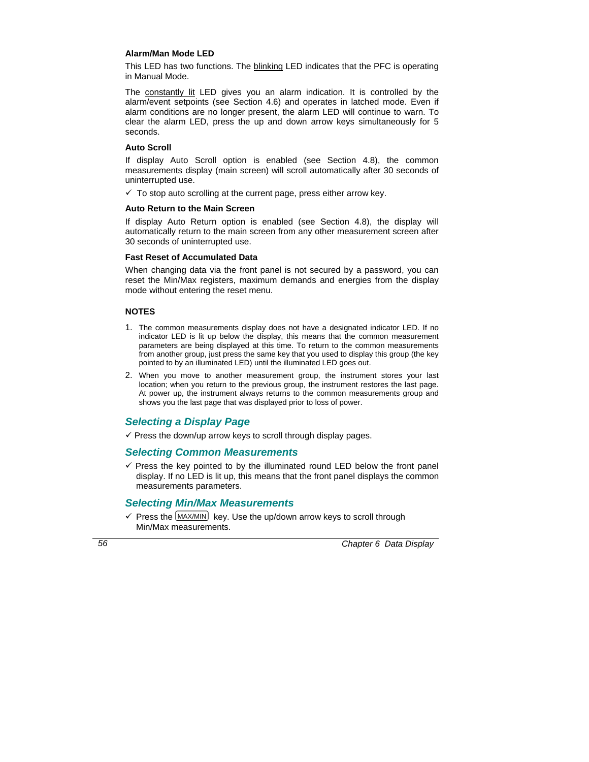**Alarm/Man Mode LED**

This LED has two functions. The blinking LED indicates that the PFC is operating in Manual Mode.

The constantly lit LED gives you an alarm indication. It is controlled by the alarm/event setpoints (see Section 4.6) and operates in latched mode. Even if alarm conditions are no longer present, the alarm LED will continue to warn. To clear the alarm LED, press the up and down arrow keys simultaneously for 5 seconds.

**Auto Scroll**

If display Auto Scroll option is enabled (see Section 4.8), the common measurements display (main screen) will scroll automatically after 30 seconds of uninterrupted use.

✓ To stop auto scrolling at the current page, press either arrow key.

**Auto Return to the Main Screen**

If display Auto Return option is enabled (see Section 4.8), the display will automatically return to the main screen from any other measurement screen after 30 seconds of uninterrupted use.

**Fast Reset of Accumulated Data**

When changing data via the front panel is not secured by a password, you can reset the Min/Max registers, maximum demands and energies from the display mode without entering the reset menu.

**NOTES**

1. The common measurements display does not have a designated indicator LED. If no indicator LED is lit up below the display, this means that the common measurement parameters are being displayed at this time. To return to the common measurements from another group, just press the same key that you used to display this group (the key pointed to by an illuminated LED) until the illuminated LED goes out.
2. When you move to another measurement group, the instrument stores your last location; when you return to the previous group, the instrument restores the last page. At power up, the instrument always returns to the common measurements group and shows you the last page that was displayed prior to loss of power.

## Selecting a Display Page

✓ Press the down/up arrow keys to scroll through display pages.

## Selecting Common Measurements

✓ Press the key pointed to by the illuminated round LED below the front panel display. If no LED is lit up, this means that the front panel displays the common measurements parameters.

## Selecting Min/Max Measurements

✓ Press the MAX/MIN key. Use the up/down arrow keys to scroll through Min/Max measurements.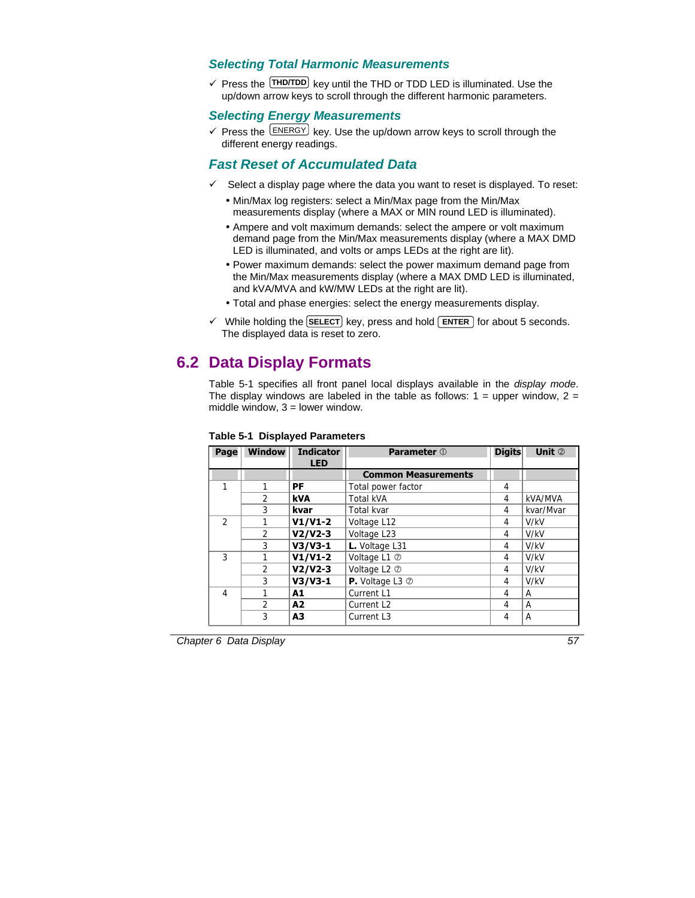### Selecting Total Harmonic Measurements

✓ Press the THD/TDD key until the THD or TDD LED is illuminated. Use the up/down arrow keys to scroll through the different harmonic parameters.

### Selecting Energy Measurements

✓ Press the ENERGY key. Use the up/down arrow keys to scroll through the different energy readings.

### Fast Reset of Accumulated Data

✓ Select a display page where the data you want to reset is displayed. To reset:

- Min/Max log registers: select a Min/Max page from the Min/Max measurements display (where a MAX or MIN round LED is illuminated).
- Ampere and volt maximum demands: select the ampere or volt maximum demand page from the Min/Max measurements display (where a MAX DMD LED is illuminated, and volts or amps LEDs at the right are lit).
- Power maximum demands: select the power maximum demand page from the Min/Max measurements display (where a MAX DMD LED is illuminated, and kVA/MVA and kW/MW LEDs at the right are lit).
- Total and phase energies: select the energy measurements display.

✓ While holding the SELECT key, press and hold ENTER for about 5 seconds. The displayed data is reset to zero.

## 6.2 Data Display Formats

Table 5-1 specifies all front panel local displays available in the *display mode*. The display windows are labeled in the table as follows: 1 = upper window, 2 = middle window, 3 = lower window.

**Table 5-1 Displayed Parameters**

| Page | Window | Indicator LED | Parameter ① | Digits | Unit ② |
|---|---|---|---|---|---|
| | | | **Common Measurements** | | |
| 1 | 1 | **PF** | Total power factor | 4 | |
| | 2 | **kVA** | Total kVA | 4 | kVA/MVA |
| | 3 | **kvar** | Total kvar | 4 | kvar/Mvar |
| 2 | 1 | **V1/V1-2** | Voltage L12 | 4 | V/kV |
| | 2 | **V2/V2-3** | Voltage L23 | 4 | V/kV |
| | 3 | **V3/V3-1** | **L.** Voltage L31 | 4 | V/kV |
| 3 | 1 | **V1/V1-2** | Voltage L1 ⑦ | 4 | V/kV |
| | 2 | **V2/V2-3** | Voltage L2 ⑦ | 4 | V/kV |
| | 3 | **V3/V3-1** | **P.** Voltage L3 ⑦ | 4 | V/kV |
| 4 | 1 | **A1** | Current L1 | 4 | A |
| | 2 | **A2** | Current L2 | 4 | A |
| | 3 | **A3** | Current L3 | 4 | A |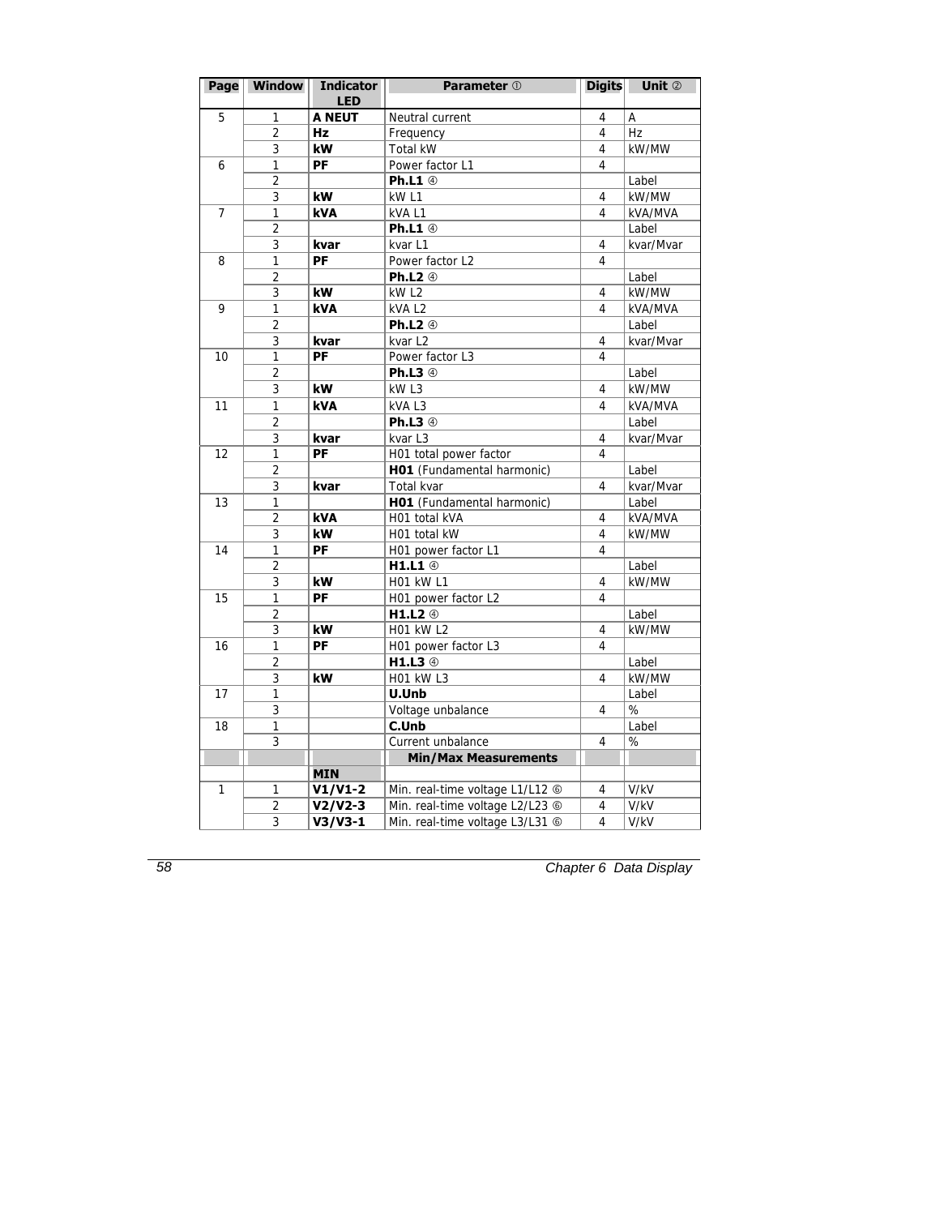| Page | Window | Indicator LED | Parameter ① | Digits | Unit ② |
|---|---|---|---|---|---|
| 5 | 1 | **A NEUT** | Neutral current | 4 | A |
| | 2 | **Hz** | Frequency | 4 | Hz |
| | 3 | **kW** | Total kW | 4 | kW/MW |
| 6 | 1 | **PF** | Power factor L1 | 4 | |
| | 2 | | **Ph.L1** ④ | | Label |
| | 3 | **kW** | kW L1 | 4 | kW/MW |
| 7 | 1 | **kVA** | kVA L1 | 4 | kVA/MVA |
| | 2 | | **Ph.L1** ④ | | Label |
| | 3 | **kvar** | kvar L1 | 4 | kvar/Mvar |
| 8 | 1 | **PF** | Power factor L2 | 4 | |
| | 2 | | **Ph.L2** ④ | | Label |
| | 3 | **kW** | kW L2 | 4 | kW/MW |
| 9 | 1 | **kVA** | kVA L2 | 4 | kVA/MVA |
| | 2 | | **Ph.L2** ④ | | Label |
| | 3 | **kvar** | kvar L2 | 4 | kvar/Mvar |
| 10 | 1 | **PF** | Power factor L3 | 4 | |
| | 2 | | **Ph.L3** ④ | | Label |
| | 3 | **kW** | kW L3 | 4 | kW/MW |
| 11 | 1 | **kVA** | kVA L3 | 4 | kVA/MVA |
| | 2 | | **Ph.L3** ④ | | Label |
| | 3 | **kvar** | kvar L3 | 4 | kvar/Mvar |
| 12 | 1 | **PF** | H01 total power factor | 4 | |
| | 2 | | **H01** (Fundamental harmonic) | | Label |
| | 3 | **kvar** | Total kvar | 4 | kvar/Mvar |
| 13 | 1 | | **H01** (Fundamental harmonic) | | Label |
| | 2 | **kVA** | H01 total kVA | 4 | kVA/MVA |
| | 3 | **kW** | H01 total kW | 4 | kW/MW |
| 14 | 1 | **PF** | H01 power factor L1 | 4 | |
| | 2 | | **H1.L1** ④ | | Label |
| | 3 | **kW** | H01 kW L1 | 4 | kW/MW |
| 15 | 1 | **PF** | H01 power factor L2 | 4 | |
| | 2 | | **H1.L2** ④ | | Label |
| | 3 | **kW** | H01 kW L2 | 4 | kW/MW |
| 16 | 1 | **PF** | H01 power factor L3 | 4 | |
| | 2 | | **H1.L3** ④ | | Label |
| | 3 | **kW** | H01 kW L3 | 4 | kW/MW |
| 17 | 1 | | **U.Unb** | | Label |
| | 3 | | Voltage unbalance | 4 | % |
| 18 | 1 | | **C.Unb** | | Label |
| | 3 | | Current unbalance | 4 | % |
| | | | **Min/Max Measurements** | | |
| | | **MIN** | | | |
| 1 | 1 | **V1/V1-2** | Min. real-time voltage L1/L12 ⑥ | 4 | V/kV |
| | 2 | **V2/V2-3** | Min. real-time voltage L2/L23 ⑥ | 4 | V/kV |
| | 3 | **V3/V3-1** | Min. real-time voltage L3/L31 ⑥ | 4 | V/kV |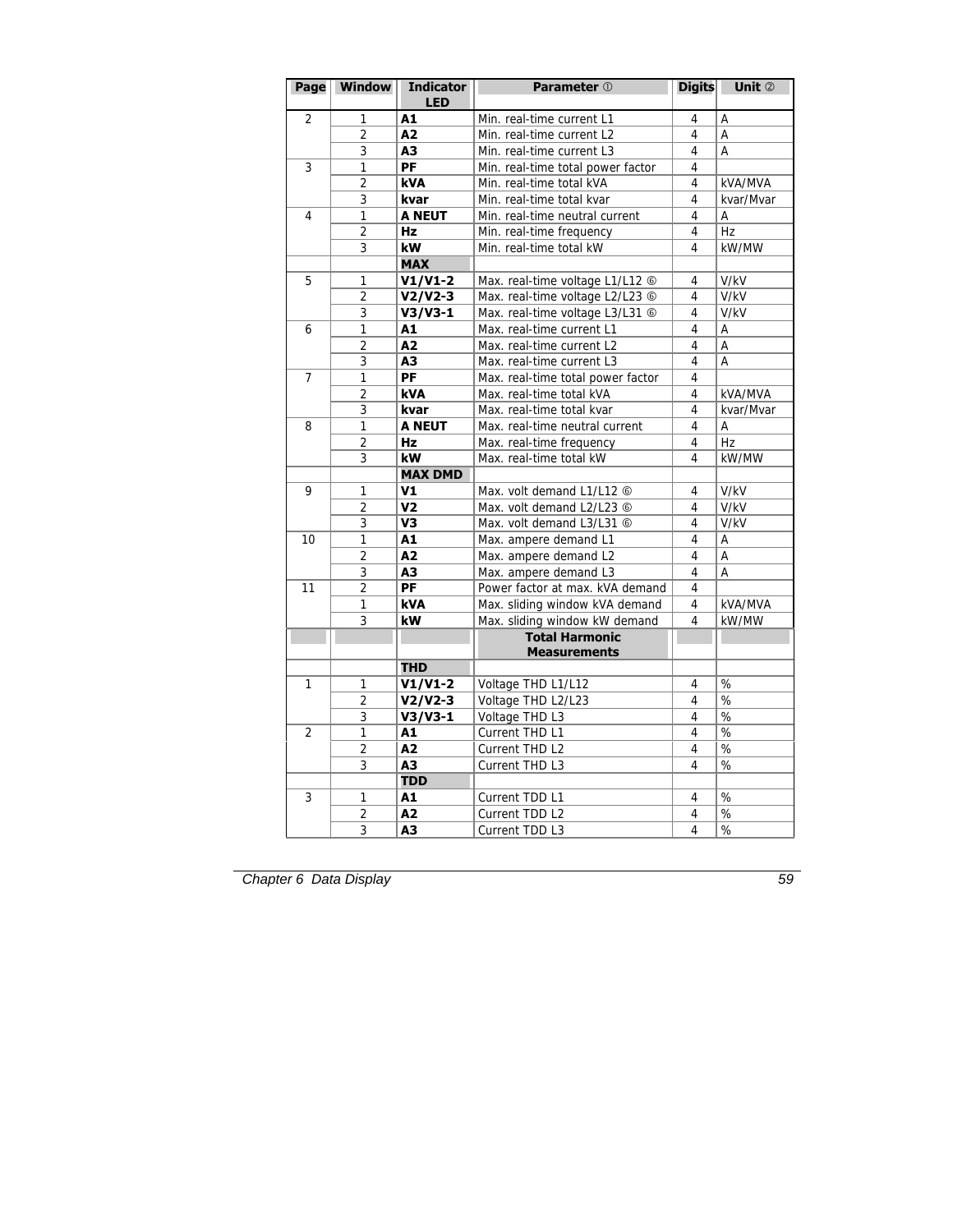| Page | Window | Indicator LED | Parameter ① | Digits | Unit ② |
|---|---|---|---|---|---|
| 2 | 1 | **A1** | Min. real-time current L1 | 4 | A |
| | 2 | **A2** | Min. real-time current L2 | 4 | A |
| | 3 | **A3** | Min. real-time current L3 | 4 | A |
| 3 | 1 | **PF** | Min. real-time total power factor | 4 | |
| | 2 | **kVA** | Min. real-time total kVA | 4 | kVA/MVA |
| | 3 | **kvar** | Min. real-time total kvar | 4 | kvar/Mvar |
| 4 | 1 | **A NEUT** | Min. real-time neutral current | 4 | A |
| | 2 | **Hz** | Min. real-time frequency | 4 | Hz |
| | 3 | **kW** | Min. real-time total kW | 4 | kW/MW |
| | | **MAX** | | | |
| 5 | 1 | **V1/V1-2** | Max. real-time voltage L1/L12 ⑥ | 4 | V/kV |
| | 2 | **V2/V2-3** | Max. real-time voltage L2/L23 ⑥ | 4 | V/kV |
| | 3 | **V3/V3-1** | Max. real-time voltage L3/L31 ⑥ | 4 | V/kV |
| 6 | 1 | **A1** | Max. real-time current L1 | 4 | A |
| | 2 | **A2** | Max. real-time current L2 | 4 | A |
| | 3 | **A3** | Max. real-time current L3 | 4 | A |
| 7 | 1 | **PF** | Max. real-time total power factor | 4 | |
| | 2 | **kVA** | Max. real-time total kVA | 4 | kVA/MVA |
| | 3 | **kvar** | Max. real-time total kvar | 4 | kvar/Mvar |
| 8 | 1 | **A NEUT** | Max. real-time neutral current | 4 | A |
| | 2 | **Hz** | Max. real-time frequency | 4 | Hz |
| | 3 | **kW** | Max. real-time total kW | 4 | kW/MW |
| | | **MAX DMD** | | | |
| 9 | 1 | **V1** | Max. volt demand L1/L12 ⑥ | 4 | V/kV |
| | 2 | **V2** | Max. volt demand L2/L23 ⑥ | 4 | V/kV |
| | 3 | **V3** | Max. volt demand L3/L31 ⑥ | 4 | V/kV |
| 10 | 1 | **A1** | Max. ampere demand L1 | 4 | A |
| | 2 | **A2** | Max. ampere demand L2 | 4 | A |
| | 3 | **A3** | Max. ampere demand L3 | 4 | A |
| 11 | 2 | **PF** | Power factor at max. kVA demand | 4 | |
| | 1 | **kVA** | Max. sliding window kVA demand | 4 | kVA/MVA |
| | 3 | **kW** | Max. sliding window kW demand | 4 | kW/MW |
| | | | **Total Harmonic Measurements** | | |
| | | **THD** | | | |
| 1 | 1 | **V1/V1-2** | Voltage THD L1/L12 | 4 | % |
| | 2 | **V2/V2-3** | Voltage THD L2/L23 | 4 | % |
| | 3 | **V3/V3-1** | Voltage THD L3 | 4 | % |
| 2 | 1 | **A1** | Current THD L1 | 4 | % |
| | 2 | **A2** | Current THD L2 | 4 | % |
| | 3 | **A3** | Current THD L3 | 4 | % |
| | | **TDD** | | | |
| 3 | 1 | **A1** | Current TDD L1 | 4 | % |
| | 2 | **A2** | Current TDD L2 | 4 | % |
| | 3 | **A3** | Current TDD L3 | 4 | % |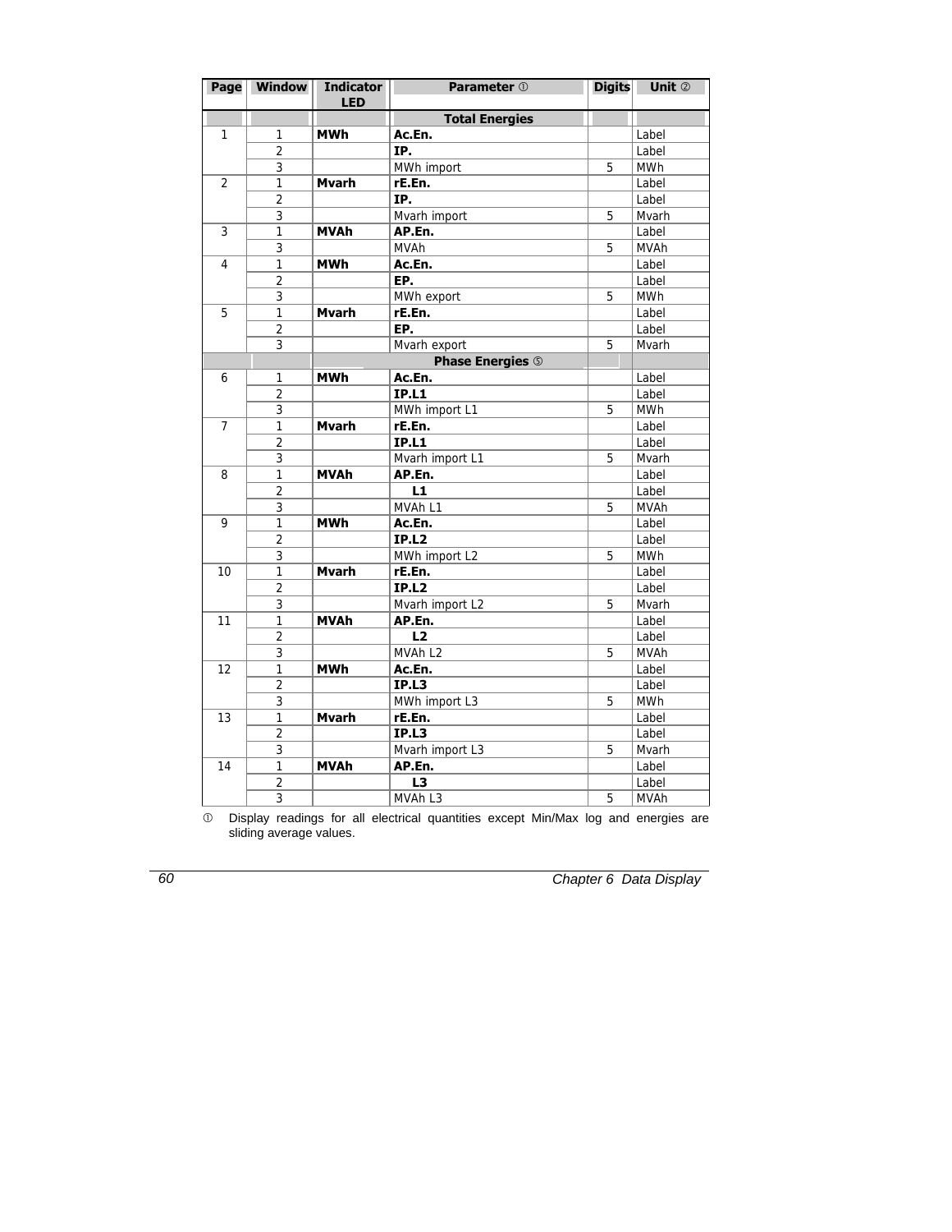| Page | Window | Indicator LED | Parameter ① | Digits | Unit ② |
|---|---|---|---|---|---|
| | | | **Total Energies** | | |
| 1 | 1 | **MWh** | **Ac.En.** | | Label |
| | 2 | | **IP.** | | Label |
| | 3 | | MWh import | 5 | MWh |
| 2 | 1 | **Mvarh** | **rE.En.** | | Label |
| | 2 | | **IP.** | | Label |
| | 3 | | Mvarh import | 5 | Mvarh |
| 3 | 1 | **MVAh** | **AP.En.** | | Label |
| | 3 | | MVAh | 5 | MVAh |
| 4 | 1 | **MWh** | **Ac.En.** | | Label |
| | 2 | | **EP.** | | Label |
| | 3 | | MWh export | 5 | MWh |
| 5 | 1 | **Mvarh** | **rE.En.** | | Label |
| | 2 | | **EP.** | | Label |
| | 3 | | Mvarh export | 5 | Mvarh |
| | | | **Phase Energies ⑤** | | |
| 6 | 1 | **MWh** | **Ac.En.** | | Label |
| | 2 | | **IP.L1** | | Label |
| | 3 | | MWh import L1 | 5 | MWh |
| 7 | 1 | **Mvarh** | **rE.En.** | | Label |
| | 2 | | **IP.L1** | | Label |
| | 3 | | Mvarh import L1 | 5 | Mvarh |
| 8 | 1 | **MVAh** | **AP.En.** | | Label |
| | 2 | | **L1** | | Label |
| | 3 | | MVAh L1 | 5 | MVAh |
| 9 | 1 | **MWh** | **Ac.En.** | | Label |
| | 2 | | **IP.L2** | | Label |
| | 3 | | MWh import L2 | 5 | MWh |
| 10 | 1 | **Mvarh** | **rE.En.** | | Label |
| | 2 | | **IP.L2** | | Label |
| | 3 | | Mvarh import L2 | 5 | Mvarh |
| 11 | 1 | **MVAh** | **AP.En.** | | Label |
| | 2 | | **L2** | | Label |
| | 3 | | MVAh L2 | 5 | MVAh |
| 12 | 1 | **MWh** | **Ac.En.** | | Label |
| | 2 | | **IP.L3** | | Label |
| | 3 | | MWh import L3 | 5 | MWh |
| 13 | 1 | **Mvarh** | **rE.En.** | | Label |
| | 2 | | **IP.L3** | | Label |
| | 3 | | Mvarh import L3 | 5 | Mvarh |
| 14 | 1 | **MVAh** | **AP.En.** | | Label |
| | 2 | | **L3** | | Label |
| | 3 | | MVAh L3 | 5 | MVAh |

① Display readings for all electrical quantities except Min/Max log and energies are sliding average values.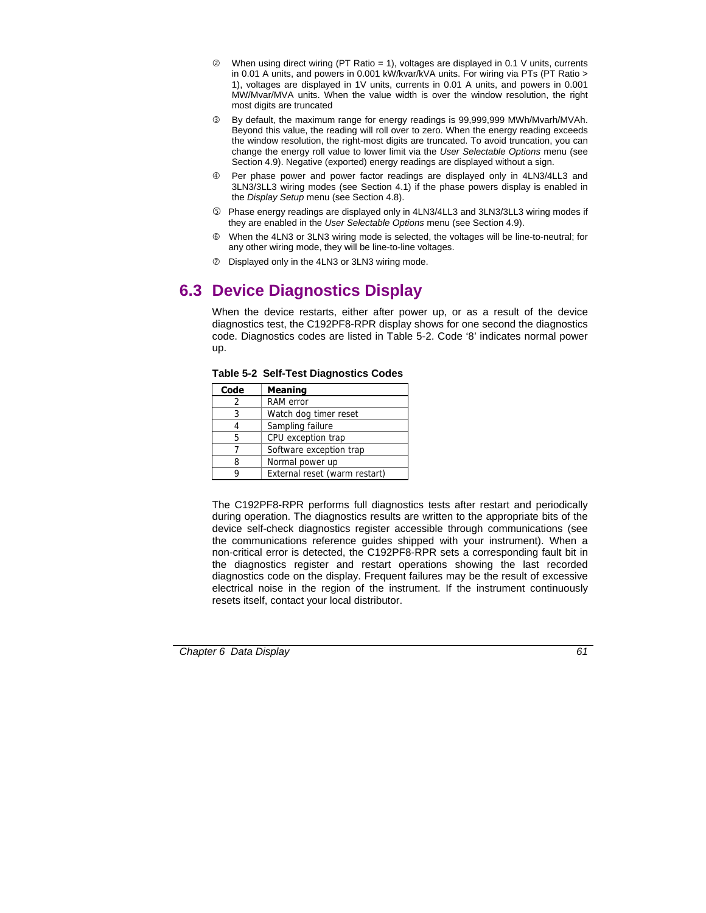② When using direct wiring (PT Ratio = 1), voltages are displayed in 0.1 V units, currents in 0.01 A units, and powers in 0.001 kW/kvar/kVA units. For wiring via PTs (PT Ratio > 1), voltages are displayed in 1V units, currents in 0.01 A units, and powers in 0.001 MW/Mvar/MVA units. When the value width is over the window resolution, the right most digits are truncated

③ By default, the maximum range for energy readings is 99,999,999 MWh/Mvarh/MVAh. Beyond this value, the reading will roll over to zero. When the energy reading exceeds the window resolution, the right-most digits are truncated. To avoid truncation, you can change the energy roll value to lower limit via the *User Selectable Options* menu (see Section 4.9). Negative (exported) energy readings are displayed without a sign.

④ Per phase power and power factor readings are displayed only in 4LN3/4LL3 and 3LN3/3LL3 wiring modes (see Section 4.1) if the phase powers display is enabled in the *Display Setup* menu (see Section 4.8).

⑤ Phase energy readings are displayed only in 4LN3/4LL3 and 3LN3/3LL3 wiring modes if they are enabled in the *User Selectable Options* menu (see Section 4.9).

⑥ When the 4LN3 or 3LN3 wiring mode is selected, the voltages will be line-to-neutral; for any other wiring mode, they will be line-to-line voltages.

⑦ Displayed only in the 4LN3 or 3LN3 wiring mode.

## 6.3 Device Diagnostics Display

When the device restarts, either after power up, or as a result of the device diagnostics test, the C192PF8-RPR display shows for one second the diagnostics code. Diagnostics codes are listed in Table 5-2. Code '8' indicates normal power up.

**Table 5-2 Self-Test Diagnostics Codes**

| Code | Meaning |
|---|---|
| 2 | RAM error |
| 3 | Watch dog timer reset |
| 4 | Sampling failure |
| 5 | CPU exception trap |
| 7 | Software exception trap |
| 8 | Normal power up |
| 9 | External reset (warm restart) |

The C192PF8-RPR performs full diagnostics tests after restart and periodically during operation. The diagnostics results are written to the appropriate bits of the device self-check diagnostics register accessible through communications (see the communications reference guides shipped with your instrument). When a non-critical error is detected, the C192PF8-RPR sets a corresponding fault bit in the diagnostics register and restart operations showing the last recorded diagnostics code on the display. Frequent failures may be the result of excessive electrical noise in the region of the instrument. If the instrument continuously resets itself, contact your local distributor.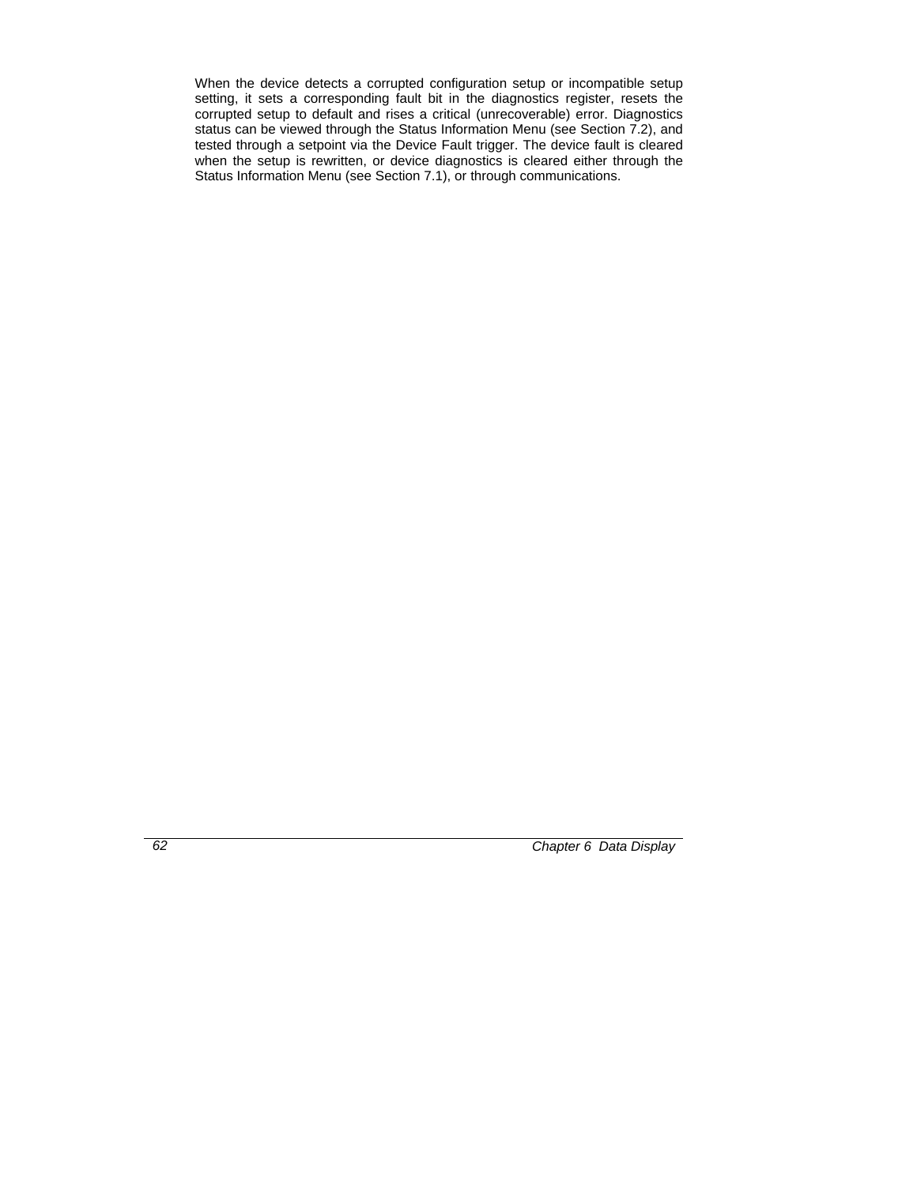When the device detects a corrupted configuration setup or incompatible setup setting, it sets a corresponding fault bit in the diagnostics register, resets the corrupted setup to default and rises a critical (unrecoverable) error. Diagnostics status can be viewed through the Status Information Menu (see Section 7.2), and tested through a setpoint via the Device Fault trigger. The device fault is cleared when the setup is rewritten, or device diagnostics is cleared either through the Status Information Menu (see Section 7.1), or through communications.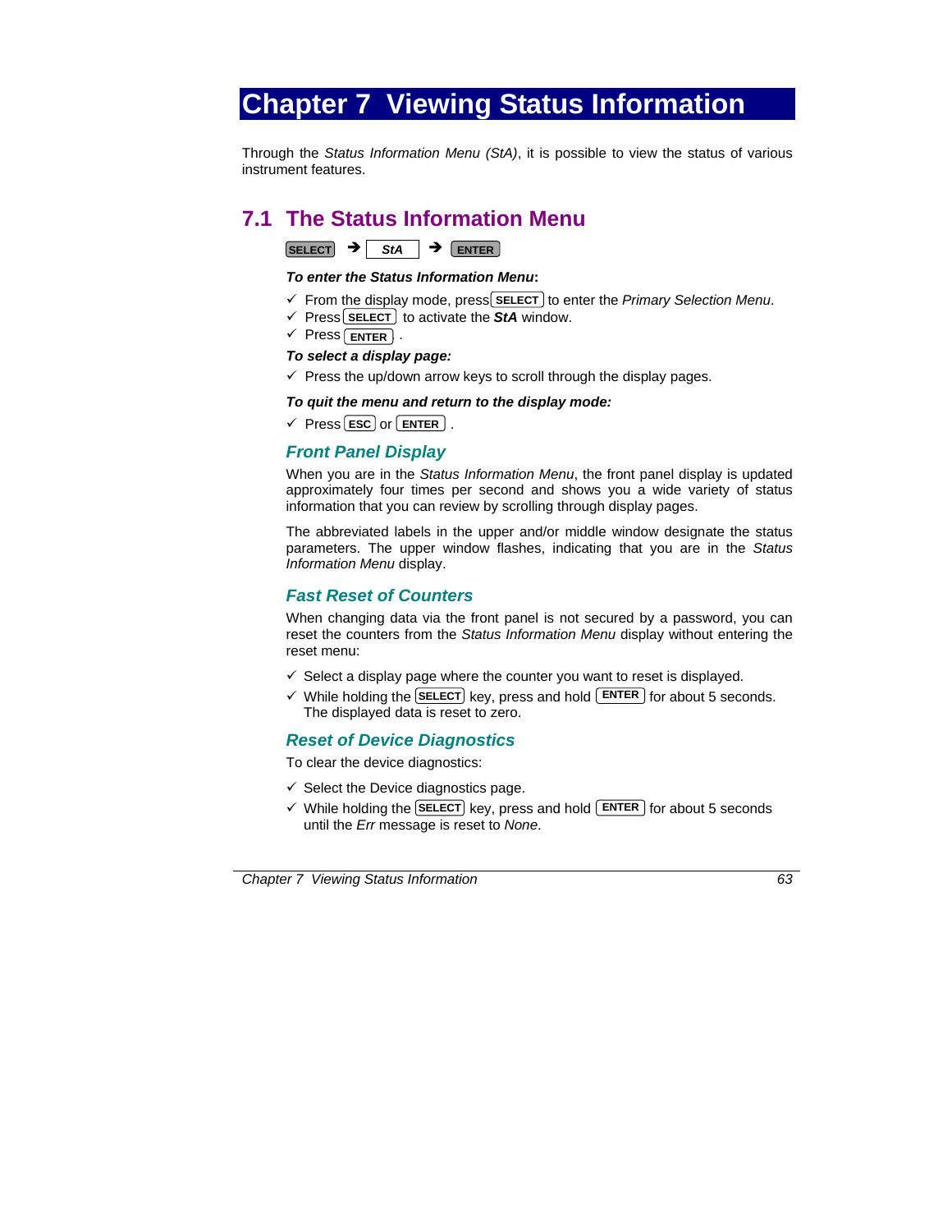# Chapter 7 Viewing Status Information

Through the *Status Information Menu (StA)*, it is possible to view the status of various instrument features.

## 7.1 The Status Information Menu

SELECT → *StA* → ENTER

***To enter the Status Information Menu*:**

- ✓ From the display mode, press SELECT to enter the *Primary Selection Menu*.
- ✓ Press SELECT to activate the ***StA*** window.
- ✓ Press ENTER .

***To select a display page:***

- ✓ Press the up/down arrow keys to scroll through the display pages.

***To quit the menu and return to the display mode:***

- ✓ Press ESC or ENTER .

### Front Panel Display

When you are in the *Status Information Menu*, the front panel display is updated approximately four times per second and shows you a wide variety of status information that you can review by scrolling through display pages.

The abbreviated labels in the upper and/or middle window designate the status parameters. The upper window flashes, indicating that you are in the *Status Information Menu* display.

### Fast Reset of Counters

When changing data via the front panel is not secured by a password, you can reset the counters from the *Status Information Menu* display without entering the reset menu:

- ✓ Select a display page where the counter you want to reset is displayed.
- ✓ While holding the SELECT key, press and hold ENTER for about 5 seconds. The displayed data is reset to zero.

### Reset of Device Diagnostics

To clear the device diagnostics:

- ✓ Select the Device diagnostics page.
- ✓ While holding the SELECT key, press and hold ENTER for about 5 seconds until the *Err* message is reset to *None*.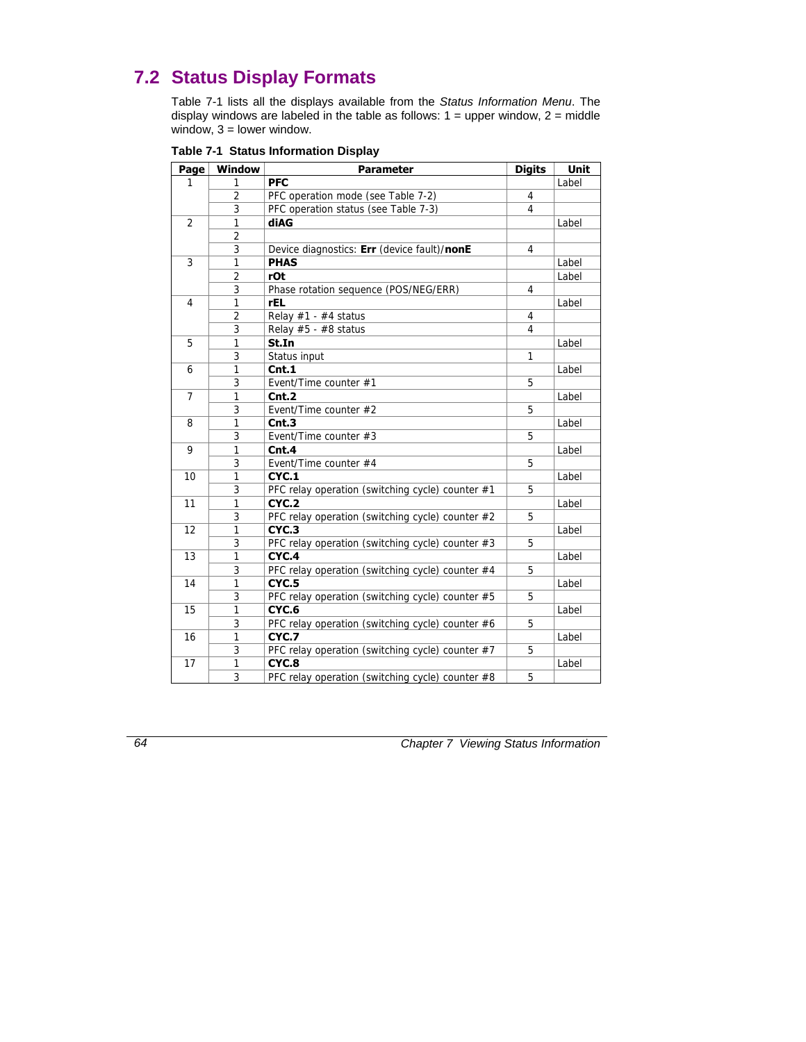## 7.2 Status Display Formats

Table 7-1 lists all the displays available from the *Status Information Menu*. The display windows are labeled in the table as follows: 1 = upper window, 2 = middle window, 3 = lower window.

**Table 7-1 Status Information Display**

| Page | Window | Parameter | Digits | Unit |
|---|---|---|---|---|
| 1 | 1 | **PFC** | | Label |
| | 2 | PFC operation mode (see Table 7-2) | 4 | |
| | 3 | PFC operation status (see Table 7-3) | 4 | |
| 2 | 1 | **diAG** | | Label |
| | 2 | | | |
| | 3 | Device diagnostics: **Err** (device fault)/**nonE** | 4 | |
| 3 | 1 | **PHAS** | | Label |
| | 2 | **rOt** | | Label |
| | 3 | Phase rotation sequence (POS/NEG/ERR) | 4 | |
| 4 | 1 | **rEL** | | Label |
| | 2 | Relay #1 - #4 status | 4 | |
| | 3 | Relay #5 - #8 status | 4 | |
| 5 | 1 | **St.In** | | Label |
| | 3 | Status input | 1 | |
| 6 | 1 | **Cnt.1** | | Label |
| | 3 | Event/Time counter #1 | 5 | |
| 7 | 1 | **Cnt.2** | | Label |
| | 3 | Event/Time counter #2 | 5 | |
| 8 | 1 | **Cnt.3** | | Label |
| | 3 | Event/Time counter #3 | 5 | |
| 9 | 1 | **Cnt.4** | | Label |
| | 3 | Event/Time counter #4 | 5 | |
| 10 | 1 | **CYC.1** | | Label |
| | 3 | PFC relay operation (switching cycle) counter #1 | 5 | |
| 11 | 1 | **CYC.2** | | Label |
| | 3 | PFC relay operation (switching cycle) counter #2 | 5 | |
| 12 | 1 | **CYC.3** | | Label |
| | 3 | PFC relay operation (switching cycle) counter #3 | 5 | |
| 13 | 1 | **CYC.4** | | Label |
| | 3 | PFC relay operation (switching cycle) counter #4 | 5 | |
| 14 | 1 | **CYC.5** | | Label |
| | 3 | PFC relay operation (switching cycle) counter #5 | 5 | |
| 15 | 1 | **CYC.6** | | Label |
| | 3 | PFC relay operation (switching cycle) counter #6 | 5 | |
| 16 | 1 | **CYC.7** | | Label |
| | 3 | PFC relay operation (switching cycle) counter #7 | 5 | |
| 17 | 1 | **CYC.8** | | Label |
| | 3 | PFC relay operation (switching cycle) counter #8 | 5 | |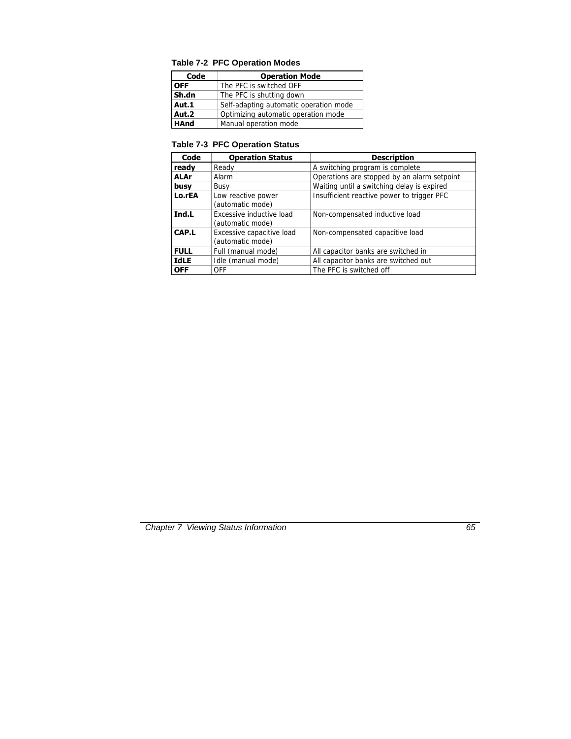**Table 7-2 PFC Operation Modes**

| Code | Operation Mode |
|---|---|
| **OFF** | The PFC is switched OFF |
| **Sh.dn** | The PFC is shutting down |
| **Aut.1** | Self-adapting automatic operation mode |
| **Aut.2** | Optimizing automatic operation mode |
| **HAnd** | Manual operation mode |

**Table 7-3 PFC Operation Status**

| Code | Operation Status | Description |
|---|---|---|
| **ready** | Ready | A switching program is complete |
| **ALAr** | Alarm | Operations are stopped by an alarm setpoint |
| **busy** | Busy | Waiting until a switching delay is expired |
| **Lo.rEA** | Low reactive power (automatic mode) | Insufficient reactive power to trigger PFC |
| **Ind.L** | Excessive inductive load (automatic mode) | Non-compensated inductive load |
| **CAP.L** | Excessive capacitive load (automatic mode) | Non-compensated capacitive load |
| **FULL** | Full (manual mode) | All capacitor banks are switched in |
| **IdLE** | Idle (manual mode) | All capacitor banks are switched out |
| **OFF** | OFF | The PFC is switched off |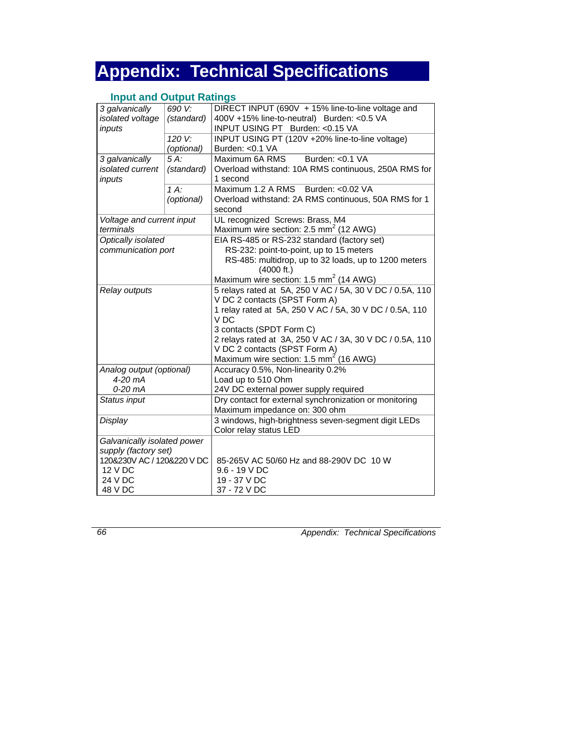# Appendix: Technical Specifications

## Input and Output Ratings

| | | |
|---|---|---|
| *3 galvanically isolated voltage inputs* | *690 V: (standard)* | DIRECT INPUT (690V + 15% line-to-line voltage and 400V +15% line-to-neutral) Burden: <0.5 VA<br>INPUT USING PT Burden: <0.15 VA |
| | *120 V: (optional)* | INPUT USING PT (120V +20% line-to-line voltage) Burden: <0.1 VA |
| *3 galvanically isolated current inputs* | *5 A: (standard)* | Maximum 6A RMS Burden: <0.1 VA<br>Overload withstand: 10A RMS continuous, 250A RMS for 1 second |
| | *1 A: (optional)* | Maximum 1.2 A RMS Burden: <0.02 VA<br>Overload withstand: 2A RMS continuous, 50A RMS for 1 second |
| *Voltage and current input terminals* | | UL recognized Screws: Brass, M4<br>Maximum wire section: 2.5 $mm^2$ (12 AWG) |
| *Optically isolated communication port* | | EIA RS-485 or RS-232 standard (factory set)<br>RS-232: point-to-point, up to 15 meters<br>RS-485: multidrop, up to 32 loads, up to 1200 meters (4000 ft.)<br>Maximum wire section: 1.5 $mm^2$ (14 AWG) |
| *Relay outputs* | | 5 relays rated at 5A, 250 V AC / 5A, 30 V DC / 0.5A, 110 V DC 2 contacts (SPST Form A)<br>1 relay rated at 5A, 250 V AC / 5A, 30 V DC / 0.5A, 110 V DC<br>3 contacts (SPDT Form C)<br>2 relays rated at 3A, 250 V AC / 3A, 30 V DC / 0.5A, 110 V DC 2 contacts (SPST Form A)<br>Maximum wire section: 1.5 $mm^2$ (16 AWG) |
| *Analog output (optional)*<br>*4-20 mA*<br>*0-20 mA* | | Accuracy 0.5%, Non-linearity 0.2%<br>Load up to 510 Ohm<br>24V DC external power supply required |
| *Status input* | | Dry contact for external synchronization or monitoring<br>Maximum impedance on: 300 ohm |
| *Display* | | 3 windows, high-brightness seven-segment digit LEDs<br>Color relay status LED |
| *Galvanically isolated power supply (factory set)*<br>120&230V AC / 120&220 V DC<br>12 V DC<br>24 V DC<br>48 V DC | | <br><br>85-265V AC 50/60 Hz and 88-290V DC 10 W<br>9.6 - 19 V DC<br>19 - 37 V DC<br>37 - 72 V DC |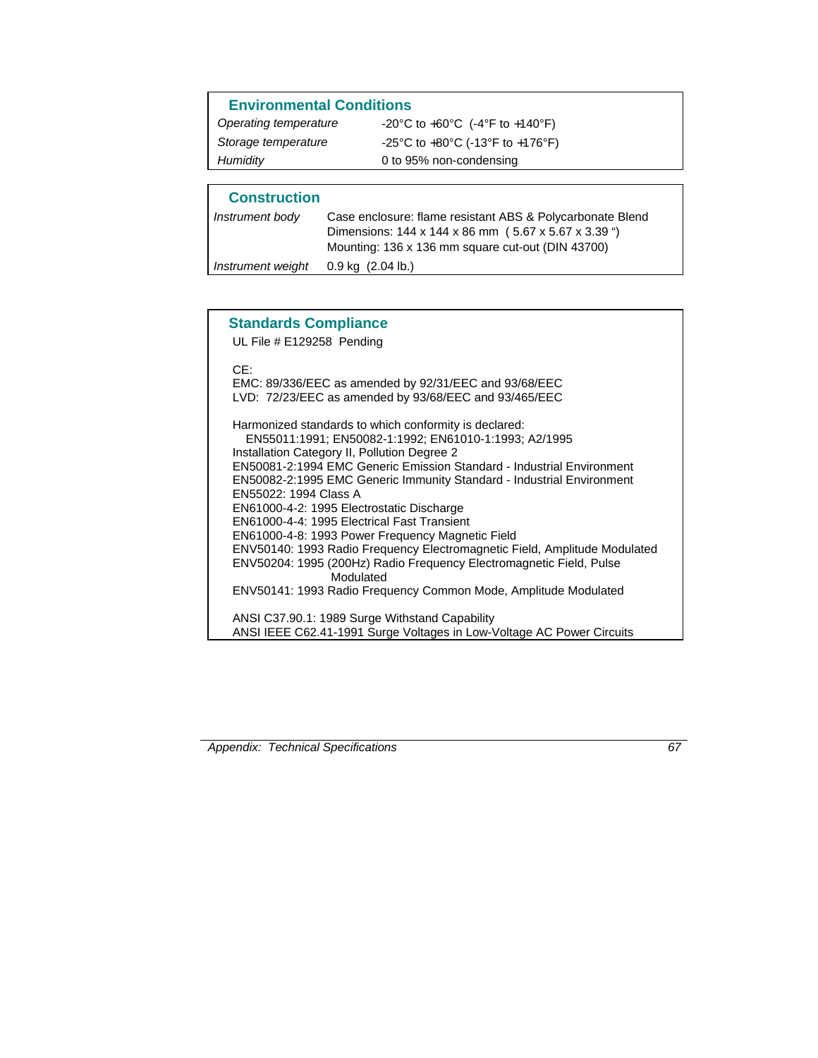## Environmental Conditions

| | |
|---|---|
| *Operating temperature* | -20°C to +60°C (-4°F to +140°F) |
| *Storage temperature* | -25°C to +80°C (-13°F to +176°F) |
| *Humidity* | 0 to 95% non-condensing |

## Construction

| | |
|---|---|
| *Instrument body* | Case enclosure: flame resistant ABS & Polycarbonate Blend<br>Dimensions: 144 x 144 x 86 mm ( 5.67 x 5.67 x 3.39 ")<br>Mounting: 136 x 136 mm square cut-out (DIN 43700) |
| *Instrument weight* | 0.9 kg (2.04 lb.) |

## Standards Compliance

UL File # E129258 Pending

CE:
EMC: 89/336/EEC as amended by 92/31/EEC and 93/68/EEC
LVD: 72/23/EEC as amended by 93/68/EEC and 93/465/EEC

Harmonized standards to which conformity is declared:
EN55011:1991; EN50082-1:1992; EN61010-1:1993; A2/1995
Installation Category II, Pollution Degree 2
EN50081-2:1994 EMC Generic Emission Standard - Industrial Environment
EN50082-2:1995 EMC Generic Immunity Standard - Industrial Environment
EN55022: 1994 Class A
EN61000-4-2: 1995 Electrostatic Discharge
EN61000-4-4: 1995 Electrical Fast Transient
EN61000-4-8: 1993 Power Frequency Magnetic Field
ENV50140: 1993 Radio Frequency Electromagnetic Field, Amplitude Modulated
ENV50204: 1995 (200Hz) Radio Frequency Electromagnetic Field, Pulse Modulated
ENV50141: 1993 Radio Frequency Common Mode, Amplitude Modulated

ANSI C37.90.1: 1989 Surge Withstand Capability
ANSI IEEE C62.41-1991 Surge Voltages in Low-Voltage AC Power Circuits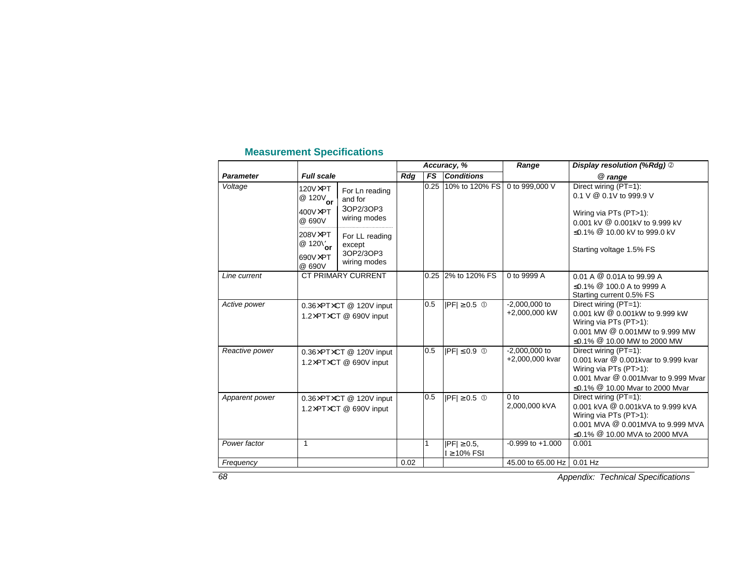## Measurement Specifications

| Parameter | Full scale | | Accuracy, % | | | Range | Display resolution (%Rdg) ② @ range |
|---|---|---|---|---|---|---|---|
| | | | Rdg | FS | Conditions | | |
| Voltage | 120V×PT @ 120V or 400V×PT @ 690V | For Ln reading and for 3OP2/3OP3 wiring modes | | 0.25 | 10% to 120% FS | 0 to 999,000 V | Direct wiring (PT=1): 0.1 V @ 0.1V to 999.9 V<br>Wiring via PTs (PT>1): 0.001 kV @ 0.001kV to 9.999 kV<br>≤0.1% @ 10.00 kV to 999.0 kV<br>Starting voltage 1.5% FS |
| | 208V×PT @ 120V or 690V×PT @ 690V | For LL reading except 3OP2/3OP3 wiring modes | | | | | |
| Line current | CT PRIMARY CURRENT | | | 0.25 | 2% to 120% FS | 0 to 9999 A | 0.01 A @ 0.01A to 99.99 A<br>≤0.1% @ 100.0 A to 9999 A<br>Starting current 0.5% FS |
| Active power | 0.36×PT×CT @ 120V input<br>1.2×PT×CT @ 690V input | | | 0.5 | \|PF\| ≥0.5 ① | -2,000,000 to +2,000,000 kW | Direct wiring (PT=1): 0.001 kW @ 0.001kW to 9.999 kW<br>Wiring via PTs (PT>1): 0.001 MW @ 0.001MW to 9.999 MW<br>≤0.1% @ 10.00 MW to 2000 MW |
| Reactive power | 0.36×PT×CT @ 120V input<br>1.2×PT×CT @ 690V input | | | 0.5 | \|PF\| ≤0.9 ① | -2,000,000 to +2,000,000 kvar | Direct wiring (PT=1): 0.001 kvar @ 0.001kvar to 9.999 kvar<br>Wiring via PTs (PT>1): 0.001 Mvar @ 0.001Mvar to 9.999 Mvar<br>≤0.1% @ 10.00 Mvar to 2000 Mvar |
| Apparent power | 0.36×PT×CT @ 120V input<br>1.2×PT×CT @ 690V input | | | 0.5 | \|PF\| ≥0.5 ① | 0 to 2,000,000 kVA | Direct wiring (PT=1): 0.001 kVA @ 0.001kVA to 9.999 kVA<br>Wiring via PTs (PT>1): 0.001 MVA @ 0.001MVA to 9.999 MVA<br>≤0.1% @ 10.00 MVA to 2000 MVA |
| Power factor | 1 | | | 1 | \|PF\| ≥0.5, I ≥10% FSI | -0.999 to +1.000 | 0.001 |
| Frequency | | | 0.02 | | | 45.00 to 65.00 Hz | 0.01 Hz |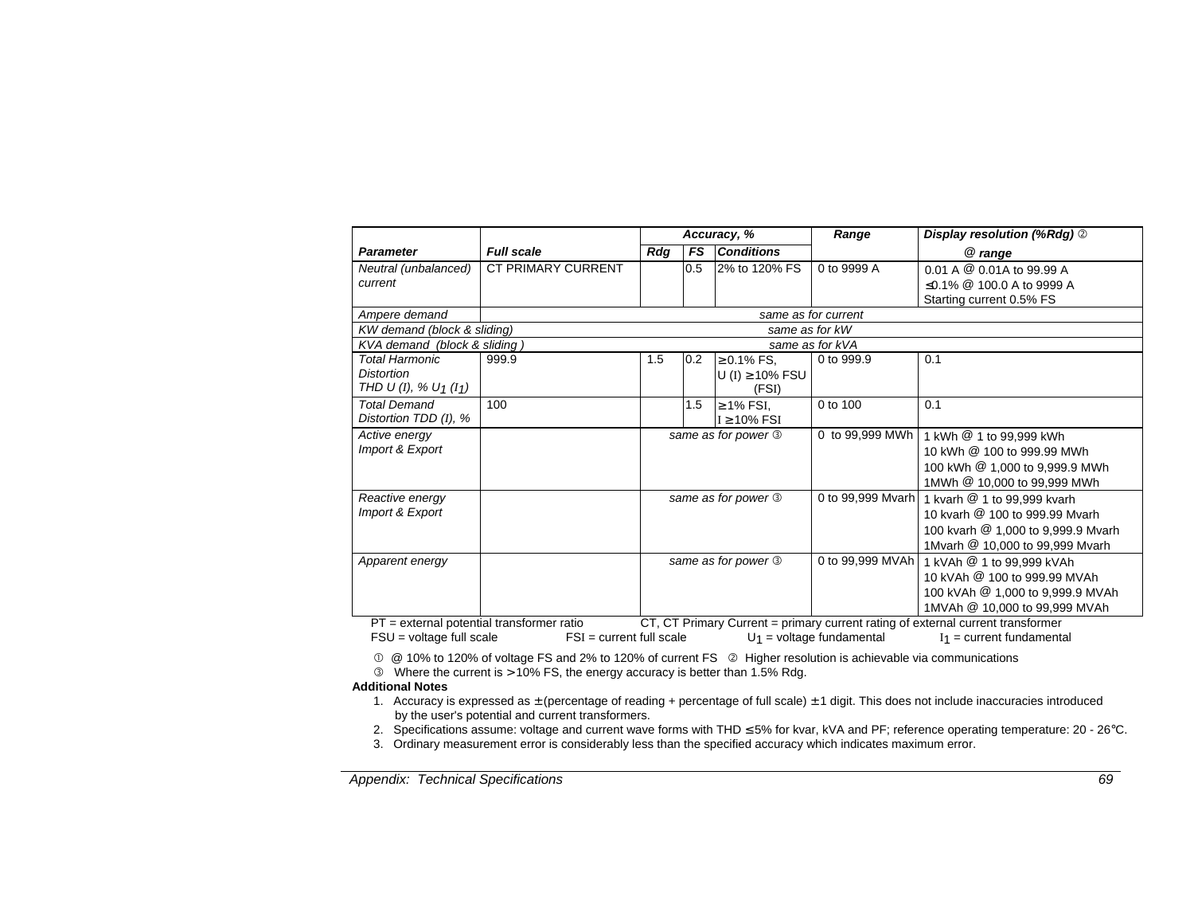| *Parameter* | *Full scale* | *Accuracy, %* | | | *Range* | *Display resolution (%Rdg)* ② *@ range* |
|---|---|---|---|---|---|---|
| | | *Rdg* | *FS* | *Conditions* | | |
| *Neutral (unbalanced) current* | CT PRIMARY CURRENT | | 0.5 | 2% to 120% FS | 0 to 9999 A | 0.01 A @ 0.01A to 99.99 A<br>≤0.1% @ 100.0 A to 9999 A<br>Starting current 0.5% FS |
| *Ampere demand* | *same as for current* | | | | | |
| *KW demand (block & sliding)* | *same as for kW* | | | | | |
| *KVA demand (block & sliding )* | *same as for kVA* | | | | | |
| *Total Harmonic Distortion THD U (I), % $U_1$ ($I_1$)* | 999.9 | 1.5 | 0.2 | ≥ 0.1% FS, U (I) ≥ 10% FSU (FSI) | 0 to 999.9 | 0.1 |
| *Total Demand Distortion TDD (I), %* | 100 | | 1.5 | ≥ 1% FSI, I ≥ 10% FSI | 0 to 100 | 0.1 |
| *Active energy Import & Export* | | *same as for power* ③ | | | 0 to 99,999 MWh | 1 kWh @ 1 to 99,999 kWh<br>10 kWh @ 100 to 999.99 MWh<br>100 kWh @ 1,000 to 9,999.9 MWh<br>1MWh @ 10,000 to 99,999 MWh |
| *Reactive energy Import & Export* | | *same as for power* ③ | | | 0 to 99,999 Mvarh | 1 kvarh @ 1 to 99,999 kvarh<br>10 kvarh @ 100 to 999.99 Mvarh<br>100 kvarh @ 1,000 to 9,999.9 Mvarh<br>1Mvarh @ 10,000 to 99,999 Mvarh |
| *Apparent energy* | | *same as for power* ③ | | | 0 to 99,999 MVAh | 1 kVAh @ 1 to 99,999 kVAh<br>10 kVAh @ 100 to 999.99 MVAh<br>100 kVAh @ 1,000 to 9,999.9 MVAh<br>1MVAh @ 10,000 to 99,999 MVAh |

PT = external potential transformer ratio    CT, CT Primary Current = primary current rating of external current transformer

FSU = voltage full scale    FSI = current full scale    $U_1$ = voltage fundamental    $I_1$ = current fundamental

① @ 10% to 120% of voltage FS and 2% to 120% of current FS  ② Higher resolution is achievable via communications

③ Where the current is > 10% FS, the energy accuracy is better than 1.5% Rdg.

**Additional Notes**

1. Accuracy is expressed as ± (percentage of reading + percentage of full scale) ± 1 digit. This does not include inaccuracies introduced by the user's potential and current transformers.
2. Specifications assume: voltage and current wave forms with THD ≤ 5% for kvar, kVA and PF; reference operating temperature: 20 - 26°C.
3. Ordinary measurement error is considerably less than the specified accuracy which indicates maximum error.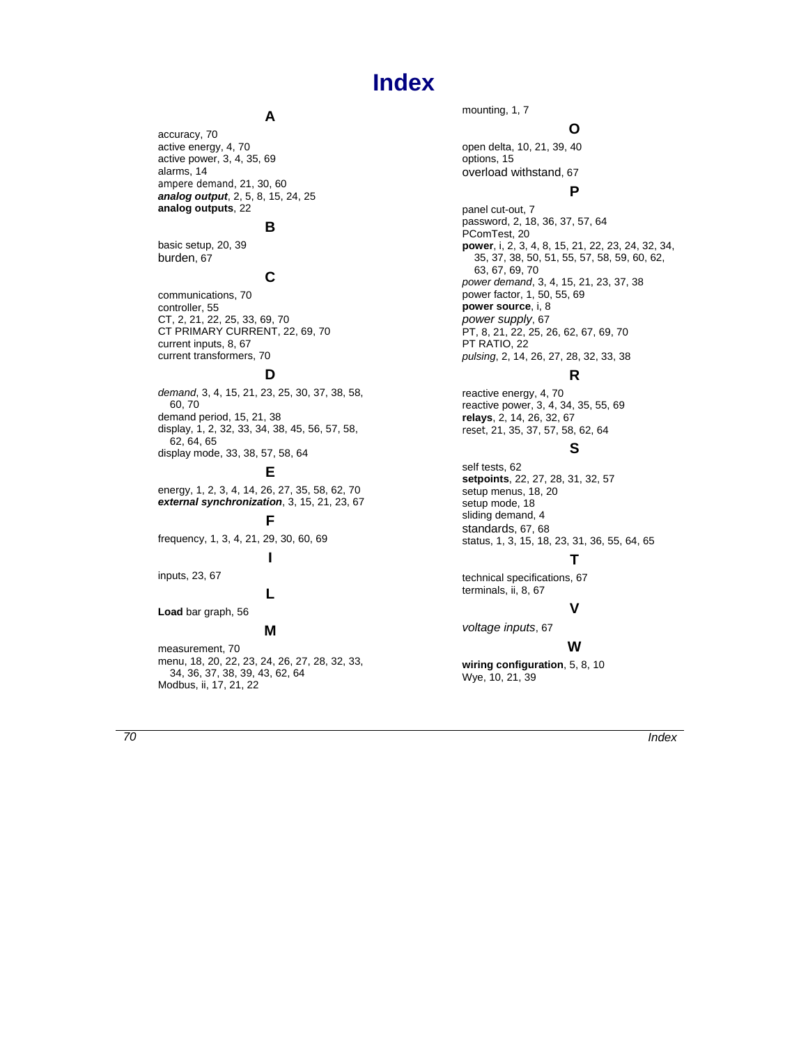# Index

## A

accuracy, 70
active energy, 4, 70
active power, 3, 4, 35, 69
alarms, 14
ampere demand, 21, 30, 60
***analog output***, 2, 5, 8, 15, 24, 25
**analog outputs**, 22

## B

basic setup, 20, 39
burden, 67

## C

communications, 70
controller, 55
CT, 2, 21, 22, 25, 33, 69, 70
CT PRIMARY CURRENT, 22, 69, 70
current inputs, 8, 67
current transformers, 70

## D

*demand*, 3, 4, 15, 21, 23, 25, 30, 37, 38, 58, 60, 70
demand period, 15, 21, 38
display, 1, 2, 32, 33, 34, 38, 45, 56, 57, 58, 62, 64, 65
display mode, 33, 38, 57, 58, 64

## E

energy, 1, 2, 3, 4, 14, 26, 27, 35, 58, 62, 70
***external synchronization***, 3, 15, 21, 23, 67

## F

frequency, 1, 3, 4, 21, 29, 30, 60, 69

## I

inputs, 23, 67

## L

**Load** bar graph, 56

## M

measurement, 70
menu, 18, 20, 22, 23, 24, 26, 27, 28, 32, 33, 34, 36, 37, 38, 39, 43, 62, 64
Modbus, ii, 17, 21, 22
mounting, 1, 7

## O

open delta, 10, 21, 39, 40
options, 15
overload withstand, 67

## P

panel cut-out, 7
password, 2, 18, 36, 37, 57, 64
PComTest, 20
**power**, i, 2, 3, 4, 8, 15, 21, 22, 23, 24, 32, 34, 35, 37, 38, 50, 51, 55, 57, 58, 59, 60, 62, 63, 67, 69, 70
*power demand*, 3, 4, 15, 21, 23, 37, 38
power factor, 1, 50, 55, 69
**power source**, i, 8
*power supply*, 67
PT, 8, 21, 22, 25, 26, 62, 67, 69, 70
PT RATIO, 22
*pulsing*, 2, 14, 26, 27, 28, 32, 33, 38

## R

reactive energy, 4, 70
reactive power, 3, 4, 34, 35, 55, 69
**relays**, 2, 14, 26, 32, 67
reset, 21, 35, 37, 57, 58, 62, 64

## S

self tests, 62
**setpoints**, 22, 27, 28, 31, 32, 57
setup menus, 18, 20
setup mode, 18
sliding demand, 4
standards, 67, 68
status, 1, 3, 15, 18, 23, 31, 36, 55, 64, 65

## T

technical specifications, 67
terminals, ii, 8, 67

## V

*voltage inputs*, 67

## W

**wiring configuration**, 5, 8, 10
Wye, 10, 21, 39